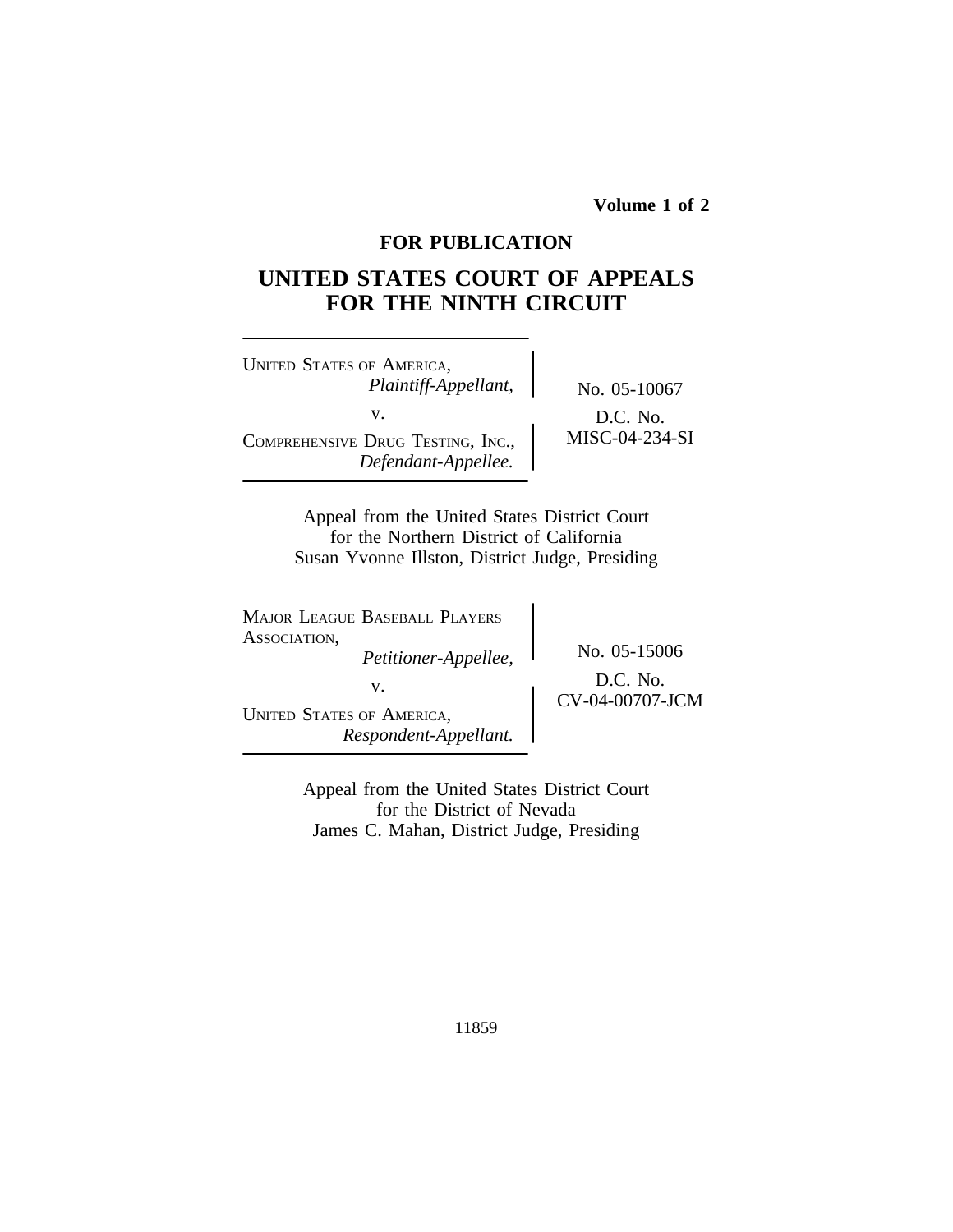**Volume 1 of 2**

**FOR PUBLICATION**

# UNITED STATES COURT OF APPEALS FOR THE NINTH CIRCUIT

UNITED STATES OF AMERICA,
*Plaintiff-Appellant,*

v.

COMPREHENSIVE DRUG TESTING, INC.,
*Defendant-Appellee.*

No. 05-10067

D.C. No. MISC-04-234-SI

Appeal from the United States District Court
for the Northern District of California
Susan Yvonne Illston, District Judge, Presiding

---

MAJOR LEAGUE BASEBALL PLAYERS ASSOCIATION,
*Petitioner-Appellee,*

v.

UNITED STATES OF AMERICA,
*Respondent-Appellant.*

No. 05-15006

D.C. No. CV-04-00707-JCM

Appeal from the United States District Court
for the District of Nevada
James C. Mahan, District Judge, Presiding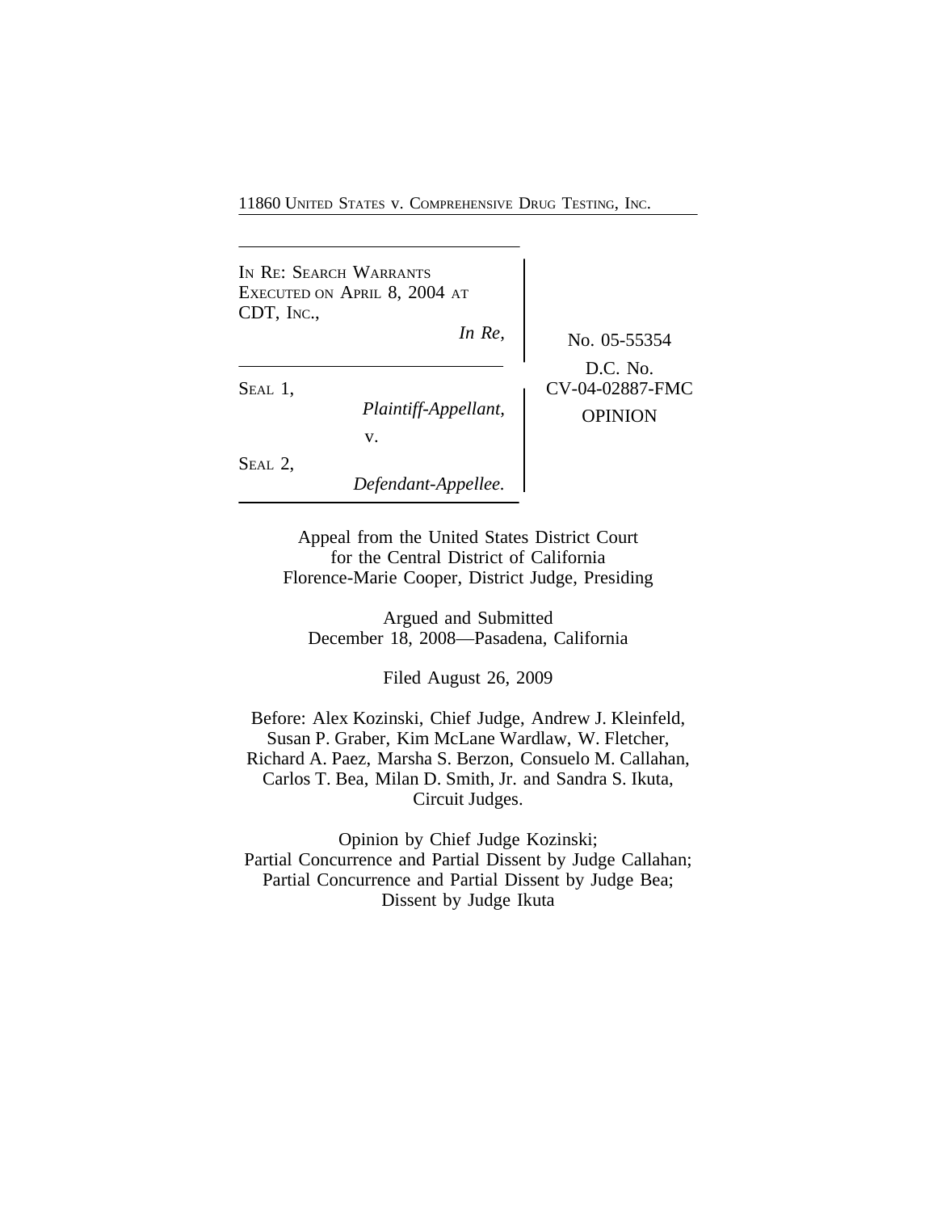IN RE: SEARCH WARRANTS EXECUTED ON APRIL 8, 2004 AT CDT, INC.,

*In Re,*

SEAL 1,

*Plaintiff-Appellant,*

v.

SEAL 2,

*Defendant-Appellee.*

No. 05-55354

D.C. No. CV-04-02887-FMC

OPINION

Appeal from the United States District Court for the Central District of California
Florence-Marie Cooper, District Judge, Presiding

Argued and Submitted
December 18, 2008—Pasadena, California

Filed August 26, 2009

Before: Alex Kozinski, Chief Judge, Andrew J. Kleinfeld, Susan P. Graber, Kim McLane Wardlaw, W. Fletcher, Richard A. Paez, Marsha S. Berzon, Consuelo M. Callahan, Carlos T. Bea, Milan D. Smith, Jr. and Sandra S. Ikuta, Circuit Judges.

Opinion by Chief Judge Kozinski;
Partial Concurrence and Partial Dissent by Judge Callahan;
Partial Concurrence and Partial Dissent by Judge Bea;
Dissent by Judge Ikuta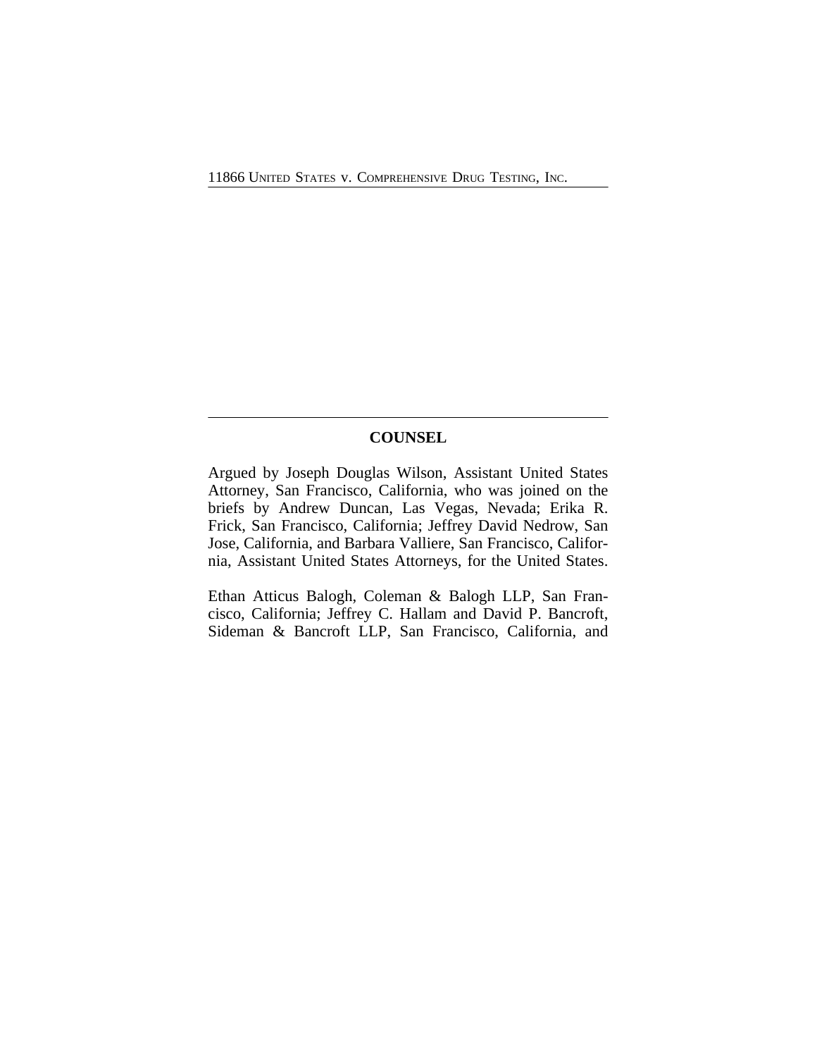## COUNSEL

Argued by Joseph Douglas Wilson, Assistant United States Attorney, San Francisco, California, who was joined on the briefs by Andrew Duncan, Las Vegas, Nevada; Erika R. Frick, San Francisco, California; Jeffrey David Nedrow, San Jose, California, and Barbara Valliere, San Francisco, California, Assistant United States Attorneys, for the United States.

Ethan Atticus Balogh, Coleman & Balogh LLP, San Francisco, California; Jeffrey C. Hallam and David P. Bancroft, Sideman & Bancroft LLP, San Francisco, California, and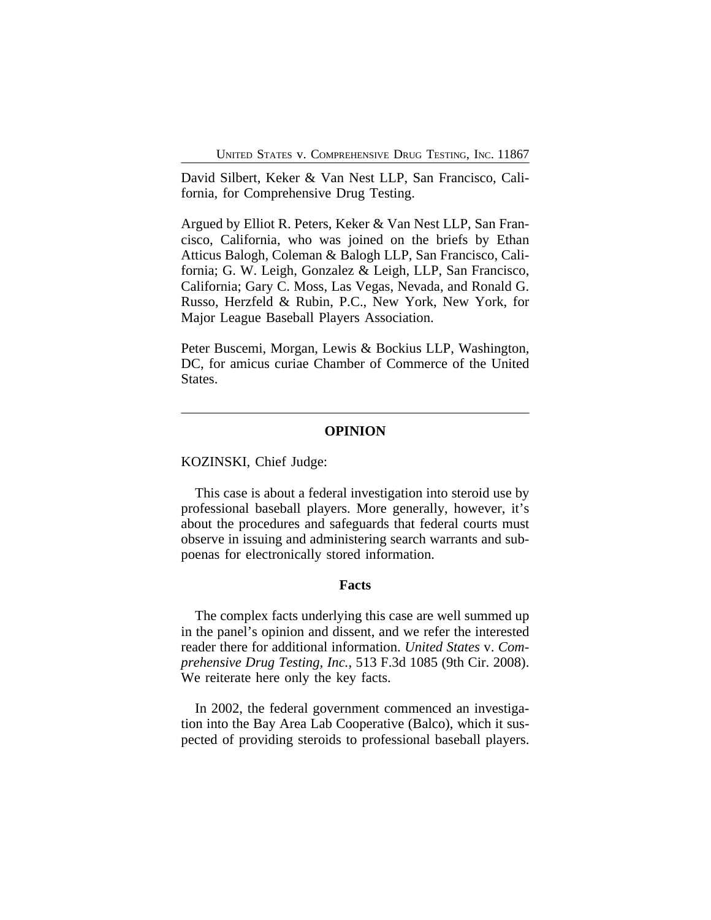David Silbert, Keker & Van Nest LLP, San Francisco, California, for Comprehensive Drug Testing.

Argued by Elliot R. Peters, Keker & Van Nest LLP, San Francisco, California, who was joined on the briefs by Ethan Atticus Balogh, Coleman & Balogh LLP, San Francisco, California; G. W. Leigh, Gonzalez & Leigh, LLP, San Francisco, California; Gary C. Moss, Las Vegas, Nevada, and Ronald G. Russo, Herzfeld & Rubin, P.C., New York, New York, for Major League Baseball Players Association.

Peter Buscemi, Morgan, Lewis & Bockius LLP, Washington, DC, for amicus curiae Chamber of Commerce of the United States.

---

## OPINION

KOZINSKI, Chief Judge:

This case is about a federal investigation into steroid use by professional baseball players. More generally, however, it's about the procedures and safeguards that federal courts must observe in issuing and administering search warrants and subpoenas for electronically stored information.

### Facts

The complex facts underlying this case are well summed up in the panel's opinion and dissent, and we refer the interested reader there for additional information. *United States* v. *Comprehensive Drug Testing, Inc.*, 513 F.3d 1085 (9th Cir. 2008). We reiterate here only the key facts.

In 2002, the federal government commenced an investigation into the Bay Area Lab Cooperative (Balco), which it suspected of providing steroids to professional baseball players.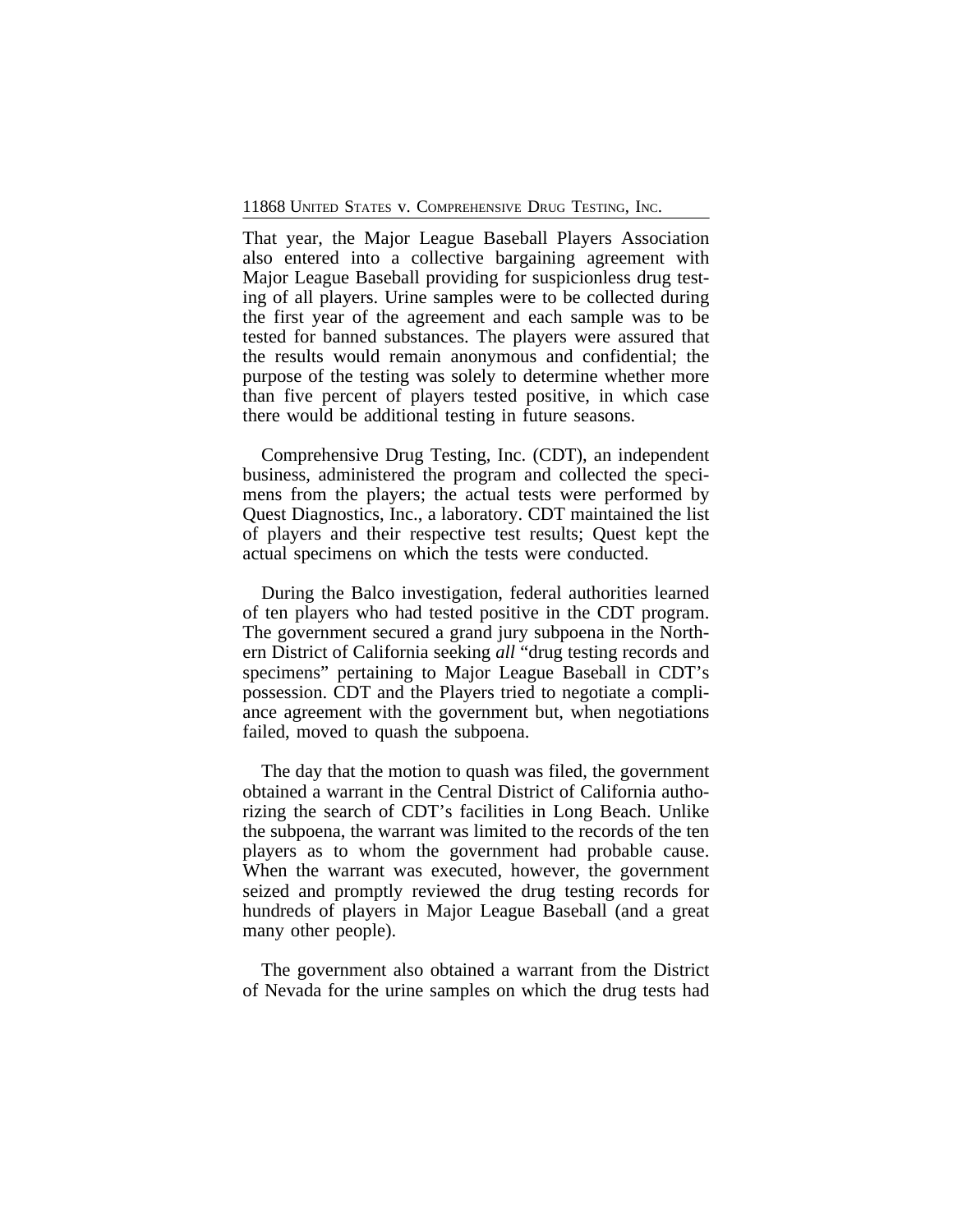That year, the Major League Baseball Players Association also entered into a collective bargaining agreement with Major League Baseball providing for suspicionless drug testing of all players. Urine samples were to be collected during the first year of the agreement and each sample was to be tested for banned substances. The players were assured that the results would remain anonymous and confidential; the purpose of the testing was solely to determine whether more than five percent of players tested positive, in which case there would be additional testing in future seasons.

Comprehensive Drug Testing, Inc. (CDT), an independent business, administered the program and collected the specimens from the players; the actual tests were performed by Quest Diagnostics, Inc., a laboratory. CDT maintained the list of players and their respective test results; Quest kept the actual specimens on which the tests were conducted.

During the Balco investigation, federal authorities learned of ten players who had tested positive in the CDT program. The government secured a grand jury subpoena in the Northern District of California seeking *all* "drug testing records and specimens" pertaining to Major League Baseball in CDT's possession. CDT and the Players tried to negotiate a compliance agreement with the government but, when negotiations failed, moved to quash the subpoena.

The day that the motion to quash was filed, the government obtained a warrant in the Central District of California authorizing the search of CDT's facilities in Long Beach. Unlike the subpoena, the warrant was limited to the records of the ten players as to whom the government had probable cause. When the warrant was executed, however, the government seized and promptly reviewed the drug testing records for hundreds of players in Major League Baseball (and a great many other people).

The government also obtained a warrant from the District of Nevada for the urine samples on which the drug tests had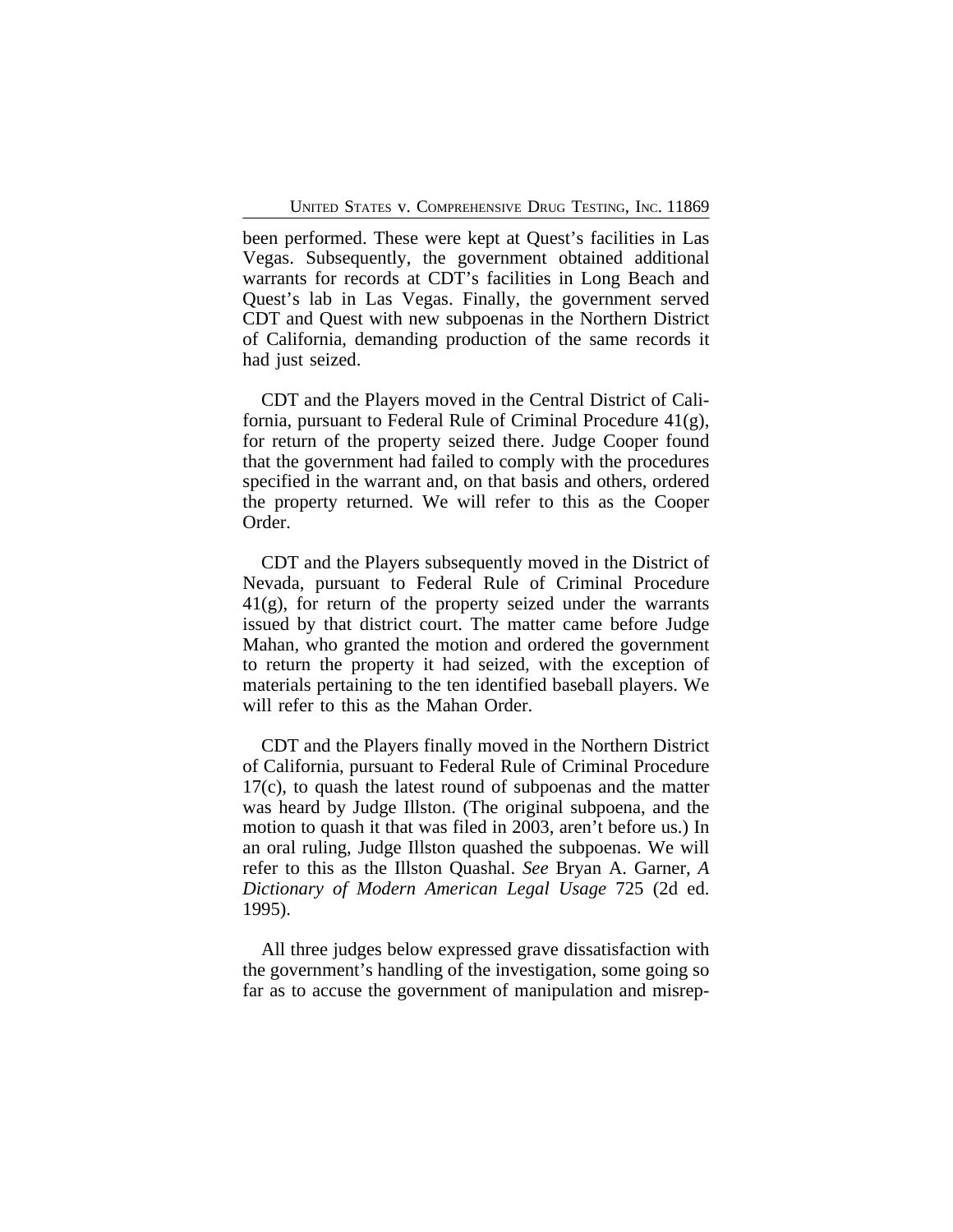been performed. These were kept at Quest's facilities in Las Vegas. Subsequently, the government obtained additional warrants for records at CDT's facilities in Long Beach and Quest's lab in Las Vegas. Finally, the government served CDT and Quest with new subpoenas in the Northern District of California, demanding production of the same records it had just seized.

CDT and the Players moved in the Central District of California, pursuant to Federal Rule of Criminal Procedure 41(g), for return of the property seized there. Judge Cooper found that the government had failed to comply with the procedures specified in the warrant and, on that basis and others, ordered the property returned. We will refer to this as the Cooper Order.

CDT and the Players subsequently moved in the District of Nevada, pursuant to Federal Rule of Criminal Procedure 41(g), for return of the property seized under the warrants issued by that district court. The matter came before Judge Mahan, who granted the motion and ordered the government to return the property it had seized, with the exception of materials pertaining to the ten identified baseball players. We will refer to this as the Mahan Order.

CDT and the Players finally moved in the Northern District of California, pursuant to Federal Rule of Criminal Procedure 17(c), to quash the latest round of subpoenas and the matter was heard by Judge Illston. (The original subpoena, and the motion to quash it that was filed in 2003, aren't before us.) In an oral ruling, Judge Illston quashed the subpoenas. We will refer to this as the Illston Quashal. *See* Bryan A. Garner, *A Dictionary of Modern American Legal Usage* 725 (2d ed. 1995).

All three judges below expressed grave dissatisfaction with the government's handling of the investigation, some going so far as to accuse the government of manipulation and misrep-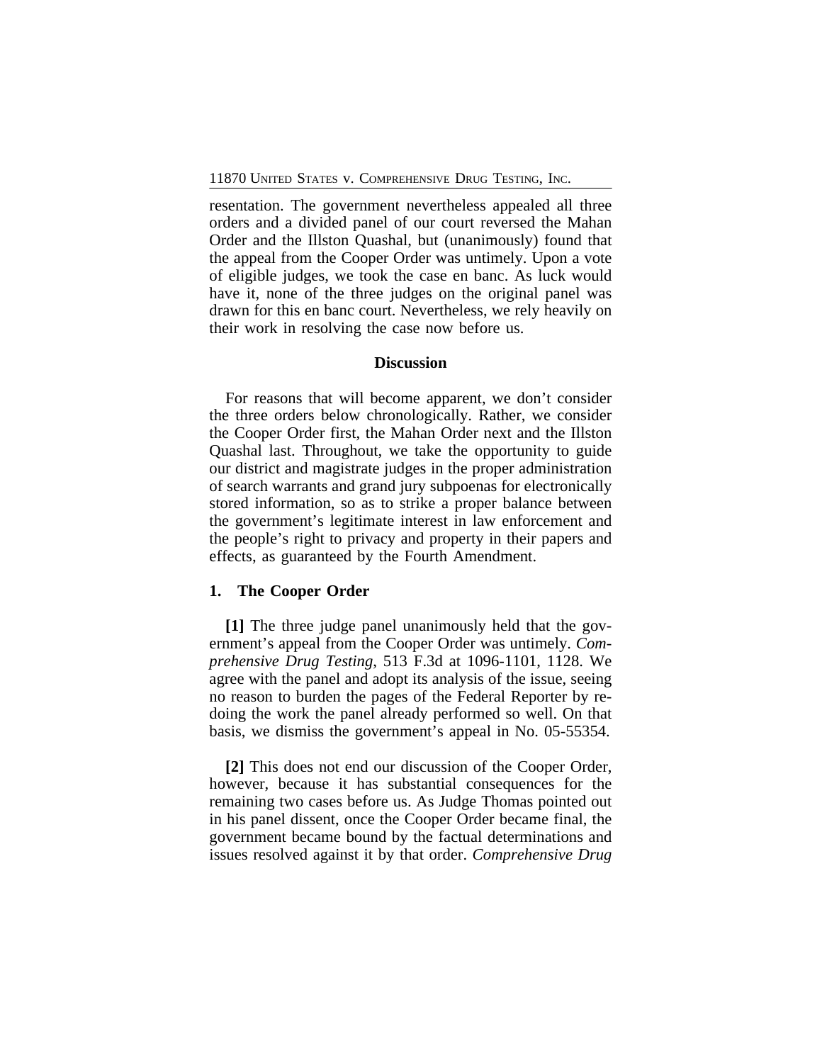resentation. The government nevertheless appealed all three orders and a divided panel of our court reversed the Mahan Order and the Illston Quashal, but (unanimously) found that the appeal from the Cooper Order was untimely. Upon a vote of eligible judges, we took the case en banc. As luck would have it, none of the three judges on the original panel was drawn for this en banc court. Nevertheless, we rely heavily on their work in resolving the case now before us.

## Discussion

For reasons that will become apparent, we don't consider the three orders below chronologically. Rather, we consider the Cooper Order first, the Mahan Order next and the Illston Quashal last. Throughout, we take the opportunity to guide our district and magistrate judges in the proper administration of search warrants and grand jury subpoenas for electronically stored information, so as to strike a proper balance between the government's legitimate interest in law enforcement and the people's right to privacy and property in their papers and effects, as guaranteed by the Fourth Amendment.

### 1. The Cooper Order

**[1]** The three judge panel unanimously held that the government's appeal from the Cooper Order was untimely. *Comprehensive Drug Testing*, 513 F.3d at 1096-1101, 1128. We agree with the panel and adopt its analysis of the issue, seeing no reason to burden the pages of the Federal Reporter by redoing the work the panel already performed so well. On that basis, we dismiss the government's appeal in No. 05-55354.

**[2]** This does not end our discussion of the Cooper Order, however, because it has substantial consequences for the remaining two cases before us. As Judge Thomas pointed out in his panel dissent, once the Cooper Order became final, the government became bound by the factual determinations and issues resolved against it by that order. *Comprehensive Drug*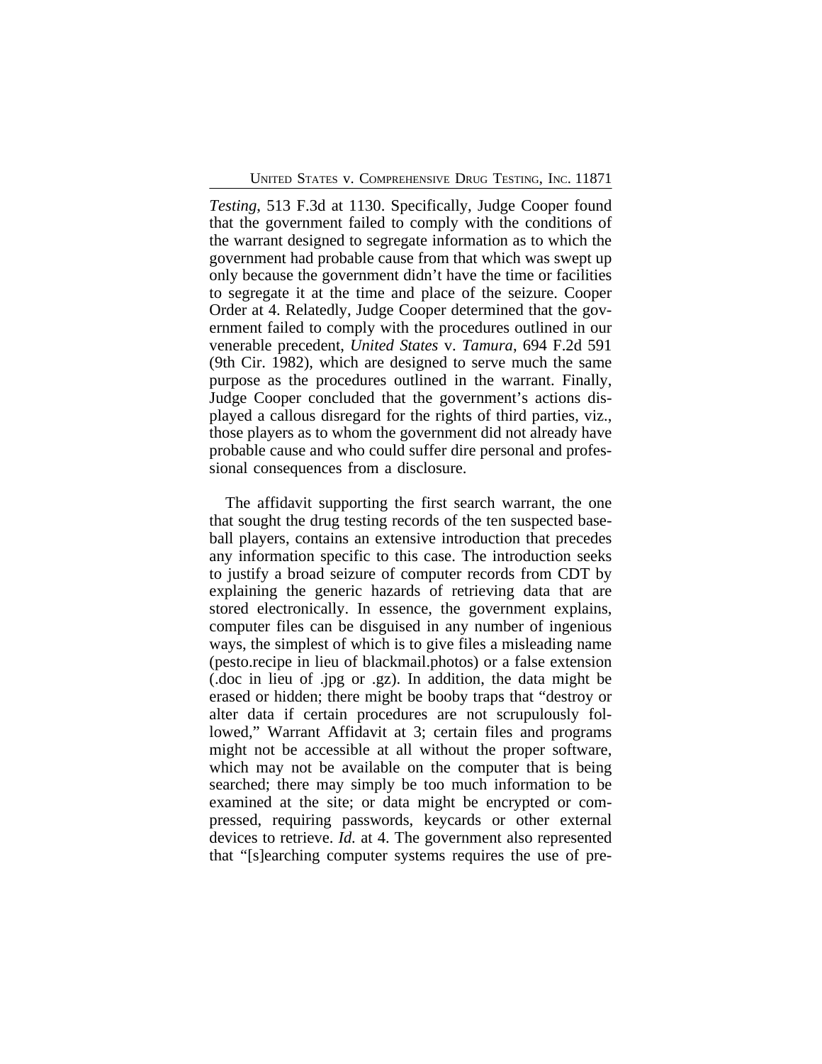*Testing*, 513 F.3d at 1130. Specifically, Judge Cooper found that the government failed to comply with the conditions of the warrant designed to segregate information as to which the government had probable cause from that which was swept up only because the government didn't have the time or facilities to segregate it at the time and place of the seizure. Cooper Order at 4. Relatedly, Judge Cooper determined that the government failed to comply with the procedures outlined in our venerable precedent, *United States* v. *Tamura*, 694 F.2d 591 (9th Cir. 1982), which are designed to serve much the same purpose as the procedures outlined in the warrant. Finally, Judge Cooper concluded that the government's actions displayed a callous disregard for the rights of third parties, viz., those players as to whom the government did not already have probable cause and who could suffer dire personal and professional consequences from a disclosure.

The affidavit supporting the first search warrant, the one that sought the drug testing records of the ten suspected baseball players, contains an extensive introduction that precedes any information specific to this case. The introduction seeks to justify a broad seizure of computer records from CDT by explaining the generic hazards of retrieving data that are stored electronically. In essence, the government explains, computer files can be disguised in any number of ingenious ways, the simplest of which is to give files a misleading name (pesto.recipe in lieu of blackmail.photos) or a false extension (.doc in lieu of .jpg or .gz). In addition, the data might be erased or hidden; there might be booby traps that "destroy or alter data if certain procedures are not scrupulously followed," Warrant Affidavit at 3; certain files and programs might not be accessible at all without the proper software, which may not be available on the computer that is being searched; there may simply be too much information to be examined at the site; or data might be encrypted or compressed, requiring passwords, keycards or other external devices to retrieve. *Id.* at 4. The government also represented that "[s]earching computer systems requires the use of pre-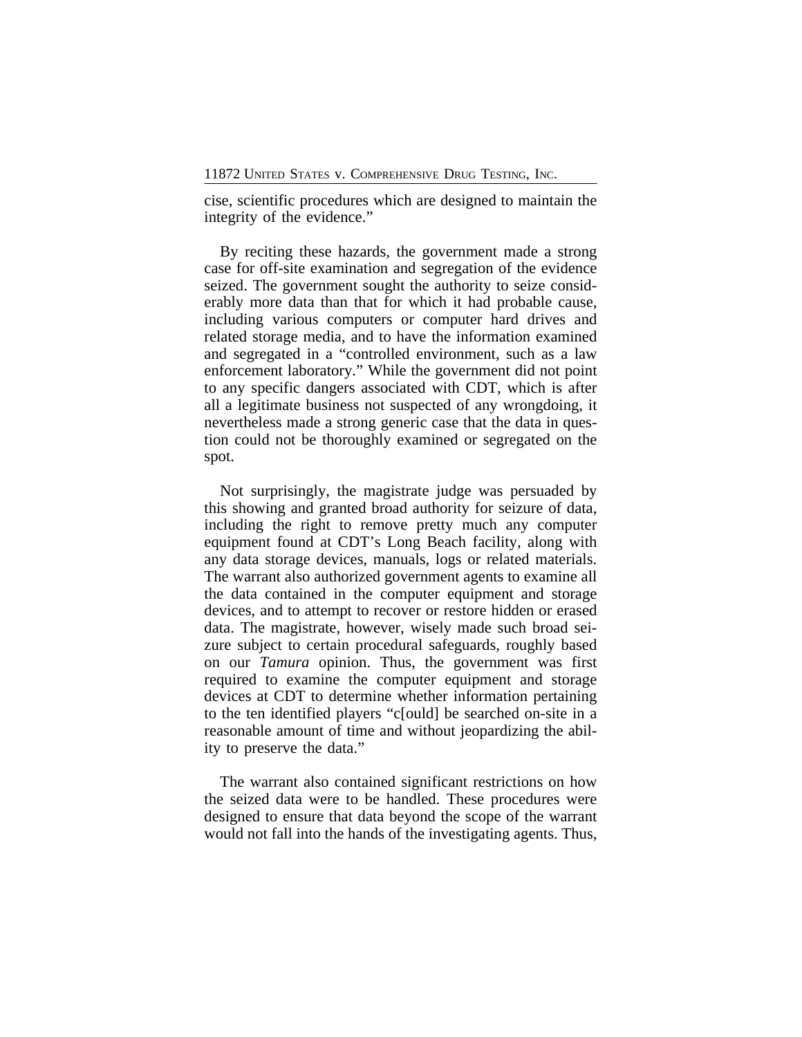cise, scientific procedures which are designed to maintain the integrity of the evidence."

By reciting these hazards, the government made a strong case for off-site examination and segregation of the evidence seized. The government sought the authority to seize considerably more data than that for which it had probable cause, including various computers or computer hard drives and related storage media, and to have the information examined and segregated in a "controlled environment, such as a law enforcement laboratory." While the government did not point to any specific dangers associated with CDT, which is after all a legitimate business not suspected of any wrongdoing, it nevertheless made a strong generic case that the data in question could not be thoroughly examined or segregated on the spot.

Not surprisingly, the magistrate judge was persuaded by this showing and granted broad authority for seizure of data, including the right to remove pretty much any computer equipment found at CDT's Long Beach facility, along with any data storage devices, manuals, logs or related materials. The warrant also authorized government agents to examine all the data contained in the computer equipment and storage devices, and to attempt to recover or restore hidden or erased data. The magistrate, however, wisely made such broad seizure subject to certain procedural safeguards, roughly based on our *Tamura* opinion. Thus, the government was first required to examine the computer equipment and storage devices at CDT to determine whether information pertaining to the ten identified players "c[ould] be searched on-site in a reasonable amount of time and without jeopardizing the ability to preserve the data."

The warrant also contained significant restrictions on how the seized data were to be handled. These procedures were designed to ensure that data beyond the scope of the warrant would not fall into the hands of the investigating agents. Thus,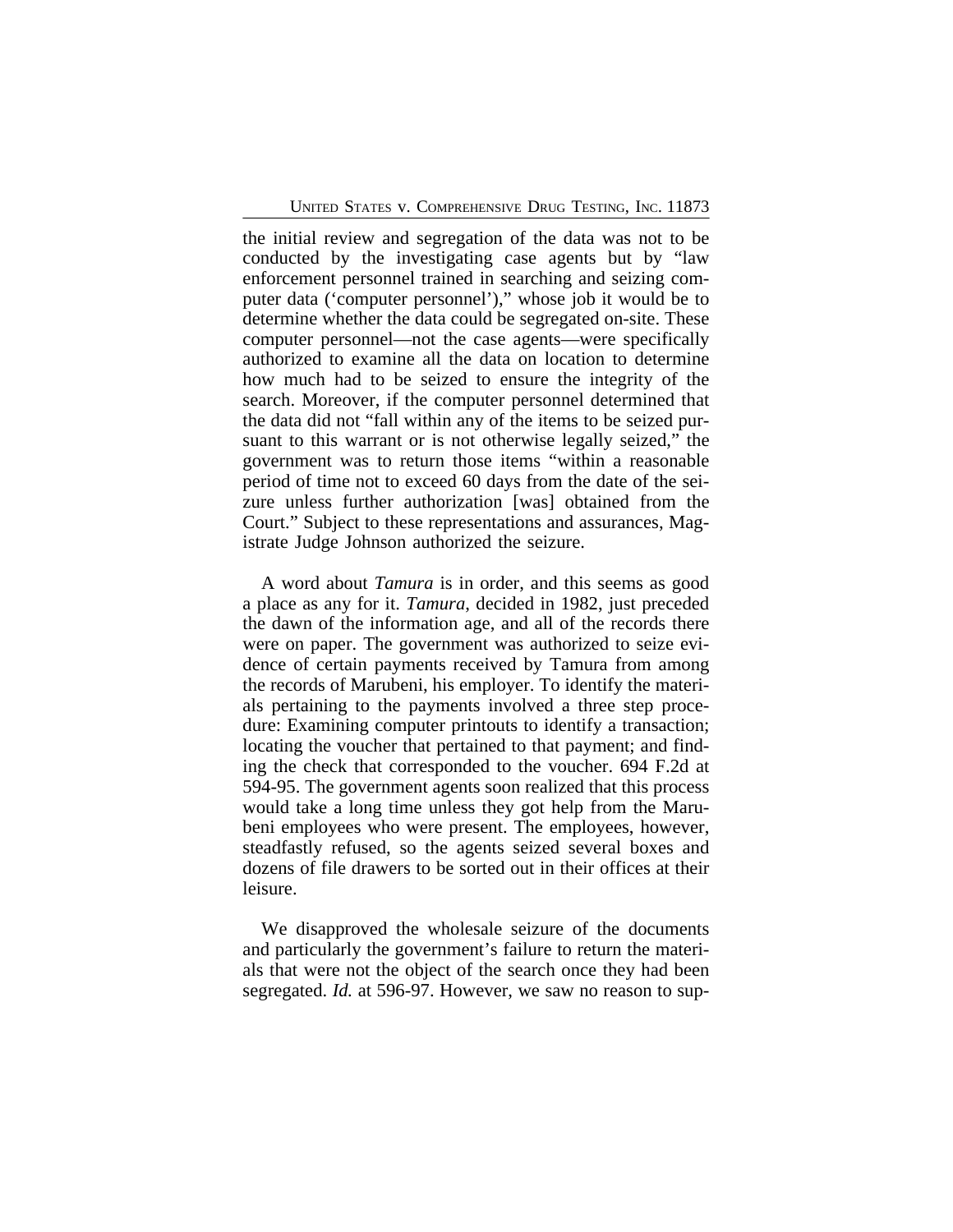the initial review and segregation of the data was not to be conducted by the investigating case agents but by "law enforcement personnel trained in searching and seizing computer data ('computer personnel')," whose job it would be to determine whether the data could be segregated on-site. These computer personnel—not the case agents—were specifically authorized to examine all the data on location to determine how much had to be seized to ensure the integrity of the search. Moreover, if the computer personnel determined that the data did not "fall within any of the items to be seized pursuant to this warrant or is not otherwise legally seized," the government was to return those items "within a reasonable period of time not to exceed 60 days from the date of the seizure unless further authorization [was] obtained from the Court." Subject to these representations and assurances, Magistrate Judge Johnson authorized the seizure.

A word about *Tamura* is in order, and this seems as good a place as any for it. *Tamura*, decided in 1982, just preceded the dawn of the information age, and all of the records there were on paper. The government was authorized to seize evidence of certain payments received by Tamura from among the records of Marubeni, his employer. To identify the materials pertaining to the payments involved a three step procedure: Examining computer printouts to identify a transaction; locating the voucher that pertained to that payment; and finding the check that corresponded to the voucher. 694 F.2d at 594-95. The government agents soon realized that this process would take a long time unless they got help from the Marubeni employees who were present. The employees, however, steadfastly refused, so the agents seized several boxes and dozens of file drawers to be sorted out in their offices at their leisure.

We disapproved the wholesale seizure of the documents and particularly the government's failure to return the materials that were not the object of the search once they had been segregated. *Id.* at 596-97. However, we saw no reason to sup-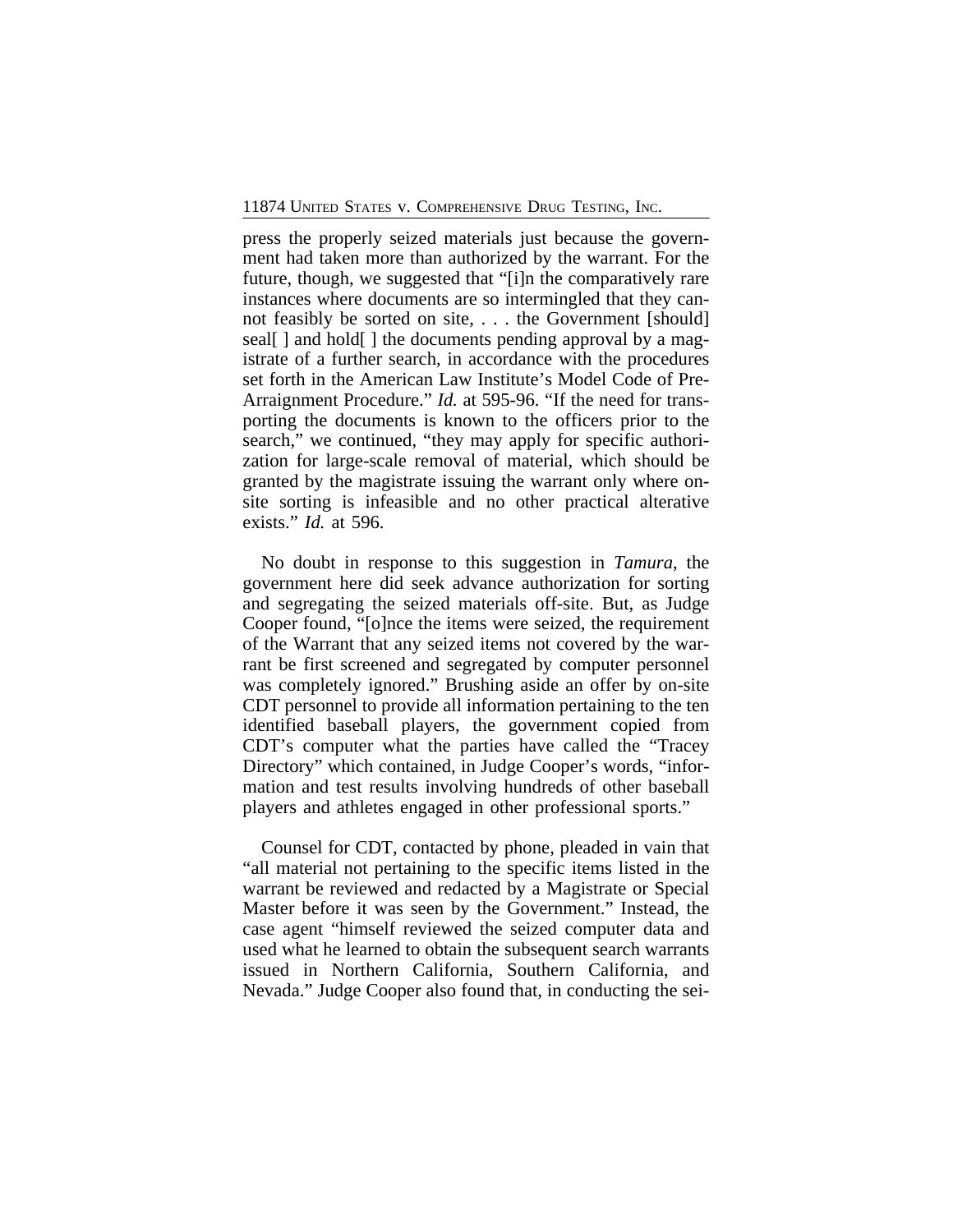press the properly seized materials just because the government had taken more than authorized by the warrant. For the future, though, we suggested that "[i]n the comparatively rare instances where documents are so intermingled that they cannot feasibly be sorted on site, . . . the Government [should] seal[ ] and hold[ ] the documents pending approval by a magistrate of a further search, in accordance with the procedures set forth in the American Law Institute's Model Code of Pre-Arraignment Procedure." *Id.* at 595-96. "If the need for transporting the documents is known to the officers prior to the search," we continued, "they may apply for specific authorization for large-scale removal of material, which should be granted by the magistrate issuing the warrant only where on-site sorting is infeasible and no other practical alterative exists." *Id.* at 596.

No doubt in response to this suggestion in *Tamura*, the government here did seek advance authorization for sorting and segregating the seized materials off-site. But, as Judge Cooper found, "[o]nce the items were seized, the requirement of the Warrant that any seized items not covered by the warrant be first screened and segregated by computer personnel was completely ignored." Brushing aside an offer by on-site CDT personnel to provide all information pertaining to the ten identified baseball players, the government copied from CDT's computer what the parties have called the "Tracey Directory" which contained, in Judge Cooper's words, "information and test results involving hundreds of other baseball players and athletes engaged in other professional sports."

Counsel for CDT, contacted by phone, pleaded in vain that "all material not pertaining to the specific items listed in the warrant be reviewed and redacted by a Magistrate or Special Master before it was seen by the Government." Instead, the case agent "himself reviewed the seized computer data and used what he learned to obtain the subsequent search warrants issued in Northern California, Southern California, and Nevada." Judge Cooper also found that, in conducting the sei-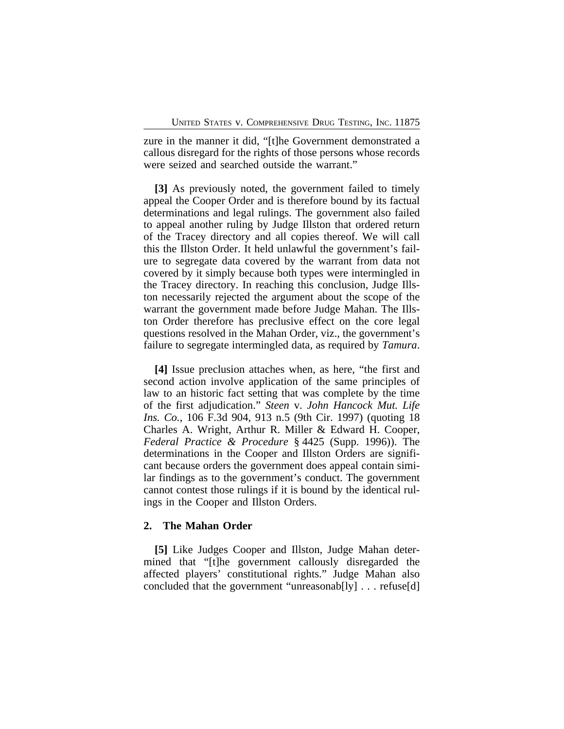zure in the manner it did, "[t]he Government demonstrated a callous disregard for the rights of those persons whose records were seized and searched outside the warrant."

**[3]** As previously noted, the government failed to timely appeal the Cooper Order and is therefore bound by its factual determinations and legal rulings. The government also failed to appeal another ruling by Judge Illston that ordered return of the Tracey directory and all copies thereof. We will call this the Illston Order. It held unlawful the government's failure to segregate data covered by the warrant from data not covered by it simply because both types were intermingled in the Tracey directory. In reaching this conclusion, Judge Illston necessarily rejected the argument about the scope of the warrant the government made before Judge Mahan. The Illston Order therefore has preclusive effect on the core legal questions resolved in the Mahan Order, viz., the government's failure to segregate intermingled data, as required by *Tamura*.

**[4]** Issue preclusion attaches when, as here, "the first and second action involve application of the same principles of law to an historic fact setting that was complete by the time of the first adjudication." *Steen* v. *John Hancock Mut. Life Ins. Co.*, 106 F.3d 904, 913 n.5 (9th Cir. 1997) (quoting 18 Charles A. Wright, Arthur R. Miller & Edward H. Cooper, *Federal Practice & Procedure* § 4425 (Supp. 1996)). The determinations in the Cooper and Illston Orders are significant because orders the government does appeal contain similar findings as to the government's conduct. The government cannot contest those rulings if it is bound by the identical rulings in the Cooper and Illston Orders.

### 2. The Mahan Order

**[5]** Like Judges Cooper and Illston, Judge Mahan determined that "[t]he government callously disregarded the affected players' constitutional rights." Judge Mahan also concluded that the government "unreasonab[ly] . . . refuse[d]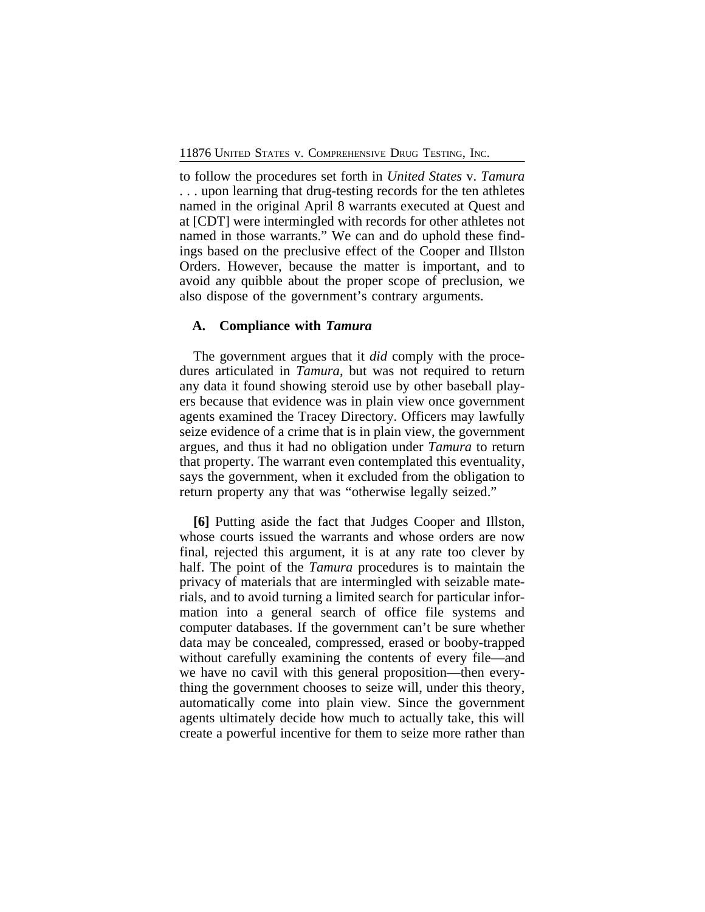to follow the procedures set forth in *United States* v. *Tamura* . . . upon learning that drug-testing records for the ten athletes named in the original April 8 warrants executed at Quest and at [CDT] were intermingled with records for other athletes not named in those warrants." We can and do uphold these findings based on the preclusive effect of the Cooper and Illston Orders. However, because the matter is important, and to avoid any quibble about the proper scope of preclusion, we also dispose of the government's contrary arguments.

### A. Compliance with *Tamura*

The government argues that it *did* comply with the procedures articulated in *Tamura*, but was not required to return any data it found showing steroid use by other baseball players because that evidence was in plain view once government agents examined the Tracey Directory. Officers may lawfully seize evidence of a crime that is in plain view, the government argues, and thus it had no obligation under *Tamura* to return that property. The warrant even contemplated this eventuality, says the government, when it excluded from the obligation to return property any that was "otherwise legally seized."

**[6]** Putting aside the fact that Judges Cooper and Illston, whose courts issued the warrants and whose orders are now final, rejected this argument, it is at any rate too clever by half. The point of the *Tamura* procedures is to maintain the privacy of materials that are intermingled with seizable materials, and to avoid turning a limited search for particular information into a general search of office file systems and computer databases. If the government can't be sure whether data may be concealed, compressed, erased or booby-trapped without carefully examining the contents of every file—and we have no cavil with this general proposition—then everything the government chooses to seize will, under this theory, automatically come into plain view. Since the government agents ultimately decide how much to actually take, this will create a powerful incentive for them to seize more rather than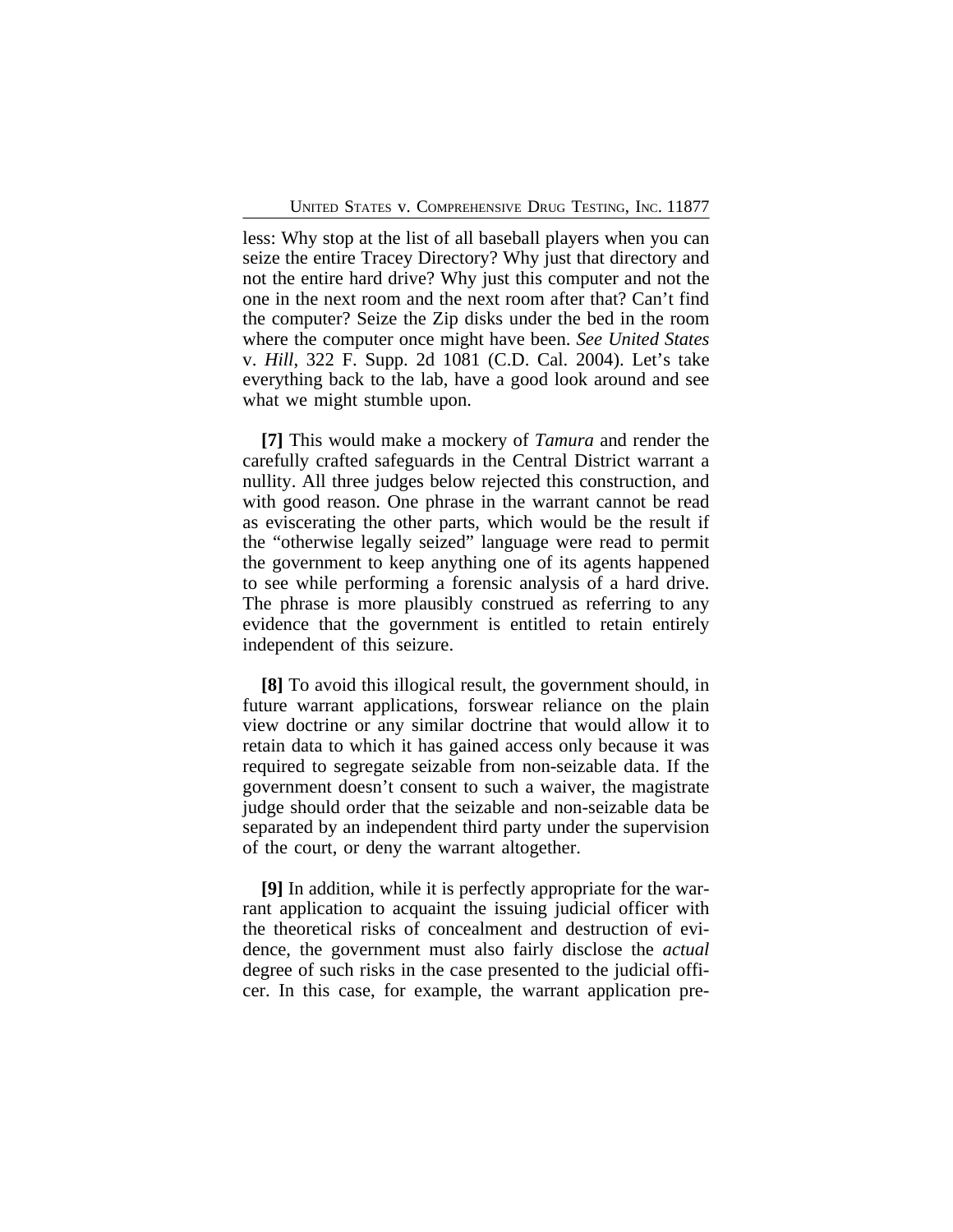less: Why stop at the list of all baseball players when you can seize the entire Tracey Directory? Why just that directory and not the entire hard drive? Why just this computer and not the one in the next room and the next room after that? Can't find the computer? Seize the Zip disks under the bed in the room where the computer once might have been. *See United States* v. *Hill*, 322 F. Supp. 2d 1081 (C.D. Cal. 2004). Let's take everything back to the lab, have a good look around and see what we might stumble upon.

**[7]** This would make a mockery of *Tamura* and render the carefully crafted safeguards in the Central District warrant a nullity. All three judges below rejected this construction, and with good reason. One phrase in the warrant cannot be read as eviscerating the other parts, which would be the result if the "otherwise legally seized" language were read to permit the government to keep anything one of its agents happened to see while performing a forensic analysis of a hard drive. The phrase is more plausibly construed as referring to any evidence that the government is entitled to retain entirely independent of this seizure.

**[8]** To avoid this illogical result, the government should, in future warrant applications, forswear reliance on the plain view doctrine or any similar doctrine that would allow it to retain data to which it has gained access only because it was required to segregate seizable from non-seizable data. If the government doesn't consent to such a waiver, the magistrate judge should order that the seizable and non-seizable data be separated by an independent third party under the supervision of the court, or deny the warrant altogether.

**[9]** In addition, while it is perfectly appropriate for the warrant application to acquaint the issuing judicial officer with the theoretical risks of concealment and destruction of evidence, the government must also fairly disclose the *actual* degree of such risks in the case presented to the judicial officer. In this case, for example, the warrant application pre-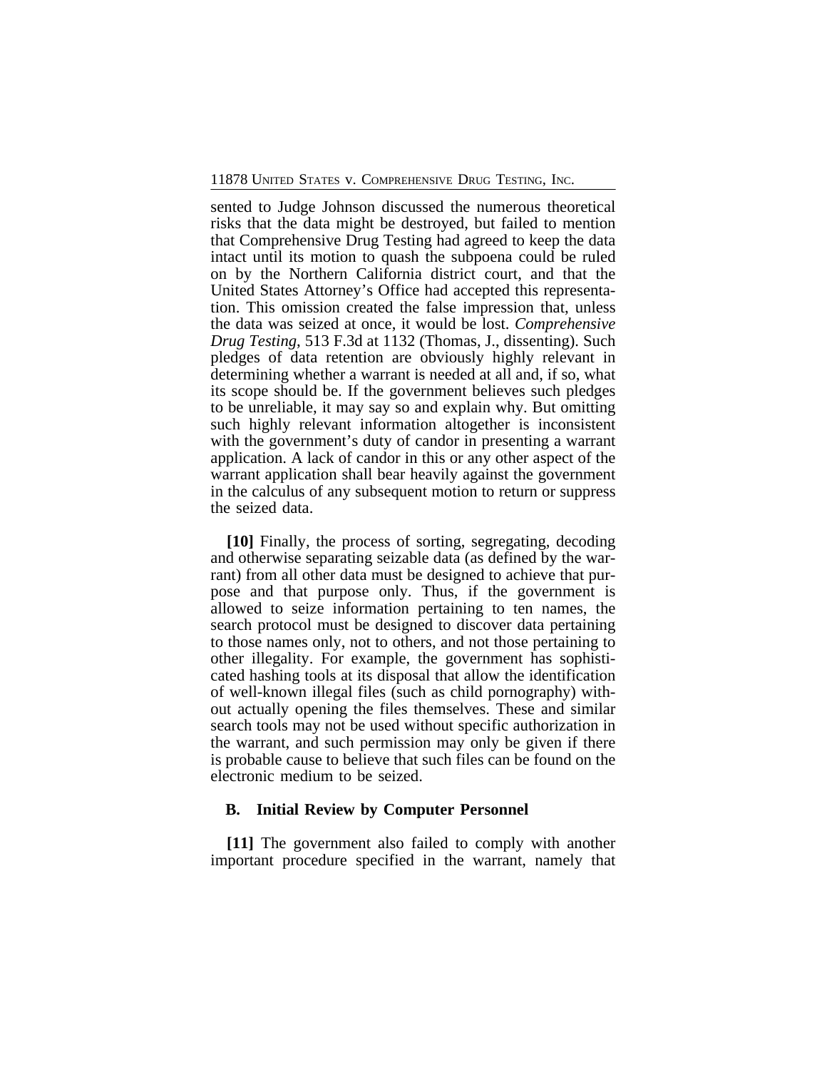sented to Judge Johnson discussed the numerous theoretical risks that the data might be destroyed, but failed to mention that Comprehensive Drug Testing had agreed to keep the data intact until its motion to quash the subpoena could be ruled on by the Northern California district court, and that the United States Attorney's Office had accepted this representation. This omission created the false impression that, unless the data was seized at once, it would be lost. *Comprehensive Drug Testing*, 513 F.3d at 1132 (Thomas, J., dissenting). Such pledges of data retention are obviously highly relevant in determining whether a warrant is needed at all and, if so, what its scope should be. If the government believes such pledges to be unreliable, it may say so and explain why. But omitting such highly relevant information altogether is inconsistent with the government's duty of candor in presenting a warrant application. A lack of candor in this or any other aspect of the warrant application shall bear heavily against the government in the calculus of any subsequent motion to return or suppress the seized data.

**[10]** Finally, the process of sorting, segregating, decoding and otherwise separating seizable data (as defined by the warrant) from all other data must be designed to achieve that purpose and that purpose only. Thus, if the government is allowed to seize information pertaining to ten names, the search protocol must be designed to discover data pertaining to those names only, not to others, and not those pertaining to other illegality. For example, the government has sophisticated hashing tools at its disposal that allow the identification of well-known illegal files (such as child pornography) without actually opening the files themselves. These and similar search tools may not be used without specific authorization in the warrant, and such permission may only be given if there is probable cause to believe that such files can be found on the electronic medium to be seized.

### B. Initial Review by Computer Personnel

**[11]** The government also failed to comply with another important procedure specified in the warrant, namely that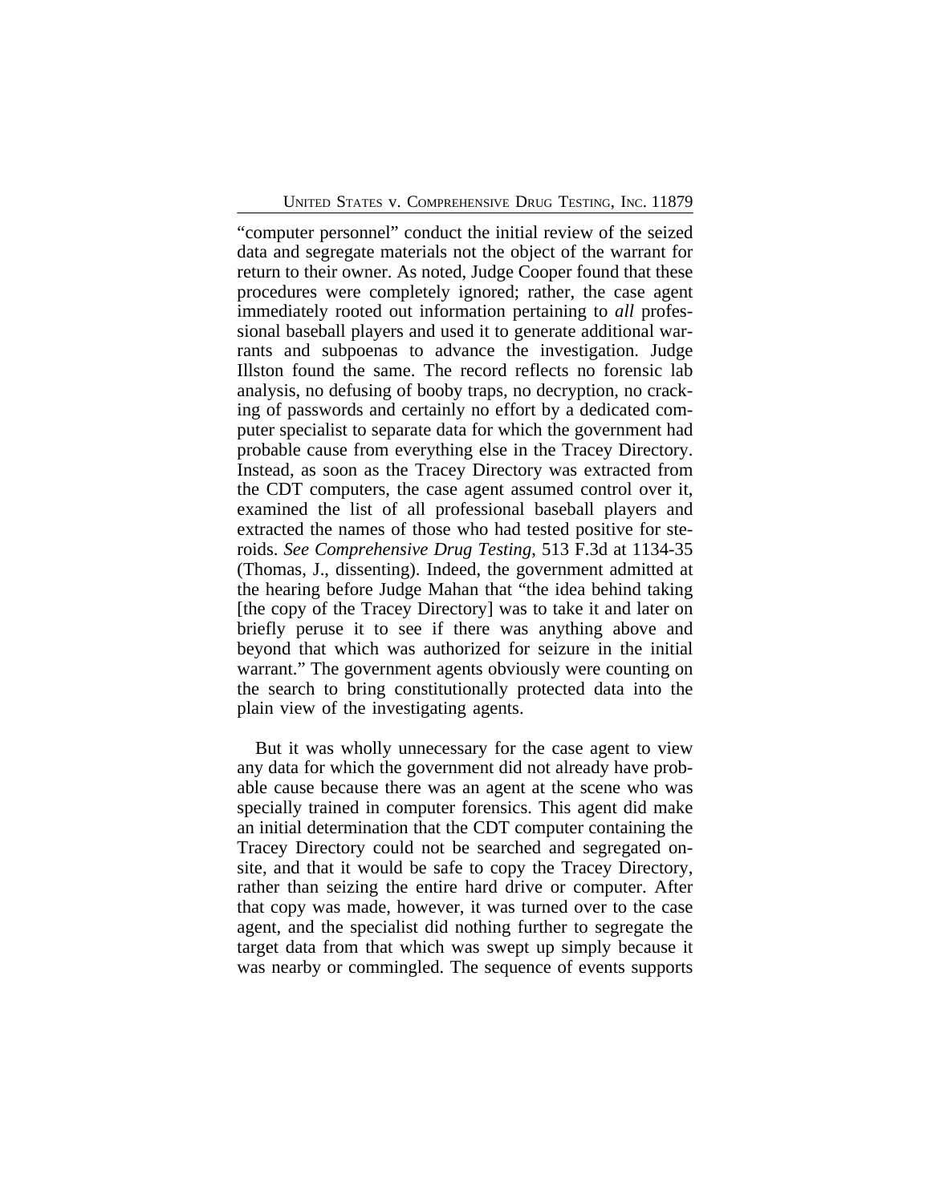"computer personnel" conduct the initial review of the seized data and segregate materials not the object of the warrant for return to their owner. As noted, Judge Cooper found that these procedures were completely ignored; rather, the case agent immediately rooted out information pertaining to *all* professional baseball players and used it to generate additional warrants and subpoenas to advance the investigation. Judge Illston found the same. The record reflects no forensic lab analysis, no defusing of booby traps, no decryption, no cracking of passwords and certainly no effort by a dedicated computer specialist to separate data for which the government had probable cause from everything else in the Tracey Directory. Instead, as soon as the Tracey Directory was extracted from the CDT computers, the case agent assumed control over it, examined the list of all professional baseball players and extracted the names of those who had tested positive for steroids. *See Comprehensive Drug Testing*, 513 F.3d at 1134-35 (Thomas, J., dissenting). Indeed, the government admitted at the hearing before Judge Mahan that "the idea behind taking [the copy of the Tracey Directory] was to take it and later on briefly peruse it to see if there was anything above and beyond that which was authorized for seizure in the initial warrant." The government agents obviously were counting on the search to bring constitutionally protected data into the plain view of the investigating agents.

But it was wholly unnecessary for the case agent to view any data for which the government did not already have probable cause because there was an agent at the scene who was specially trained in computer forensics. This agent did make an initial determination that the CDT computer containing the Tracey Directory could not be searched and segregated on-site, and that it would be safe to copy the Tracey Directory, rather than seizing the entire hard drive or computer. After that copy was made, however, it was turned over to the case agent, and the specialist did nothing further to segregate the target data from that which was swept up simply because it was nearby or commingled. The sequence of events supports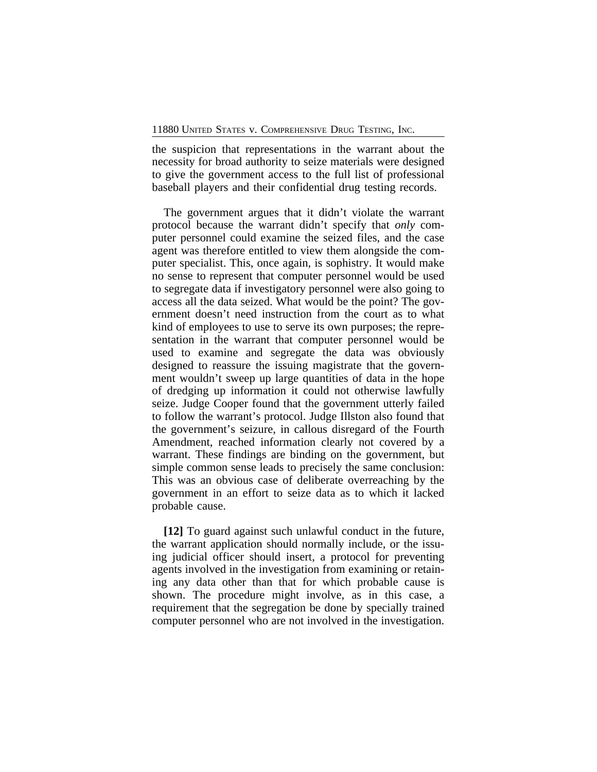the suspicion that representations in the warrant about the necessity for broad authority to seize materials were designed to give the government access to the full list of professional baseball players and their confidential drug testing records.

The government argues that it didn't violate the warrant protocol because the warrant didn't specify that *only* computer personnel could examine the seized files, and the case agent was therefore entitled to view them alongside the computer specialist. This, once again, is sophistry. It would make no sense to represent that computer personnel would be used to segregate data if investigatory personnel were also going to access all the data seized. What would be the point? The government doesn't need instruction from the court as to what kind of employees to use to serve its own purposes; the representation in the warrant that computer personnel would be used to examine and segregate the data was obviously designed to reassure the issuing magistrate that the government wouldn't sweep up large quantities of data in the hope of dredging up information it could not otherwise lawfully seize. Judge Cooper found that the government utterly failed to follow the warrant's protocol. Judge Illston also found that the government's seizure, in callous disregard of the Fourth Amendment, reached information clearly not covered by a warrant. These findings are binding on the government, but simple common sense leads to precisely the same conclusion: This was an obvious case of deliberate overreaching by the government in an effort to seize data as to which it lacked probable cause.

**[12]** To guard against such unlawful conduct in the future, the warrant application should normally include, or the issuing judicial officer should insert, a protocol for preventing agents involved in the investigation from examining or retaining any data other than that for which probable cause is shown. The procedure might involve, as in this case, a requirement that the segregation be done by specially trained computer personnel who are not involved in the investigation.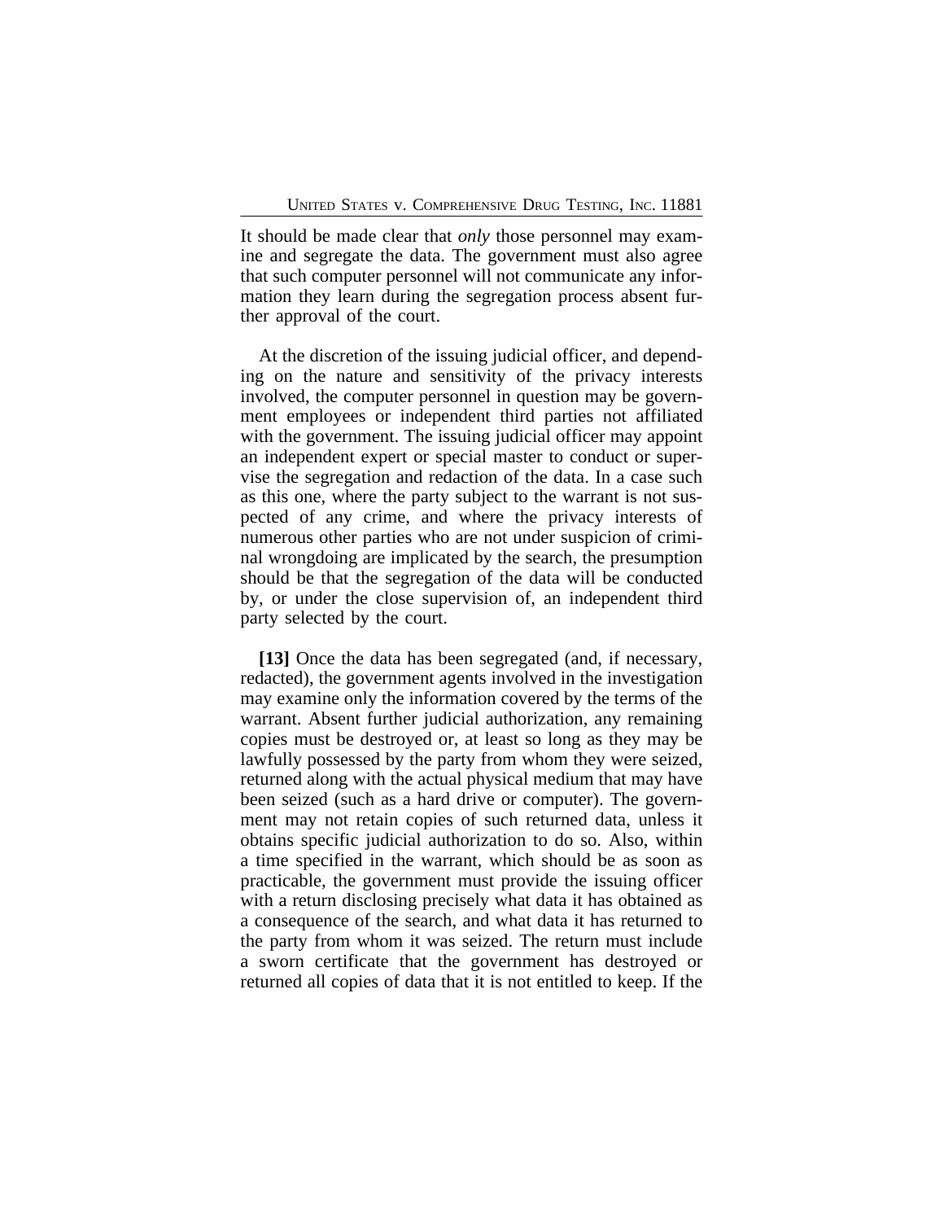It should be made clear that *only* those personnel may examine and segregate the data. The government must also agree that such computer personnel will not communicate any information they learn during the segregation process absent further approval of the court.

At the discretion of the issuing judicial officer, and depending on the nature and sensitivity of the privacy interests involved, the computer personnel in question may be government employees or independent third parties not affiliated with the government. The issuing judicial officer may appoint an independent expert or special master to conduct or supervise the segregation and redaction of the data. In a case such as this one, where the party subject to the warrant is not suspected of any crime, and where the privacy interests of numerous other parties who are not under suspicion of criminal wrongdoing are implicated by the search, the presumption should be that the segregation of the data will be conducted by, or under the close supervision of, an independent third party selected by the court.

**[13]** Once the data has been segregated (and, if necessary, redacted), the government agents involved in the investigation may examine only the information covered by the terms of the warrant. Absent further judicial authorization, any remaining copies must be destroyed or, at least so long as they may be lawfully possessed by the party from whom they were seized, returned along with the actual physical medium that may have been seized (such as a hard drive or computer). The government may not retain copies of such returned data, unless it obtains specific judicial authorization to do so. Also, within a time specified in the warrant, which should be as soon as practicable, the government must provide the issuing officer with a return disclosing precisely what data it has obtained as a consequence of the search, and what data it has returned to the party from whom it was seized. The return must include a sworn certificate that the government has destroyed or returned all copies of data that it is not entitled to keep. If the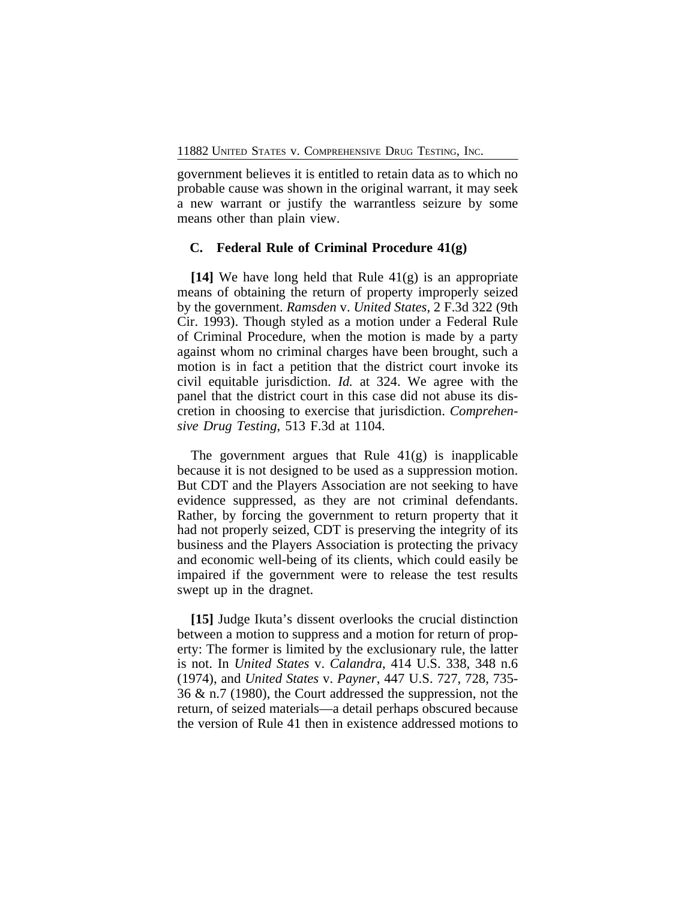government believes it is entitled to retain data as to which no probable cause was shown in the original warrant, it may seek a new warrant or justify the warrantless seizure by some means other than plain view.

### C. Federal Rule of Criminal Procedure 41(g)

**[14]** We have long held that Rule 41(g) is an appropriate means of obtaining the return of property improperly seized by the government. *Ramsden* v. *United States*, 2 F.3d 322 (9th Cir. 1993). Though styled as a motion under a Federal Rule of Criminal Procedure, when the motion is made by a party against whom no criminal charges have been brought, such a motion is in fact a petition that the district court invoke its civil equitable jurisdiction. *Id.* at 324. We agree with the panel that the district court in this case did not abuse its discretion in choosing to exercise that jurisdiction. *Comprehensive Drug Testing*, 513 F.3d at 1104.

The government argues that Rule 41(g) is inapplicable because it is not designed to be used as a suppression motion. But CDT and the Players Association are not seeking to have evidence suppressed, as they are not criminal defendants. Rather, by forcing the government to return property that it had not properly seized, CDT is preserving the integrity of its business and the Players Association is protecting the privacy and economic well-being of its clients, which could easily be impaired if the government were to release the test results swept up in the dragnet.

**[15]** Judge Ikuta's dissent overlooks the crucial distinction between a motion to suppress and a motion for return of property: The former is limited by the exclusionary rule, the latter is not. In *United States* v. *Calandra*, 414 U.S. 338, 348 n.6 (1974), and *United States* v. *Payner*, 447 U.S. 727, 728, 735-36 & n.7 (1980), the Court addressed the suppression, not the return, of seized materials—a detail perhaps obscured because the version of Rule 41 then in existence addressed motions to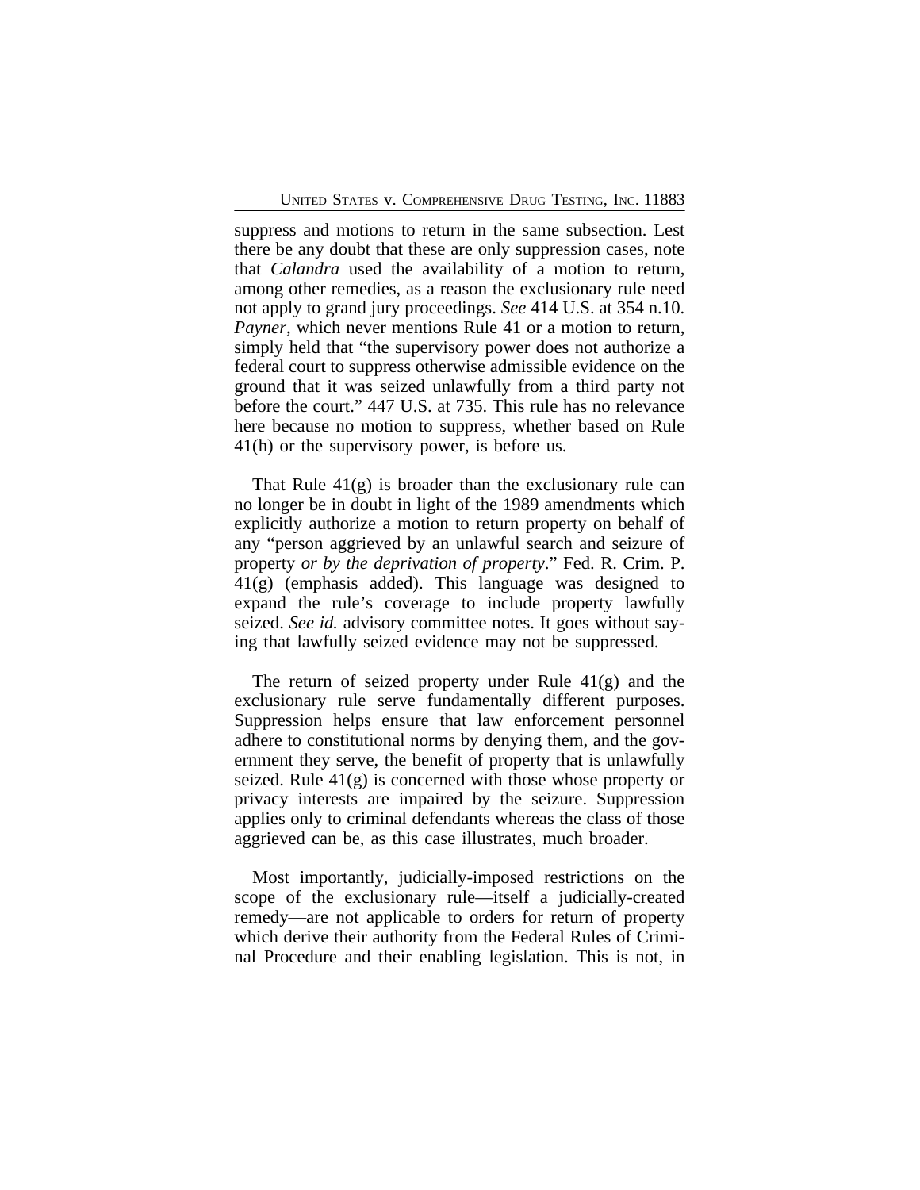suppress and motions to return in the same subsection. Lest there be any doubt that these are only suppression cases, note that *Calandra* used the availability of a motion to return, among other remedies, as a reason the exclusionary rule need not apply to grand jury proceedings. *See* 414 U.S. at 354 n.10. *Payner*, which never mentions Rule 41 or a motion to return, simply held that "the supervisory power does not authorize a federal court to suppress otherwise admissible evidence on the ground that it was seized unlawfully from a third party not before the court." 447 U.S. at 735. This rule has no relevance here because no motion to suppress, whether based on Rule 41(h) or the supervisory power, is before us.

That Rule 41(g) is broader than the exclusionary rule can no longer be in doubt in light of the 1989 amendments which explicitly authorize a motion to return property on behalf of any "person aggrieved by an unlawful search and seizure of property *or by the deprivation of property*." Fed. R. Crim. P. 41(g) (emphasis added). This language was designed to expand the rule's coverage to include property lawfully seized. *See id.* advisory committee notes. It goes without saying that lawfully seized evidence may not be suppressed.

The return of seized property under Rule 41(g) and the exclusionary rule serve fundamentally different purposes. Suppression helps ensure that law enforcement personnel adhere to constitutional norms by denying them, and the government they serve, the benefit of property that is unlawfully seized. Rule 41(g) is concerned with those whose property or privacy interests are impaired by the seizure. Suppression applies only to criminal defendants whereas the class of those aggrieved can be, as this case illustrates, much broader.

Most importantly, judicially-imposed restrictions on the scope of the exclusionary rule—itself a judicially-created remedy—are not applicable to orders for return of property which derive their authority from the Federal Rules of Criminal Procedure and their enabling legislation. This is not, in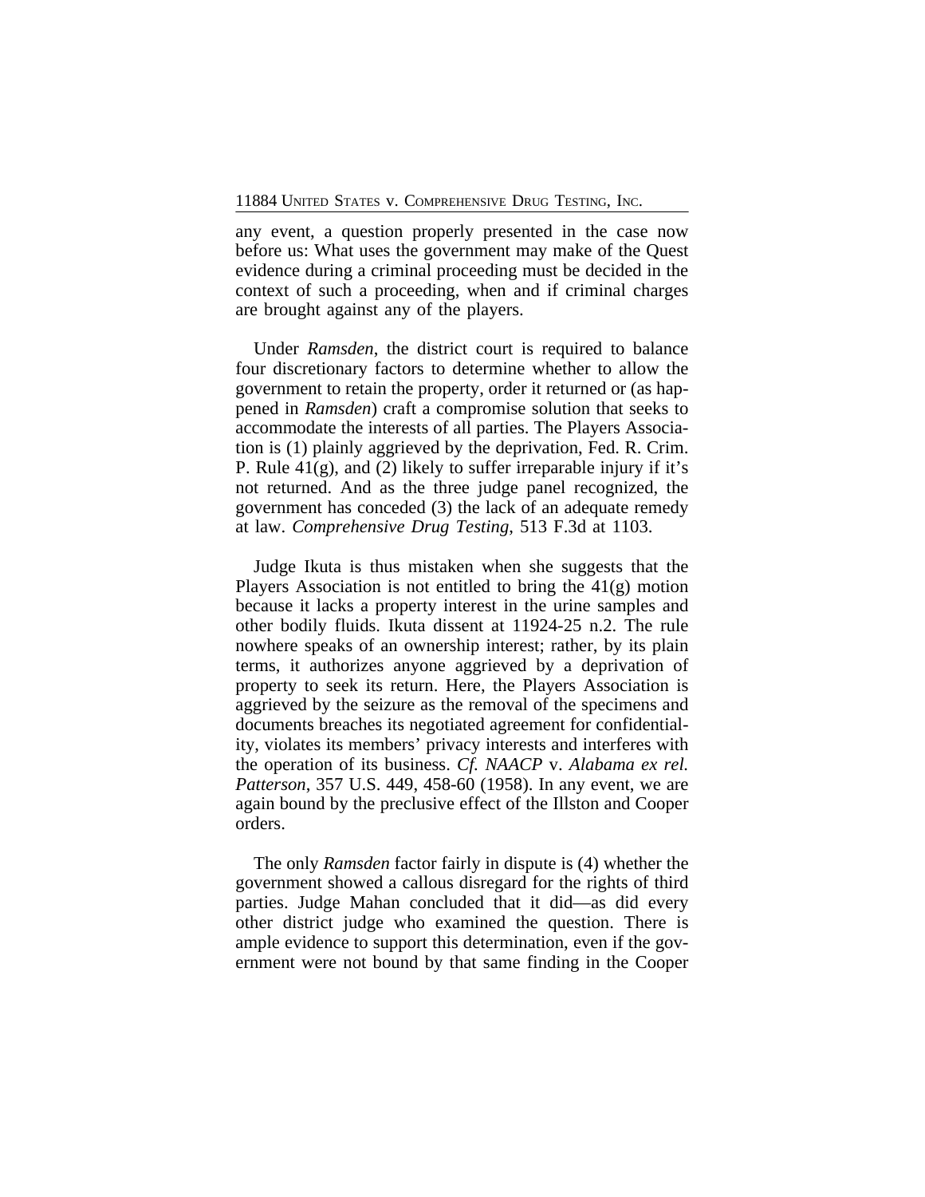any event, a question properly presented in the case now before us: What uses the government may make of the Quest evidence during a criminal proceeding must be decided in the context of such a proceeding, when and if criminal charges are brought against any of the players.

Under *Ramsden*, the district court is required to balance four discretionary factors to determine whether to allow the government to retain the property, order it returned or (as happened in *Ramsden*) craft a compromise solution that seeks to accommodate the interests of all parties. The Players Association is (1) plainly aggrieved by the deprivation, Fed. R. Crim. P. Rule 41(g), and (2) likely to suffer irreparable injury if it's not returned. And as the three judge panel recognized, the government has conceded (3) the lack of an adequate remedy at law. *Comprehensive Drug Testing*, 513 F.3d at 1103.

Judge Ikuta is thus mistaken when she suggests that the Players Association is not entitled to bring the 41(g) motion because it lacks a property interest in the urine samples and other bodily fluids. Ikuta dissent at 11924-25 n.2. The rule nowhere speaks of an ownership interest; rather, by its plain terms, it authorizes anyone aggrieved by a deprivation of property to seek its return. Here, the Players Association is aggrieved by the seizure as the removal of the specimens and documents breaches its negotiated agreement for confidentiality, violates its members' privacy interests and interferes with the operation of its business. *Cf. NAACP* v. *Alabama ex rel. Patterson*, 357 U.S. 449, 458-60 (1958). In any event, we are again bound by the preclusive effect of the Illston and Cooper orders.

The only *Ramsden* factor fairly in dispute is (4) whether the government showed a callous disregard for the rights of third parties. Judge Mahan concluded that it did—as did every other district judge who examined the question. There is ample evidence to support this determination, even if the government were not bound by that same finding in the Cooper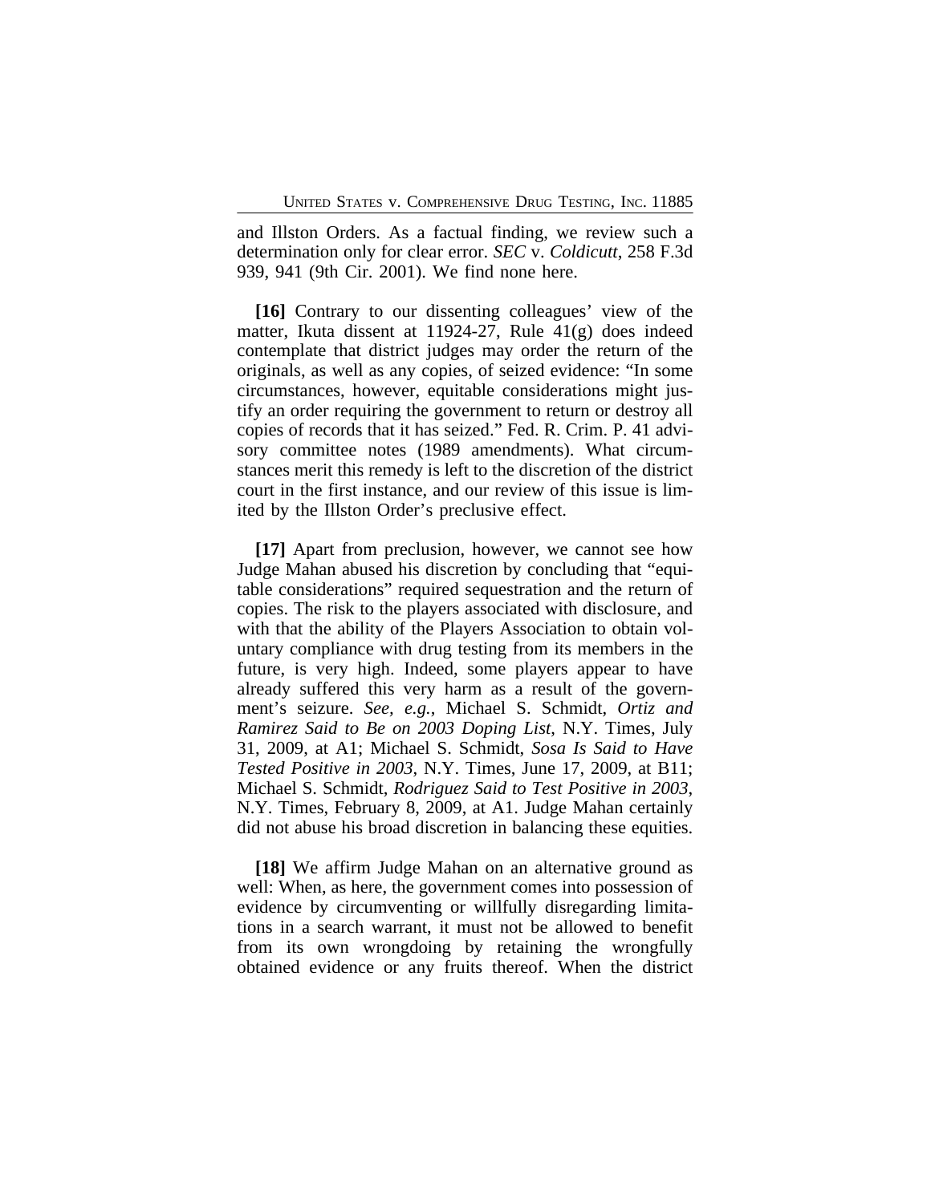and Illston Orders. As a factual finding, we review such a determination only for clear error. *SEC* v. *Coldicutt*, 258 F.3d 939, 941 (9th Cir. 2001). We find none here.

**[16]** Contrary to our dissenting colleagues' view of the matter, Ikuta dissent at 11924-27, Rule 41(g) does indeed contemplate that district judges may order the return of the originals, as well as any copies, of seized evidence: "In some circumstances, however, equitable considerations might justify an order requiring the government to return or destroy all copies of records that it has seized." Fed. R. Crim. P. 41 advisory committee notes (1989 amendments). What circumstances merit this remedy is left to the discretion of the district court in the first instance, and our review of this issue is limited by the Illston Order's preclusive effect.

**[17]** Apart from preclusion, however, we cannot see how Judge Mahan abused his discretion by concluding that "equitable considerations" required sequestration and the return of copies. The risk to the players associated with disclosure, and with that the ability of the Players Association to obtain voluntary compliance with drug testing from its members in the future, is very high. Indeed, some players appear to have already suffered this very harm as a result of the government's seizure. *See, e.g.*, Michael S. Schmidt, *Ortiz and Ramirez Said to Be on 2003 Doping List*, N.Y. Times, July 31, 2009, at A1; Michael S. Schmidt, *Sosa Is Said to Have Tested Positive in 2003*, N.Y. Times, June 17, 2009, at B11; Michael S. Schmidt, *Rodriguez Said to Test Positive in 2003*, N.Y. Times, February 8, 2009, at A1. Judge Mahan certainly did not abuse his broad discretion in balancing these equities.

**[18]** We affirm Judge Mahan on an alternative ground as well: When, as here, the government comes into possession of evidence by circumventing or willfully disregarding limitations in a search warrant, it must not be allowed to benefit from its own wrongdoing by retaining the wrongfully obtained evidence or any fruits thereof. When the district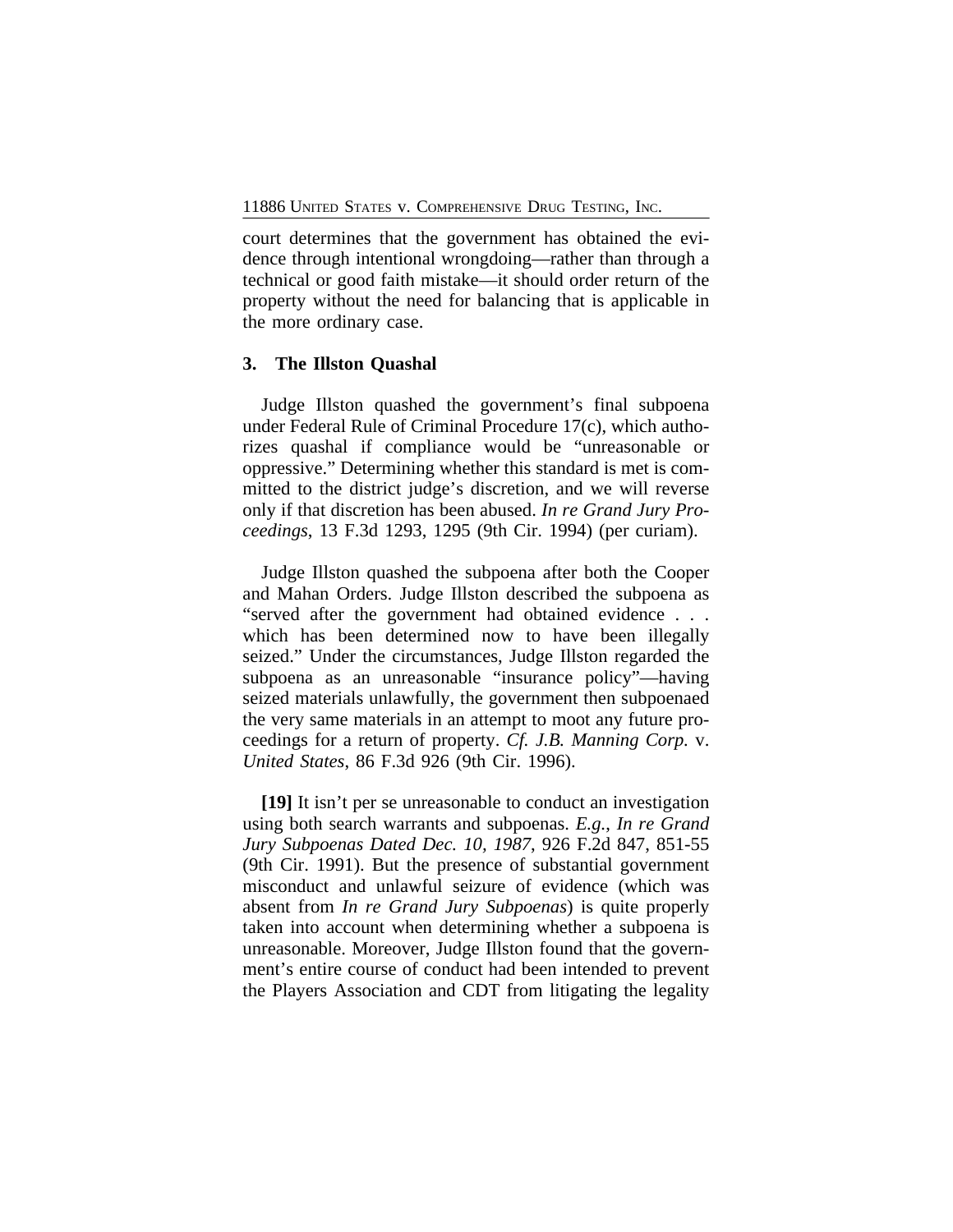court determines that the government has obtained the evidence through intentional wrongdoing—rather than through a technical or good faith mistake—it should order return of the property without the need for balancing that is applicable in the more ordinary case.

### 3. The Illston Quashal

Judge Illston quashed the government's final subpoena under Federal Rule of Criminal Procedure 17(c), which authorizes quashal if compliance would be "unreasonable or oppressive." Determining whether this standard is met is committed to the district judge's discretion, and we will reverse only if that discretion has been abused. *In re Grand Jury Proceedings*, 13 F.3d 1293, 1295 (9th Cir. 1994) (per curiam).

Judge Illston quashed the subpoena after both the Cooper and Mahan Orders. Judge Illston described the subpoena as "served after the government had obtained evidence . . . which has been determined now to have been illegally seized." Under the circumstances, Judge Illston regarded the subpoena as an unreasonable "insurance policy"—having seized materials unlawfully, the government then subpoenaed the very same materials in an attempt to moot any future proceedings for a return of property. *Cf. J.B. Manning Corp.* v. *United States*, 86 F.3d 926 (9th Cir. 1996).

**[19]** It isn't per se unreasonable to conduct an investigation using both search warrants and subpoenas. *E.g.*, *In re Grand Jury Subpoenas Dated Dec. 10, 1987*, 926 F.2d 847, 851-55 (9th Cir. 1991). But the presence of substantial government misconduct and unlawful seizure of evidence (which was absent from *In re Grand Jury Subpoenas*) is quite properly taken into account when determining whether a subpoena is unreasonable. Moreover, Judge Illston found that the government's entire course of conduct had been intended to prevent the Players Association and CDT from litigating the legality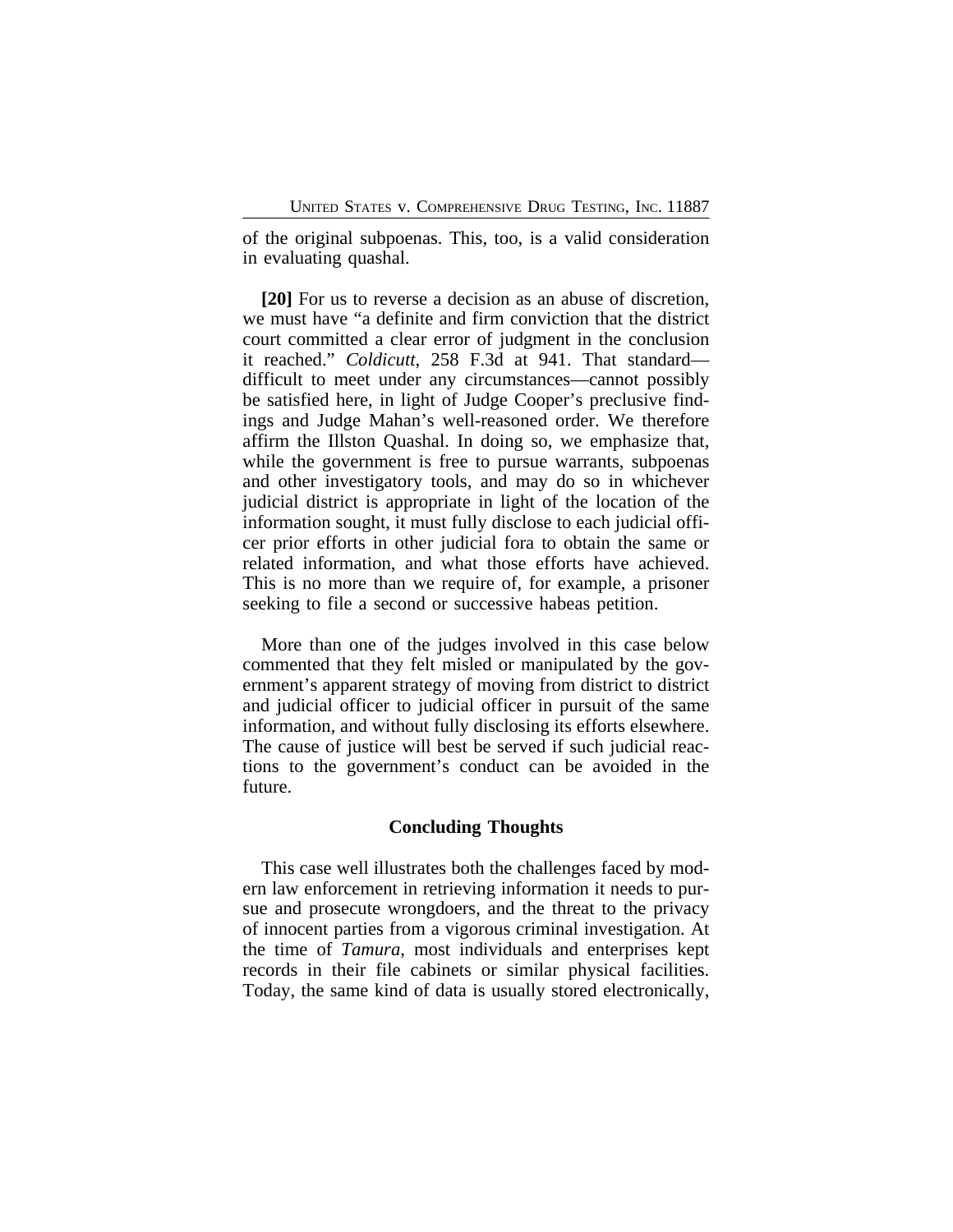of the original subpoenas. This, too, is a valid consideration in evaluating quashal.

**[20]** For us to reverse a decision as an abuse of discretion, we must have "a definite and firm conviction that the district court committed a clear error of judgment in the conclusion it reached." *Coldicutt*, 258 F.3d at 941. That standard—difficult to meet under any circumstances—cannot possibly be satisfied here, in light of Judge Cooper's preclusive findings and Judge Mahan's well-reasoned order. We therefore affirm the Illston Quashal. In doing so, we emphasize that, while the government is free to pursue warrants, subpoenas and other investigatory tools, and may do so in whichever judicial district is appropriate in light of the location of the information sought, it must fully disclose to each judicial officer prior efforts in other judicial fora to obtain the same or related information, and what those efforts have achieved. This is no more than we require of, for example, a prisoner seeking to file a second or successive habeas petition.

More than one of the judges involved in this case below commented that they felt misled or manipulated by the government's apparent strategy of moving from district to district and judicial officer to judicial officer in pursuit of the same information, and without fully disclosing its efforts elsewhere. The cause of justice will best be served if such judicial reactions to the government's conduct can be avoided in the future.

### Concluding Thoughts

This case well illustrates both the challenges faced by modern law enforcement in retrieving information it needs to pursue and prosecute wrongdoers, and the threat to the privacy of innocent parties from a vigorous criminal investigation. At the time of *Tamura*, most individuals and enterprises kept records in their file cabinets or similar physical facilities. Today, the same kind of data is usually stored electronically,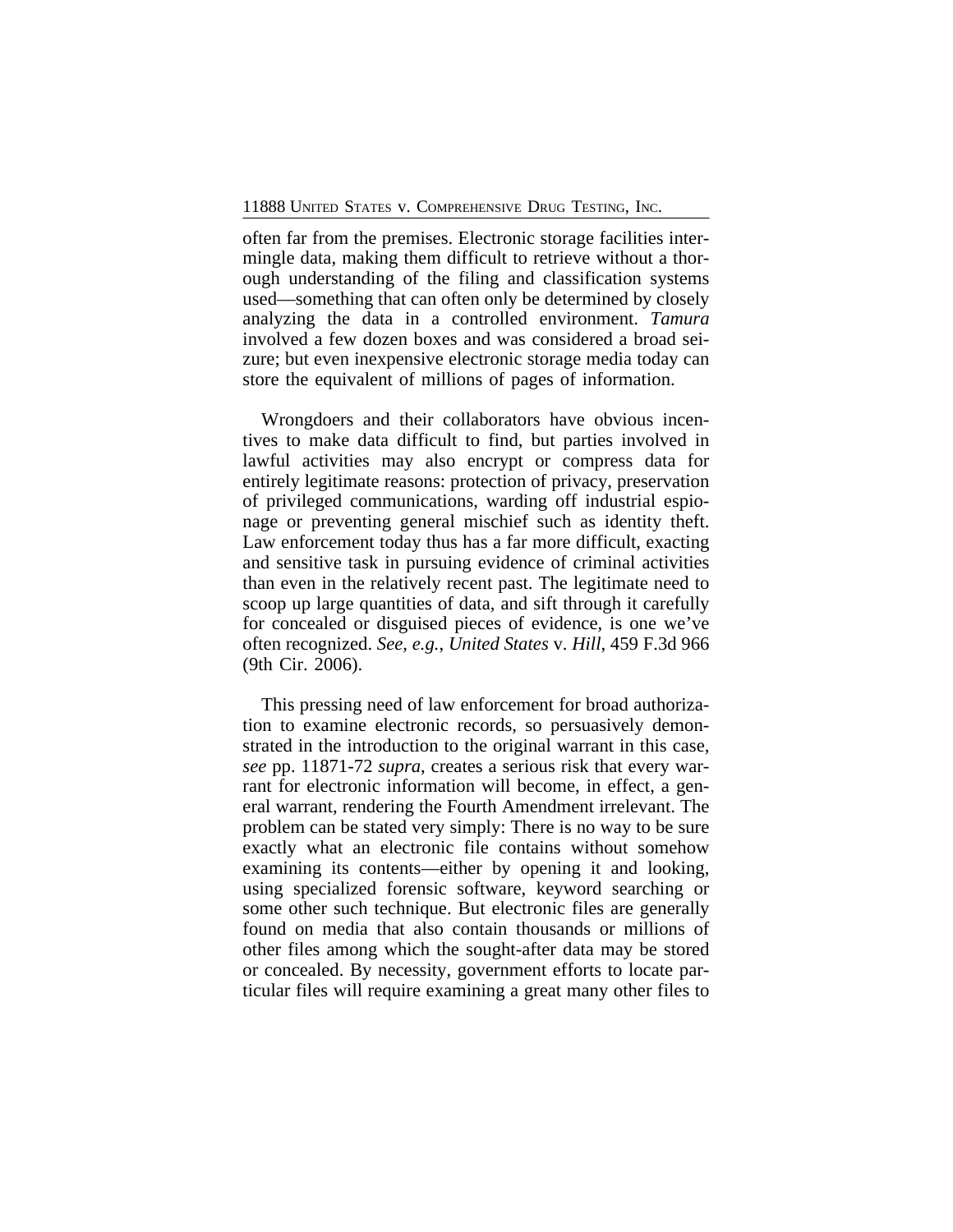often far from the premises. Electronic storage facilities intermingle data, making them difficult to retrieve without a thorough understanding of the filing and classification systems used—something that can often only be determined by closely analyzing the data in a controlled environment. *Tamura* involved a few dozen boxes and was considered a broad seizure; but even inexpensive electronic storage media today can store the equivalent of millions of pages of information.

Wrongdoers and their collaborators have obvious incentives to make data difficult to find, but parties involved in lawful activities may also encrypt or compress data for entirely legitimate reasons: protection of privacy, preservation of privileged communications, warding off industrial espionage or preventing general mischief such as identity theft. Law enforcement today thus has a far more difficult, exacting and sensitive task in pursuing evidence of criminal activities than even in the relatively recent past. The legitimate need to scoop up large quantities of data, and sift through it carefully for concealed or disguised pieces of evidence, is one we've often recognized. *See, e.g.*, *United States* v. *Hill*, 459 F.3d 966 (9th Cir. 2006).

This pressing need of law enforcement for broad authorization to examine electronic records, so persuasively demonstrated in the introduction to the original warrant in this case, *see* pp. 11871-72 *supra*, creates a serious risk that every warrant for electronic information will become, in effect, a general warrant, rendering the Fourth Amendment irrelevant. The problem can be stated very simply: There is no way to be sure exactly what an electronic file contains without somehow examining its contents—either by opening it and looking, using specialized forensic software, keyword searching or some other such technique. But electronic files are generally found on media that also contain thousands or millions of other files among which the sought-after data may be stored or concealed. By necessity, government efforts to locate particular files will require examining a great many other files to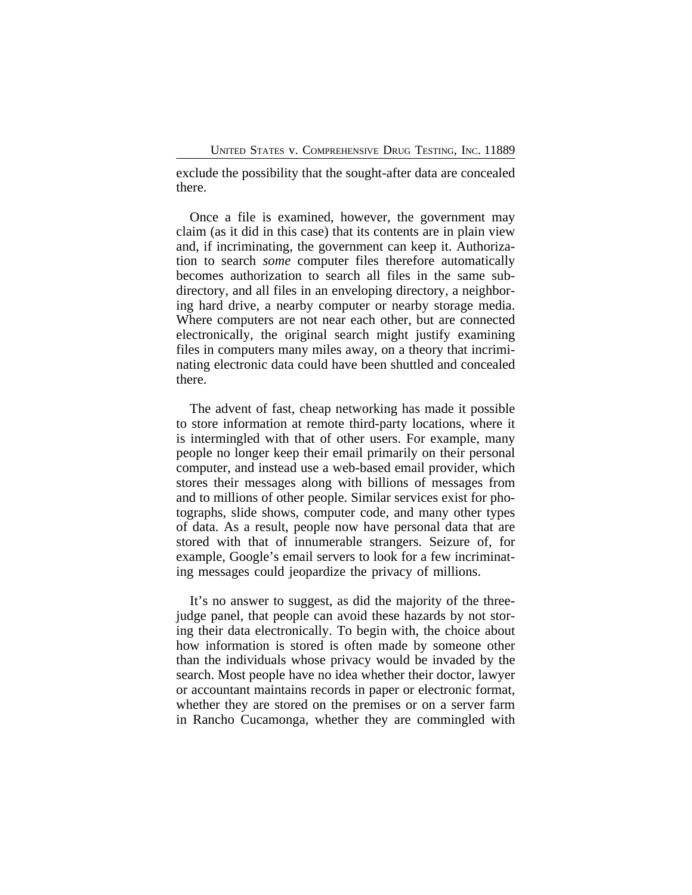exclude the possibility that the sought-after data are concealed there.

Once a file is examined, however, the government may claim (as it did in this case) that its contents are in plain view and, if incriminating, the government can keep it. Authorization to search *some* computer files therefore automatically becomes authorization to search all files in the same subdirectory, and all files in an enveloping directory, a neighboring hard drive, a nearby computer or nearby storage media. Where computers are not near each other, but are connected electronically, the original search might justify examining files in computers many miles away, on a theory that incriminating electronic data could have been shuttled and concealed there.

The advent of fast, cheap networking has made it possible to store information at remote third-party locations, where it is intermingled with that of other users. For example, many people no longer keep their email primarily on their personal computer, and instead use a web-based email provider, which stores their messages along with billions of messages from and to millions of other people. Similar services exist for photographs, slide shows, computer code, and many other types of data. As a result, people now have personal data that are stored with that of innumerable strangers. Seizure of, for example, Google's email servers to look for a few incriminating messages could jeopardize the privacy of millions.

It's no answer to suggest, as did the majority of the three-judge panel, that people can avoid these hazards by not storing their data electronically. To begin with, the choice about how information is stored is often made by someone other than the individuals whose privacy would be invaded by the search. Most people have no idea whether their doctor, lawyer or accountant maintains records in paper or electronic format, whether they are stored on the premises or on a server farm in Rancho Cucamonga, whether they are commingled with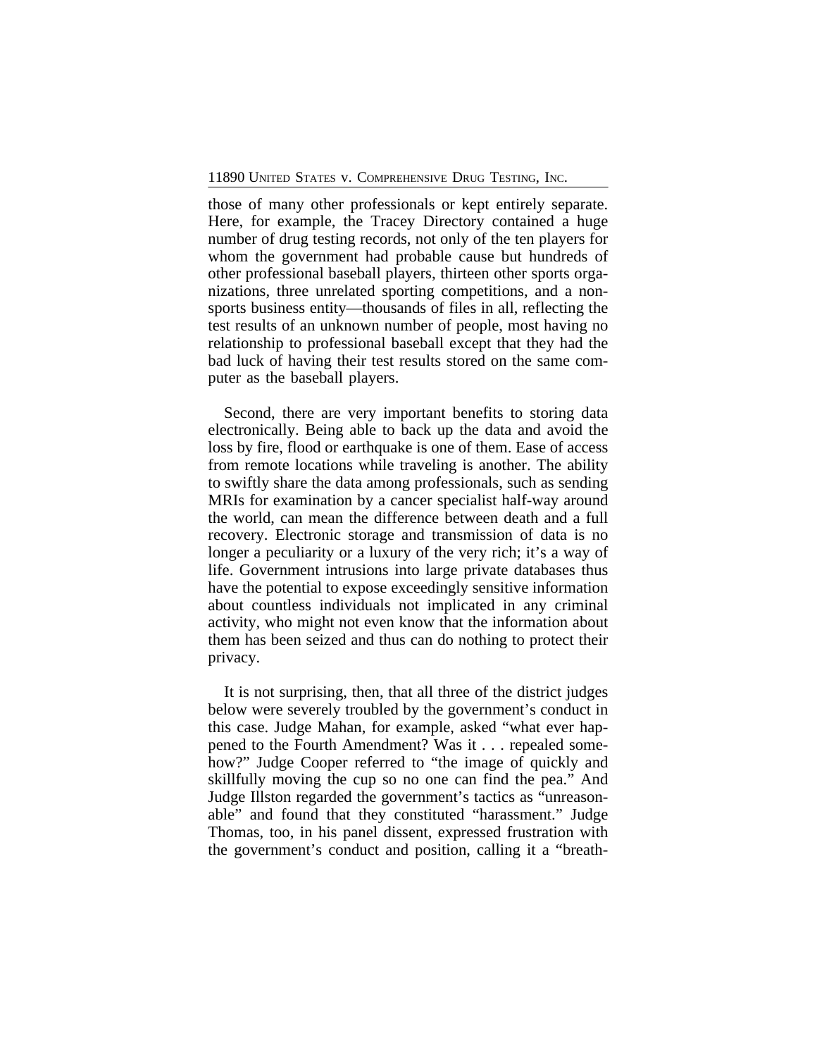those of many other professionals or kept entirely separate. Here, for example, the Tracey Directory contained a huge number of drug testing records, not only of the ten players for whom the government had probable cause but hundreds of other professional baseball players, thirteen other sports organizations, three unrelated sporting competitions, and a non-sports business entity—thousands of files in all, reflecting the test results of an unknown number of people, most having no relationship to professional baseball except that they had the bad luck of having their test results stored on the same computer as the baseball players.

Second, there are very important benefits to storing data electronically. Being able to back up the data and avoid the loss by fire, flood or earthquake is one of them. Ease of access from remote locations while traveling is another. The ability to swiftly share the data among professionals, such as sending MRIs for examination by a cancer specialist half-way around the world, can mean the difference between death and a full recovery. Electronic storage and transmission of data is no longer a peculiarity or a luxury of the very rich; it's a way of life. Government intrusions into large private databases thus have the potential to expose exceedingly sensitive information about countless individuals not implicated in any criminal activity, who might not even know that the information about them has been seized and thus can do nothing to protect their privacy.

It is not surprising, then, that all three of the district judges below were severely troubled by the government's conduct in this case. Judge Mahan, for example, asked "what ever happened to the Fourth Amendment? Was it . . . repealed somehow?" Judge Cooper referred to "the image of quickly and skillfully moving the cup so no one can find the pea." And Judge Illston regarded the government's tactics as "unreasonable" and found that they constituted "harassment." Judge Thomas, too, in his panel dissent, expressed frustration with the government's conduct and position, calling it a "breath-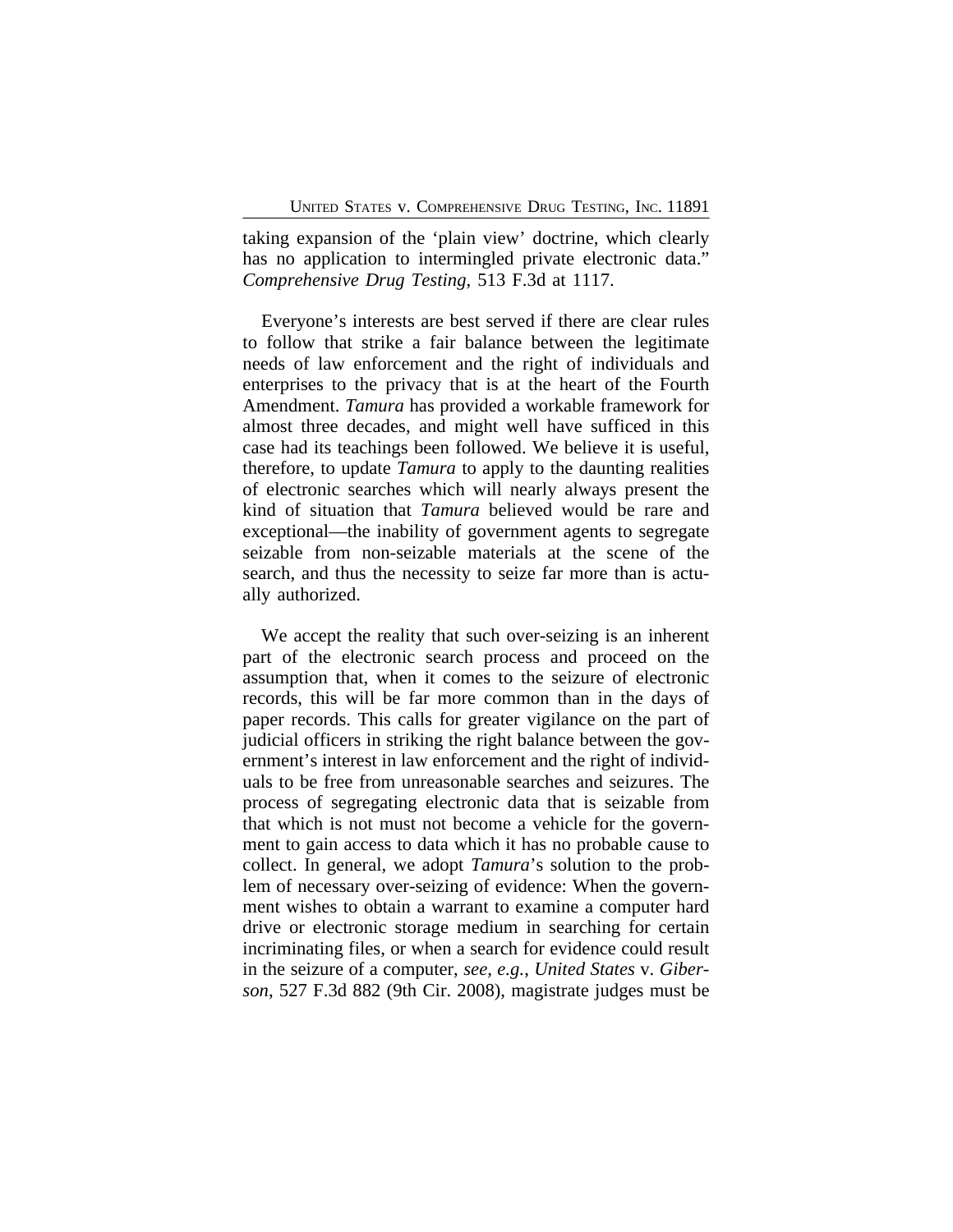taking expansion of the 'plain view' doctrine, which clearly has no application to intermingled private electronic data." *Comprehensive Drug Testing*, 513 F.3d at 1117.

Everyone's interests are best served if there are clear rules to follow that strike a fair balance between the legitimate needs of law enforcement and the right of individuals and enterprises to the privacy that is at the heart of the Fourth Amendment. *Tamura* has provided a workable framework for almost three decades, and might well have sufficed in this case had its teachings been followed. We believe it is useful, therefore, to update *Tamura* to apply to the daunting realities of electronic searches which will nearly always present the kind of situation that *Tamura* believed would be rare and exceptional—the inability of government agents to segregate seizable from non-seizable materials at the scene of the search, and thus the necessity to seize far more than is actually authorized.

We accept the reality that such over-seizing is an inherent part of the electronic search process and proceed on the assumption that, when it comes to the seizure of electronic records, this will be far more common than in the days of paper records. This calls for greater vigilance on the part of judicial officers in striking the right balance between the government's interest in law enforcement and the right of individuals to be free from unreasonable searches and seizures. The process of segregating electronic data that is seizable from that which is not must not become a vehicle for the government to gain access to data which it has no probable cause to collect. In general, we adopt *Tamura*'s solution to the problem of necessary over-seizing of evidence: When the government wishes to obtain a warrant to examine a computer hard drive or electronic storage medium in searching for certain incriminating files, or when a search for evidence could result in the seizure of a computer, *see, e.g.*, *United States* v. *Giberson*, 527 F.3d 882 (9th Cir. 2008), magistrate judges must be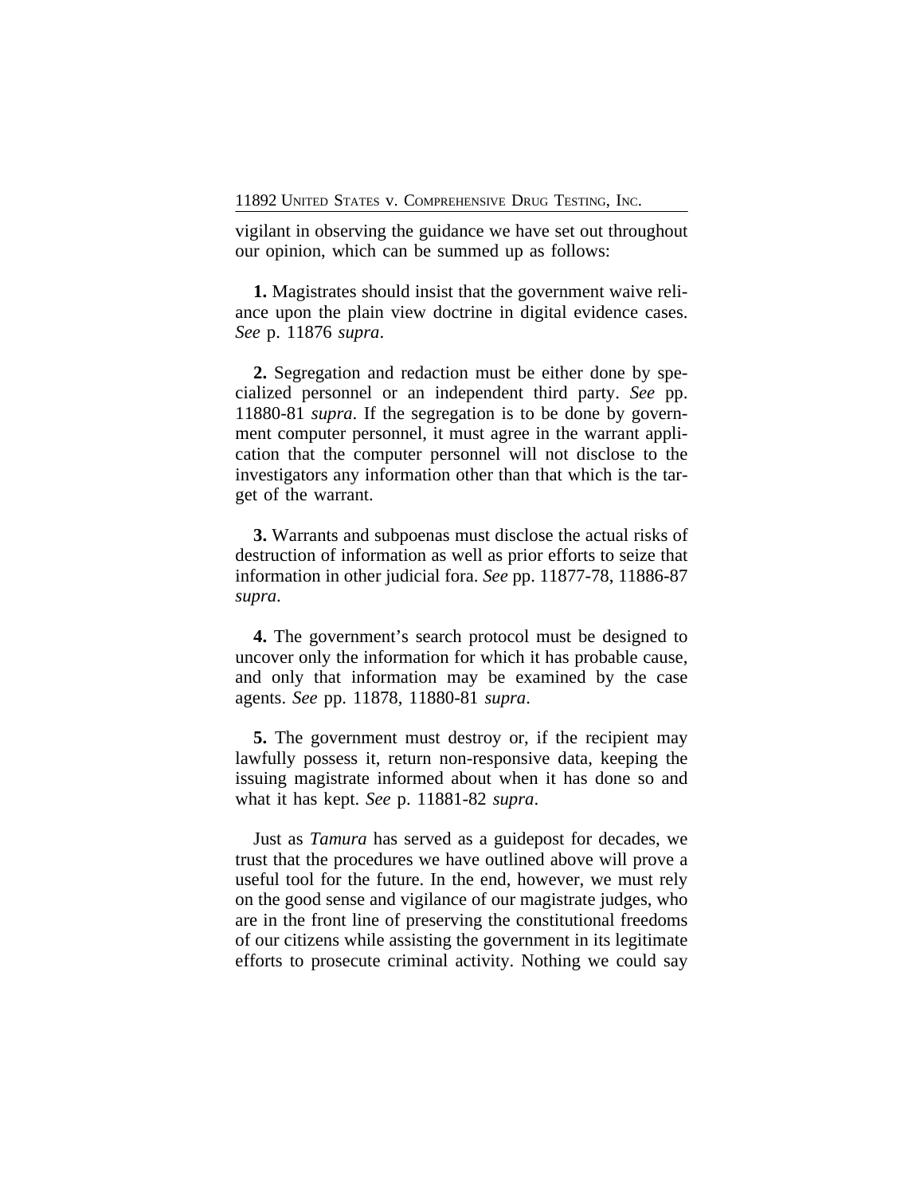vigilant in observing the guidance we have set out throughout our opinion, which can be summed up as follows:

**1.** Magistrates should insist that the government waive reliance upon the plain view doctrine in digital evidence cases. *See* p. 11876 *supra*.

**2.** Segregation and redaction must be either done by specialized personnel or an independent third party. *See* pp. 11880-81 *supra*. If the segregation is to be done by government computer personnel, it must agree in the warrant application that the computer personnel will not disclose to the investigators any information other than that which is the target of the warrant.

**3.** Warrants and subpoenas must disclose the actual risks of destruction of information as well as prior efforts to seize that information in other judicial fora. *See* pp. 11877-78, 11886-87 *supra*.

**4.** The government's search protocol must be designed to uncover only the information for which it has probable cause, and only that information may be examined by the case agents. *See* pp. 11878, 11880-81 *supra*.

**5.** The government must destroy or, if the recipient may lawfully possess it, return non-responsive data, keeping the issuing magistrate informed about when it has done so and what it has kept. *See* p. 11881-82 *supra*.

Just as *Tamura* has served as a guidepost for decades, we trust that the procedures we have outlined above will prove a useful tool for the future. In the end, however, we must rely on the good sense and vigilance of our magistrate judges, who are in the front line of preserving the constitutional freedoms of our citizens while assisting the government in its legitimate efforts to prosecute criminal activity. Nothing we could say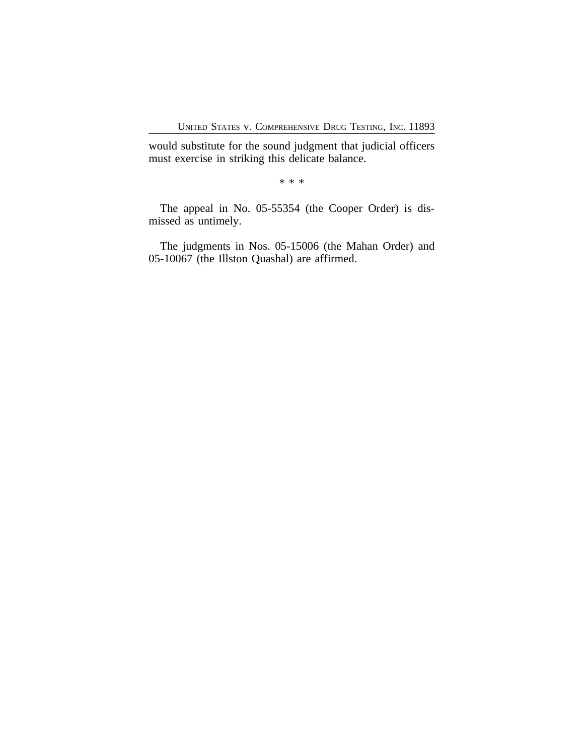would substitute for the sound judgment that judicial officers must exercise in striking this delicate balance.

\* \* \*

The appeal in No. 05-55354 (the Cooper Order) is dismissed as untimely.

The judgments in Nos. 05-15006 (the Mahan Order) and 05-10067 (the Illston Quashal) are affirmed.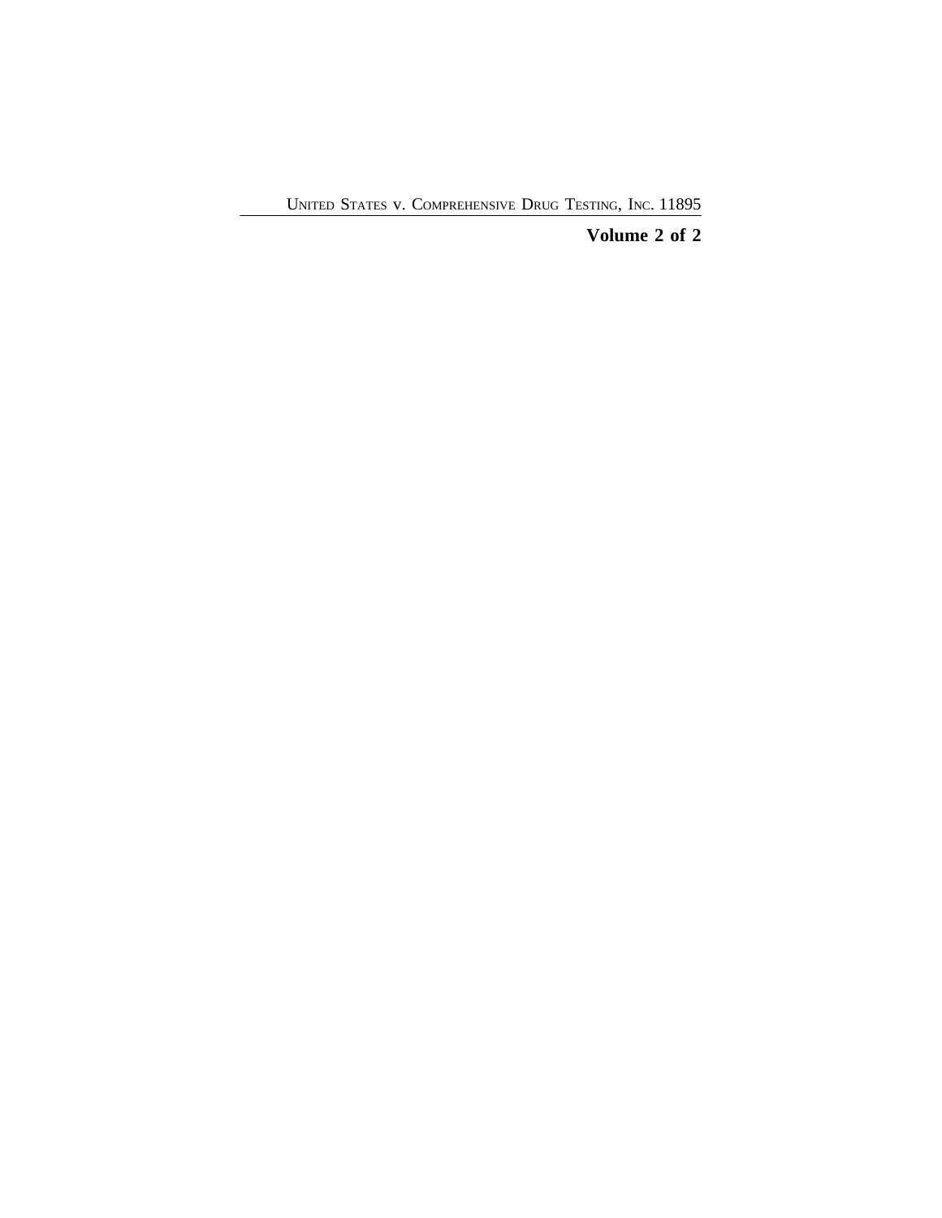**Volume 2 of 2**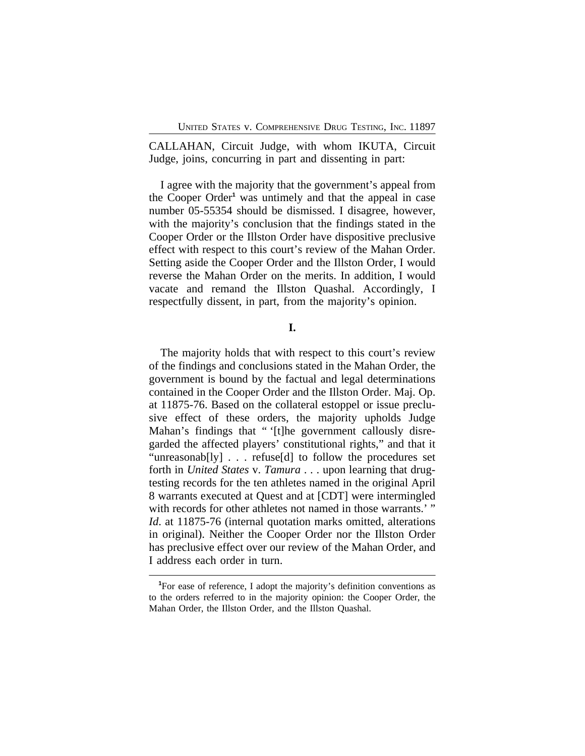CALLAHAN, Circuit Judge, with whom IKUTA, Circuit Judge, joins, concurring in part and dissenting in part:

I agree with the majority that the government's appeal from the Cooper Order[1] was untimely and that the appeal in case number 05-55354 should be dismissed. I disagree, however, with the majority's conclusion that the findings stated in the Cooper Order or the Illston Order have dispositive preclusive effect with respect to this court's review of the Mahan Order. Setting aside the Cooper Order and the Illston Order, I would reverse the Mahan Order on the merits. In addition, I would vacate and remand the Illston Quashal. Accordingly, I respectfully dissent, in part, from the majority's opinion.

## I.

The majority holds that with respect to this court's review of the findings and conclusions stated in the Mahan Order, the government is bound by the factual and legal determinations contained in the Cooper Order and the Illston Order. Maj. Op. at 11875-76. Based on the collateral estoppel or issue preclusive effect of these orders, the majority upholds Judge Mahan's findings that " '[t]he government callously disregarded the affected players' constitutional rights," and that it "unreasonab[ly] . . . refuse[d] to follow the procedures set forth in *United States* v. *Tamura* . . . upon learning that drug-testing records for the ten athletes named in the original April 8 warrants executed at Quest and at [CDT] were intermingled with records for other athletes not named in those warrants.' " *Id*. at 11875-76 (internal quotation marks omitted, alterations in original). Neither the Cooper Order nor the Illston Order has preclusive effect over our review of the Mahan Order, and I address each order in turn.

[1]For ease of reference, I adopt the majority's definition conventions as to the orders referred to in the majority opinion: the Cooper Order, the Mahan Order, the Illston Order, and the Illston Quashal.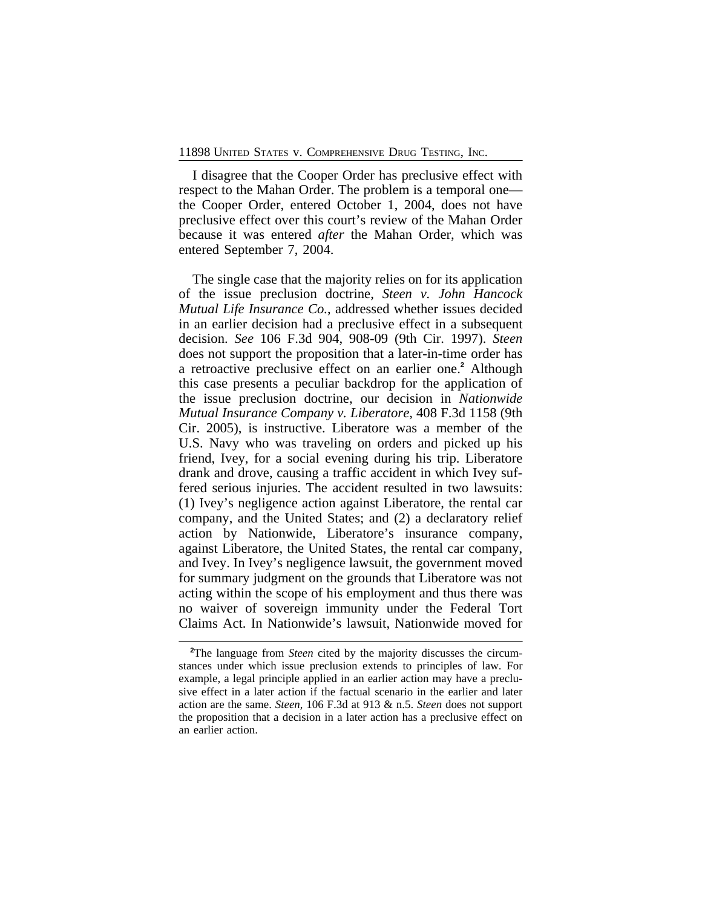I disagree that the Cooper Order has preclusive effect with respect to the Mahan Order. The problem is a temporal one—the Cooper Order, entered October 1, 2004, does not have preclusive effect over this court's review of the Mahan Order because it was entered *after* the Mahan Order, which was entered September 7, 2004.

The single case that the majority relies on for its application of the issue preclusion doctrine, *Steen v. John Hancock Mutual Life Insurance Co.*, addressed whether issues decided in an earlier decision had a preclusive effect in a subsequent decision. *See* 106 F.3d 904, 908-09 (9th Cir. 1997). *Steen* does not support the proposition that a later-in-time order has a retroactive preclusive effect on an earlier one.[2] Although this case presents a peculiar backdrop for the application of the issue preclusion doctrine, our decision in *Nationwide Mutual Insurance Company v. Liberatore*, 408 F.3d 1158 (9th Cir. 2005), is instructive. Liberatore was a member of the U.S. Navy who was traveling on orders and picked up his friend, Ivey, for a social evening during his trip. Liberatore drank and drove, causing a traffic accident in which Ivey suffered serious injuries. The accident resulted in two lawsuits: (1) Ivey's negligence action against Liberatore, the rental car company, and the United States; and (2) a declaratory relief action by Nationwide, Liberatore's insurance company, against Liberatore, the United States, the rental car company, and Ivey. In Ivey's negligence lawsuit, the government moved for summary judgment on the grounds that Liberatore was not acting within the scope of his employment and thus there was no waiver of sovereign immunity under the Federal Tort Claims Act. In Nationwide's lawsuit, Nationwide moved for

---

[2]The language from *Steen* cited by the majority discusses the circumstances under which issue preclusion extends to principles of law. For example, a legal principle applied in an earlier action may have a preclusive effect in a later action if the factual scenario in the earlier and later action are the same. *Steen*, 106 F.3d at 913 & n.5. *Steen* does not support the proposition that a decision in a later action has a preclusive effect on an earlier action.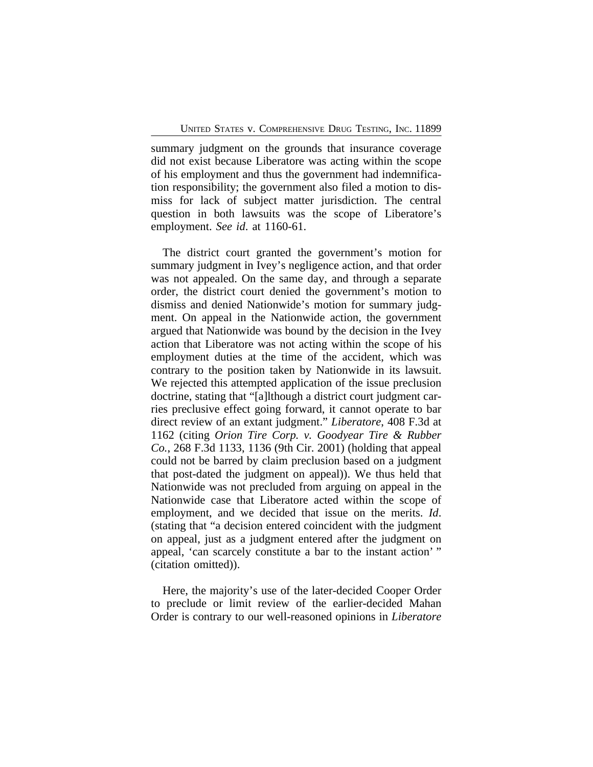summary judgment on the grounds that insurance coverage did not exist because Liberatore was acting within the scope of his employment and thus the government had indemnification responsibility; the government also filed a motion to dismiss for lack of subject matter jurisdiction. The central question in both lawsuits was the scope of Liberatore's employment. *See id.* at 1160-61.

The district court granted the government's motion for summary judgment in Ivey's negligence action, and that order was not appealed. On the same day, and through a separate order, the district court denied the government's motion to dismiss and denied Nationwide's motion for summary judgment. On appeal in the Nationwide action, the government argued that Nationwide was bound by the decision in the Ivey action that Liberatore was not acting within the scope of his employment duties at the time of the accident, which was contrary to the position taken by Nationwide in its lawsuit. We rejected this attempted application of the issue preclusion doctrine, stating that "[a]lthough a district court judgment carries preclusive effect going forward, it cannot operate to bar direct review of an extant judgment." *Liberatore*, 408 F.3d at 1162 (citing *Orion Tire Corp. v. Goodyear Tire & Rubber Co.*, 268 F.3d 1133, 1136 (9th Cir. 2001) (holding that appeal could not be barred by claim preclusion based on a judgment that post-dated the judgment on appeal)). We thus held that Nationwide was not precluded from arguing on appeal in the Nationwide case that Liberatore acted within the scope of employment, and we decided that issue on the merits. *Id.* (stating that "a decision entered coincident with the judgment on appeal, just as a judgment entered after the judgment on appeal, 'can scarcely constitute a bar to the instant action' " (citation omitted)).

Here, the majority's use of the later-decided Cooper Order to preclude or limit review of the earlier-decided Mahan Order is contrary to our well-reasoned opinions in *Liberatore*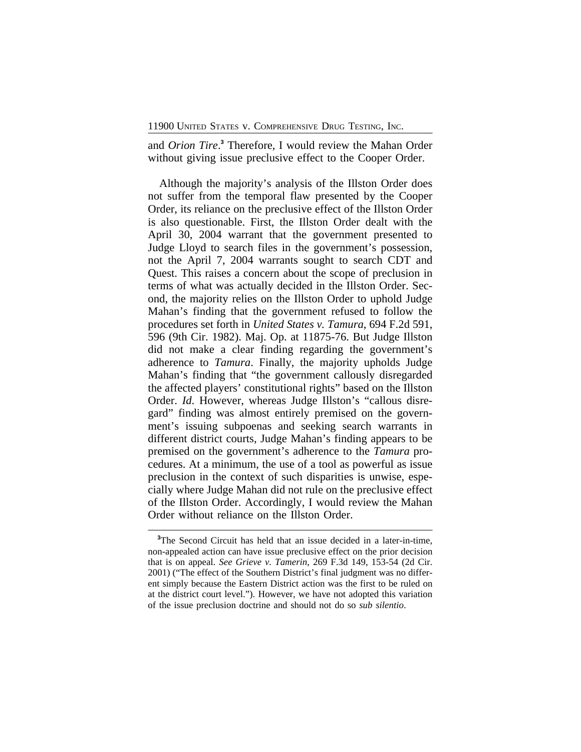and *Orion Tire*.[3] Therefore, I would review the Mahan Order without giving issue preclusive effect to the Cooper Order.

Although the majority's analysis of the Illston Order does not suffer from the temporal flaw presented by the Cooper Order, its reliance on the preclusive effect of the Illston Order is also questionable. First, the Illston Order dealt with the April 30, 2004 warrant that the government presented to Judge Lloyd to search files in the government's possession, not the April 7, 2004 warrants sought to search CDT and Quest. This raises a concern about the scope of preclusion in terms of what was actually decided in the Illston Order. Second, the majority relies on the Illston Order to uphold Judge Mahan's finding that the government refused to follow the procedures set forth in *United States v. Tamura*, 694 F.2d 591, 596 (9th Cir. 1982). Maj. Op. at 11875-76. But Judge Illston did not make a clear finding regarding the government's adherence to *Tamura*. Finally, the majority upholds Judge Mahan's finding that "the government callously disregarded the affected players' constitutional rights" based on the Illston Order. *Id*. However, whereas Judge Illston's "callous disregard" finding was almost entirely premised on the government's issuing subpoenas and seeking search warrants in different district courts, Judge Mahan's finding appears to be premised on the government's adherence to the *Tamura* procedures. At a minimum, the use of a tool as powerful as issue preclusion in the context of such disparities is unwise, especially where Judge Mahan did not rule on the preclusive effect of the Illston Order. Accordingly, I would review the Mahan Order without reliance on the Illston Order.

---

[3]The Second Circuit has held that an issue decided in a later-in-time, non-appealed action can have issue preclusive effect on the prior decision that is on appeal. *See Grieve v. Tamerin*, 269 F.3d 149, 153-54 (2d Cir. 2001) ("The effect of the Southern District's final judgment was no different simply because the Eastern District action was the first to be ruled on at the district court level."). However, we have not adopted this variation of the issue preclusion doctrine and should not do so *sub silentio*.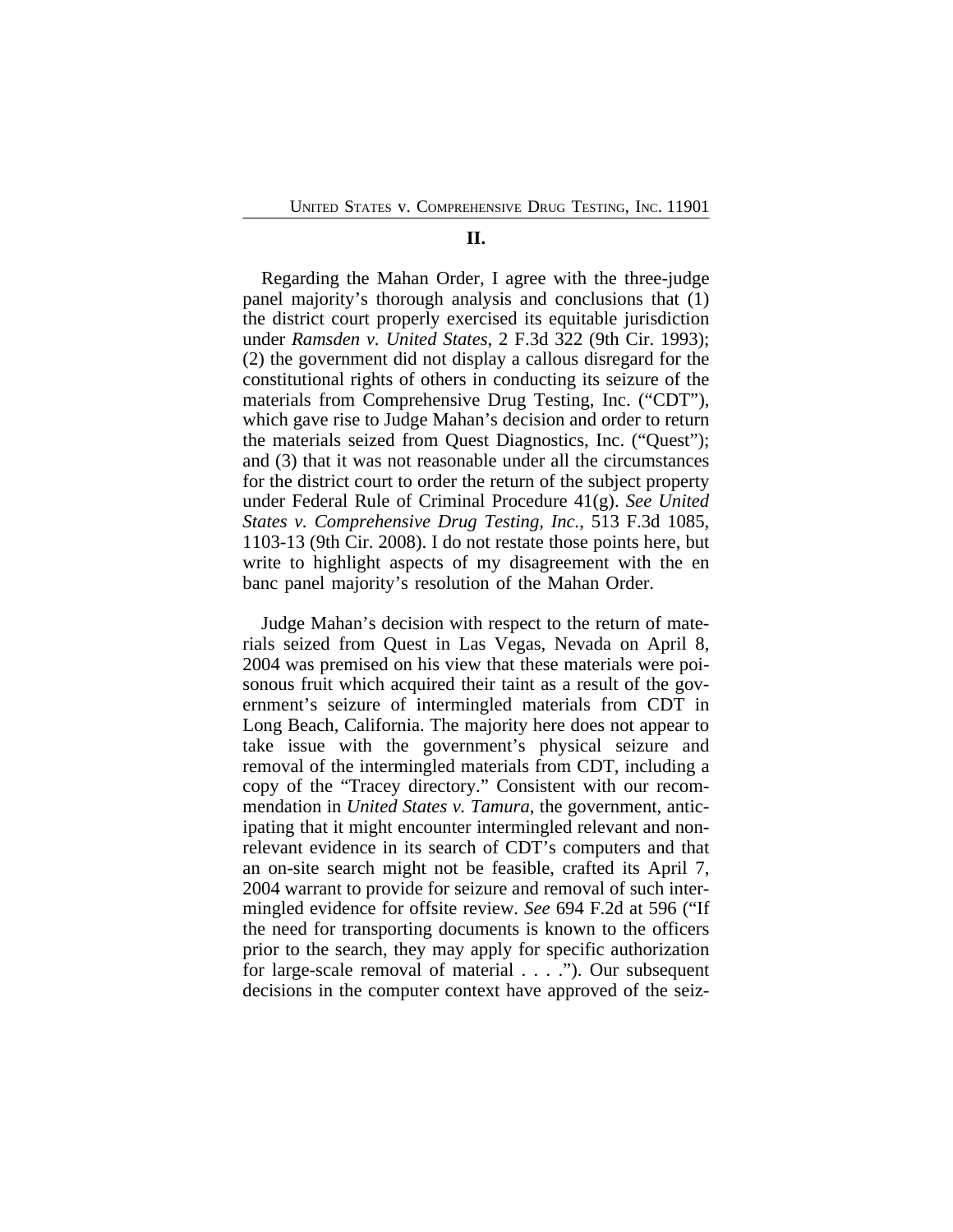## II.

Regarding the Mahan Order, I agree with the three-judge panel majority's thorough analysis and conclusions that (1) the district court properly exercised its equitable jurisdiction under *Ramsden v. United States*, 2 F.3d 322 (9th Cir. 1993); (2) the government did not display a callous disregard for the constitutional rights of others in conducting its seizure of the materials from Comprehensive Drug Testing, Inc. ("CDT"), which gave rise to Judge Mahan's decision and order to return the materials seized from Quest Diagnostics, Inc. ("Quest"); and (3) that it was not reasonable under all the circumstances for the district court to order the return of the subject property under Federal Rule of Criminal Procedure 41(g). *See United States v. Comprehensive Drug Testing, Inc.*, 513 F.3d 1085, 1103-13 (9th Cir. 2008). I do not restate those points here, but write to highlight aspects of my disagreement with the en banc panel majority's resolution of the Mahan Order.

Judge Mahan's decision with respect to the return of materials seized from Quest in Las Vegas, Nevada on April 8, 2004 was premised on his view that these materials were poisonous fruit which acquired their taint as a result of the government's seizure of intermingled materials from CDT in Long Beach, California. The majority here does not appear to take issue with the government's physical seizure and removal of the intermingled materials from CDT, including a copy of the "Tracey directory." Consistent with our recommendation in *United States v. Tamura*, the government, anticipating that it might encounter intermingled relevant and non-relevant evidence in its search of CDT's computers and that an on-site search might not be feasible, crafted its April 7, 2004 warrant to provide for seizure and removal of such intermingled evidence for offsite review. *See* 694 F.2d at 596 ("If the need for transporting documents is known to the officers prior to the search, they may apply for specific authorization for large-scale removal of material . . . ."). Our subsequent decisions in the computer context have approved of the seiz-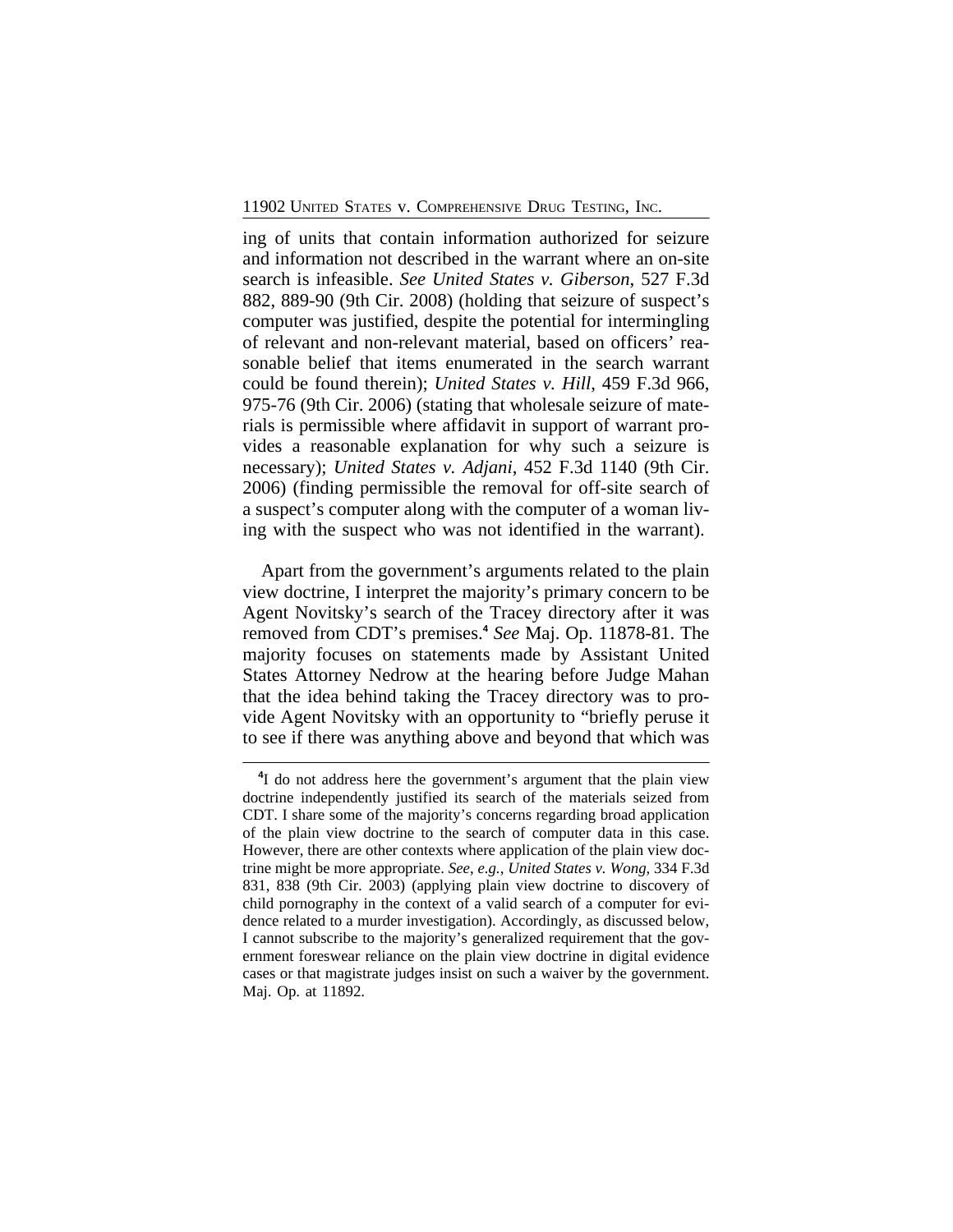ing of units that contain information authorized for seizure and information not described in the warrant where an on-site search is infeasible. *See United States v. Giberson*, 527 F.3d 882, 889-90 (9th Cir. 2008) (holding that seizure of suspect's computer was justified, despite the potential for intermingling of relevant and non-relevant material, based on officers' reasonable belief that items enumerated in the search warrant could be found therein); *United States v. Hill*, 459 F.3d 966, 975-76 (9th Cir. 2006) (stating that wholesale seizure of materials is permissible where affidavit in support of warrant provides a reasonable explanation for why such a seizure is necessary); *United States v. Adjani*, 452 F.3d 1140 (9th Cir. 2006) (finding permissible the removal for off-site search of a suspect's computer along with the computer of a woman living with the suspect who was not identified in the warrant).

Apart from the government's arguments related to the plain view doctrine, I interpret the majority's primary concern to be Agent Novitsky's search of the Tracey directory after it was removed from CDT's premises.[4] *See* Maj. Op. 11878-81. The majority focuses on statements made by Assistant United States Attorney Nedrow at the hearing before Judge Mahan that the idea behind taking the Tracey directory was to provide Agent Novitsky with an opportunity to "briefly peruse it to see if there was anything above and beyond that which was

[4] I do not address here the government's argument that the plain view doctrine independently justified its search of the materials seized from CDT. I share some of the majority's concerns regarding broad application of the plain view doctrine to the search of computer data in this case. However, there are other contexts where application of the plain view doctrine might be more appropriate. *See, e.g.*, *United States v. Wong*, 334 F.3d 831, 838 (9th Cir. 2003) (applying plain view doctrine to discovery of child pornography in the context of a valid search of a computer for evidence related to a murder investigation). Accordingly, as discussed below, I cannot subscribe to the majority's generalized requirement that the government foreswear reliance on the plain view doctrine in digital evidence cases or that magistrate judges insist on such a waiver by the government. Maj. Op. at 11892.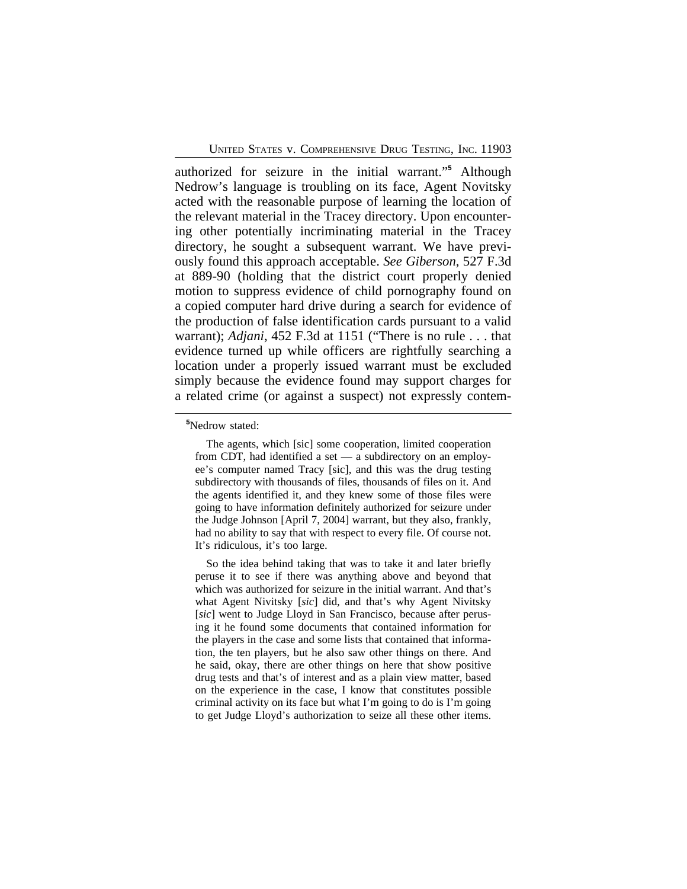authorized for seizure in the initial warrant."[5] Although Nedrow's language is troubling on its face, Agent Novitsky acted with the reasonable purpose of learning the location of the relevant material in the Tracey directory. Upon encountering other potentially incriminating material in the Tracey directory, he sought a subsequent warrant. We have previously found this approach acceptable. *See Giberson*, 527 F.3d at 889-90 (holding that the district court properly denied motion to suppress evidence of child pornography found on a copied computer hard drive during a search for evidence of the production of false identification cards pursuant to a valid warrant); *Adjani*, 452 F.3d at 1151 ("There is no rule . . . that evidence turned up while officers are rightfully searching a location under a properly issued warrant must be excluded simply because the evidence found may support charges for a related crime (or against a suspect) not expressly contem-

---

[5]Nedrow stated:

> The agents, which [sic] some cooperation, limited cooperation from CDT, had identified a set — a subdirectory on an employee's computer named Tracy [sic], and this was the drug testing subdirectory with thousands of files, thousands of files on it. And the agents identified it, and they knew some of those files were going to have information definitely authorized for seizure under the Judge Johnson [April 7, 2004] warrant, but they also, frankly, had no ability to say that with respect to every file. Of course not. It's ridiculous, it's too large.
>
> So the idea behind taking that was to take it and later briefly peruse it to see if there was anything above and beyond that which was authorized for seizure in the initial warrant. And that's what Agent Nivitsky [*sic*] did, and that's why Agent Nivitsky [*sic*] went to Judge Lloyd in San Francisco, because after perusing it he found some documents that contained information for the players in the case and some lists that contained that information, the ten players, but he also saw other things on there. And he said, okay, there are other things on here that show positive drug tests and that's of interest and as a plain view matter, based on the experience in the case, I know that constitutes possible criminal activity on its face but what I'm going to do is I'm going to get Judge Lloyd's authorization to seize all these other items.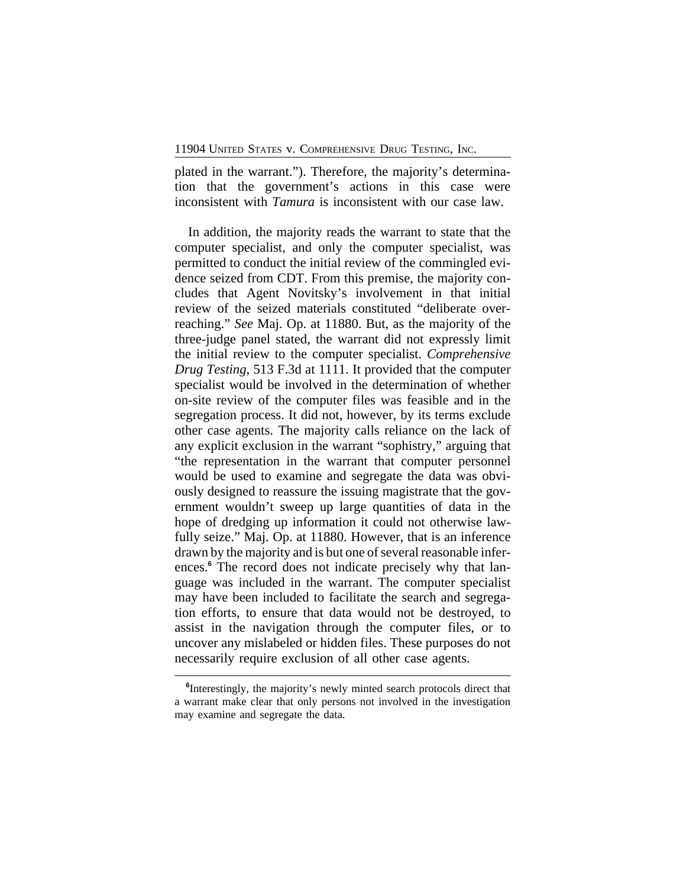plated in the warrant."). Therefore, the majority's determination that the government's actions in this case were inconsistent with *Tamura* is inconsistent with our case law.

In addition, the majority reads the warrant to state that the computer specialist, and only the computer specialist, was permitted to conduct the initial review of the commingled evidence seized from CDT. From this premise, the majority concludes that Agent Novitsky's involvement in that initial review of the seized materials constituted "deliberate overreaching." *See* Maj. Op. at 11880. But, as the majority of the three-judge panel stated, the warrant did not expressly limit the initial review to the computer specialist. *Comprehensive Drug Testing*, 513 F.3d at 1111. It provided that the computer specialist would be involved in the determination of whether on-site review of the computer files was feasible and in the segregation process. It did not, however, by its terms exclude other case agents. The majority calls reliance on the lack of any explicit exclusion in the warrant "sophistry," arguing that "the representation in the warrant that computer personnel would be used to examine and segregate the data was obviously designed to reassure the issuing magistrate that the government wouldn't sweep up large quantities of data in the hope of dredging up information it could not otherwise lawfully seize." Maj. Op. at 11880. However, that is an inference drawn by the majority and is but one of several reasonable inferences.[6] The record does not indicate precisely why that language was included in the warrant. The computer specialist may have been included to facilitate the search and segregation efforts, to ensure that data would not be destroyed, to assist in the navigation through the computer files, or to uncover any mislabeled or hidden files. These purposes do not necessarily require exclusion of all other case agents.

[6]Interestingly, the majority's newly minted search protocols direct that a warrant make clear that only persons not involved in the investigation may examine and segregate the data.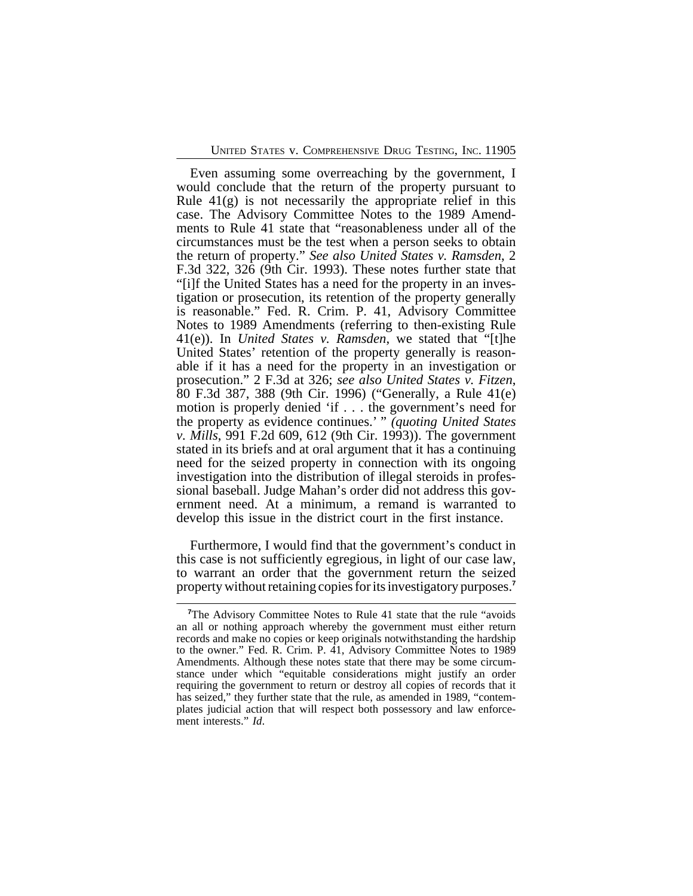Even assuming some overreaching by the government, I would conclude that the return of the property pursuant to Rule 41(g) is not necessarily the appropriate relief in this case. The Advisory Committee Notes to the 1989 Amendments to Rule 41 state that "reasonableness under all of the circumstances must be the test when a person seeks to obtain the return of property." *See also United States v. Ramsden*, 2 F.3d 322, 326 (9th Cir. 1993). These notes further state that "[i]f the United States has a need for the property in an investigation or prosecution, its retention of the property generally is reasonable." Fed. R. Crim. P. 41, Advisory Committee Notes to 1989 Amendments (referring to then-existing Rule 41(e)). In *United States v. Ramsden*, we stated that "[t]he United States' retention of the property generally is reasonable if it has a need for the property in an investigation or prosecution." 2 F.3d at 326; *see also United States v. Fitzen*, 80 F.3d 387, 388 (9th Cir. 1996) ("Generally, a Rule 41(e) motion is properly denied 'if . . . the government's need for the property as evidence continues.' " *(quoting United States v. Mills*, 991 F.2d 609, 612 (9th Cir. 1993)). The government stated in its briefs and at oral argument that it has a continuing need for the seized property in connection with its ongoing investigation into the distribution of illegal steroids in professional baseball. Judge Mahan's order did not address this government need. At a minimum, a remand is warranted to develop this issue in the district court in the first instance.

Furthermore, I would find that the government's conduct in this case is not sufficiently egregious, in light of our case law, to warrant an order that the government return the seized property without retaining copies for its investigatory purposes.[7]

[7]The Advisory Committee Notes to Rule 41 state that the rule "avoids an all or nothing approach whereby the government must either return records and make no copies or keep originals notwithstanding the hardship to the owner." Fed. R. Crim. P. 41, Advisory Committee Notes to 1989 Amendments. Although these notes state that there may be some circumstance under which "equitable considerations might justify an order requiring the government to return or destroy all copies of records that it has seized," they further state that the rule, as amended in 1989, "contemplates judicial action that will respect both possessory and law enforcement interests." *Id.*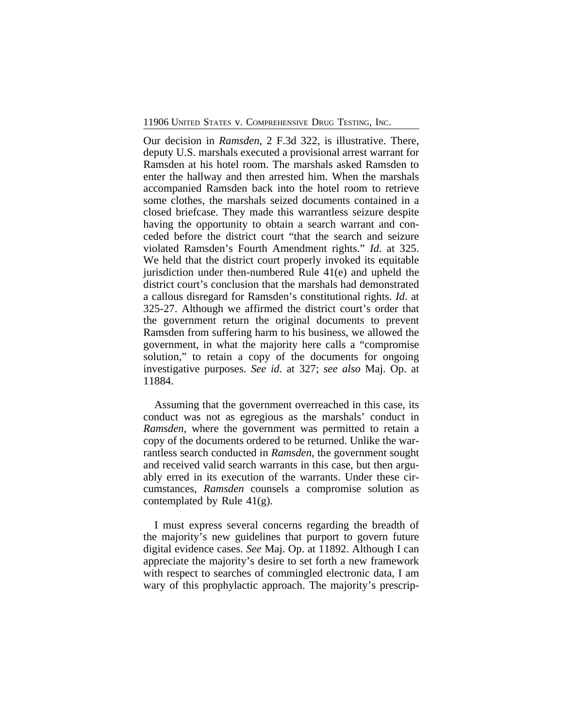Our decision in *Ramsden*, 2 F.3d 322, is illustrative. There, deputy U.S. marshals executed a provisional arrest warrant for Ramsden at his hotel room. The marshals asked Ramsden to enter the hallway and then arrested him. When the marshals accompanied Ramsden back into the hotel room to retrieve some clothes, the marshals seized documents contained in a closed briefcase. They made this warrantless seizure despite having the opportunity to obtain a search warrant and conceded before the district court "that the search and seizure violated Ramsden's Fourth Amendment rights." *Id*. at 325. We held that the district court properly invoked its equitable jurisdiction under then-numbered Rule 41(e) and upheld the district court's conclusion that the marshals had demonstrated a callous disregard for Ramsden's constitutional rights. *Id*. at 325-27. Although we affirmed the district court's order that the government return the original documents to prevent Ramsden from suffering harm to his business, we allowed the government, in what the majority here calls a "compromise solution," to retain a copy of the documents for ongoing investigative purposes. *See id*. at 327; *see also* Maj. Op. at 11884.

Assuming that the government overreached in this case, its conduct was not as egregious as the marshals' conduct in *Ramsden*, where the government was permitted to retain a copy of the documents ordered to be returned. Unlike the warrantless search conducted in *Ramsden*, the government sought and received valid search warrants in this case, but then arguably erred in its execution of the warrants. Under these circumstances, *Ramsden* counsels a compromise solution as contemplated by Rule 41(g).

I must express several concerns regarding the breadth of the majority's new guidelines that purport to govern future digital evidence cases. *See* Maj. Op. at 11892. Although I can appreciate the majority's desire to set forth a new framework with respect to searches of commingled electronic data, I am wary of this prophylactic approach. The majority's prescrip-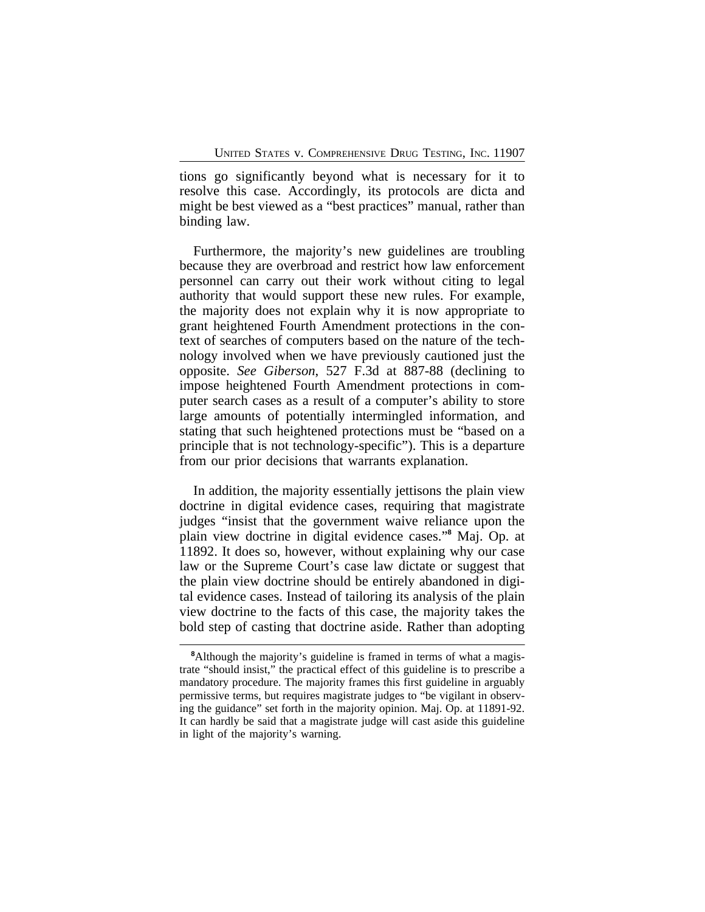tions go significantly beyond what is necessary for it to resolve this case. Accordingly, its protocols are dicta and might be best viewed as a "best practices" manual, rather than binding law.

Furthermore, the majority's new guidelines are troubling because they are overbroad and restrict how law enforcement personnel can carry out their work without citing to legal authority that would support these new rules. For example, the majority does not explain why it is now appropriate to grant heightened Fourth Amendment protections in the context of searches of computers based on the nature of the technology involved when we have previously cautioned just the opposite. *See Giberson*, 527 F.3d at 887-88 (declining to impose heightened Fourth Amendment protections in computer search cases as a result of a computer's ability to store large amounts of potentially intermingled information, and stating that such heightened protections must be "based on a principle that is not technology-specific"). This is a departure from our prior decisions that warrants explanation.

In addition, the majority essentially jettisons the plain view doctrine in digital evidence cases, requiring that magistrate judges "insist that the government waive reliance upon the plain view doctrine in digital evidence cases."[8] Maj. Op. at 11892. It does so, however, without explaining why our case law or the Supreme Court's case law dictate or suggest that the plain view doctrine should be entirely abandoned in digital evidence cases. Instead of tailoring its analysis of the plain view doctrine to the facts of this case, the majority takes the bold step of casting that doctrine aside. Rather than adopting

---

[8]Although the majority's guideline is framed in terms of what a magistrate "should insist," the practical effect of this guideline is to prescribe a mandatory procedure. The majority frames this first guideline in arguably permissive terms, but requires magistrate judges to "be vigilant in observing the guidance" set forth in the majority opinion. Maj. Op. at 11891-92. It can hardly be said that a magistrate judge will cast aside this guideline in light of the majority's warning.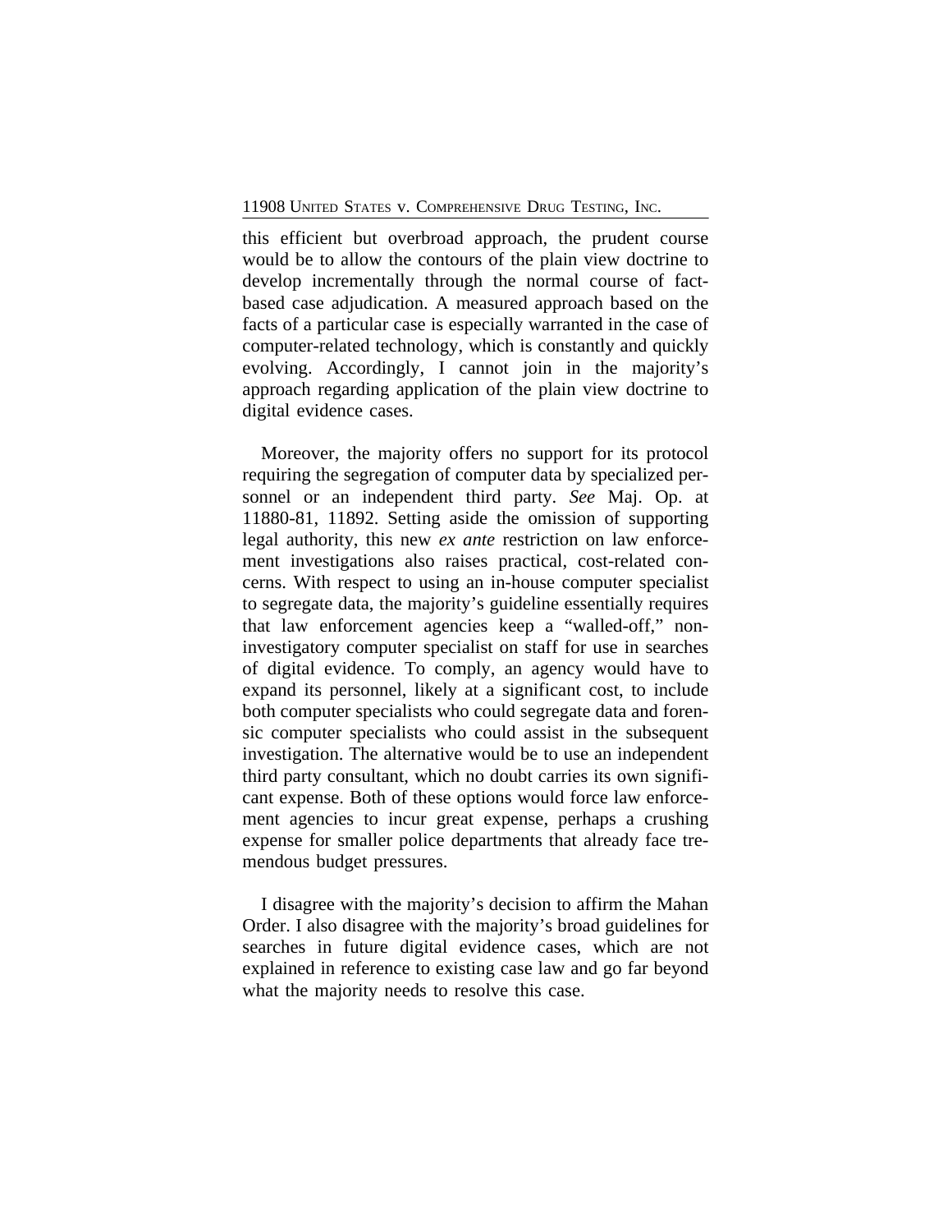this efficient but overbroad approach, the prudent course would be to allow the contours of the plain view doctrine to develop incrementally through the normal course of fact-based case adjudication. A measured approach based on the facts of a particular case is especially warranted in the case of computer-related technology, which is constantly and quickly evolving. Accordingly, I cannot join in the majority's approach regarding application of the plain view doctrine to digital evidence cases.

Moreover, the majority offers no support for its protocol requiring the segregation of computer data by specialized personnel or an independent third party. *See* Maj. Op. at 11880-81, 11892. Setting aside the omission of supporting legal authority, this new *ex ante* restriction on law enforcement investigations also raises practical, cost-related concerns. With respect to using an in-house computer specialist to segregate data, the majority's guideline essentially requires that law enforcement agencies keep a "walled-off," non-investigatory computer specialist on staff for use in searches of digital evidence. To comply, an agency would have to expand its personnel, likely at a significant cost, to include both computer specialists who could segregate data and forensic computer specialists who could assist in the subsequent investigation. The alternative would be to use an independent third party consultant, which no doubt carries its own significant expense. Both of these options would force law enforcement agencies to incur great expense, perhaps a crushing expense for smaller police departments that already face tremendous budget pressures.

I disagree with the majority's decision to affirm the Mahan Order. I also disagree with the majority's broad guidelines for searches in future digital evidence cases, which are not explained in reference to existing case law and go far beyond what the majority needs to resolve this case.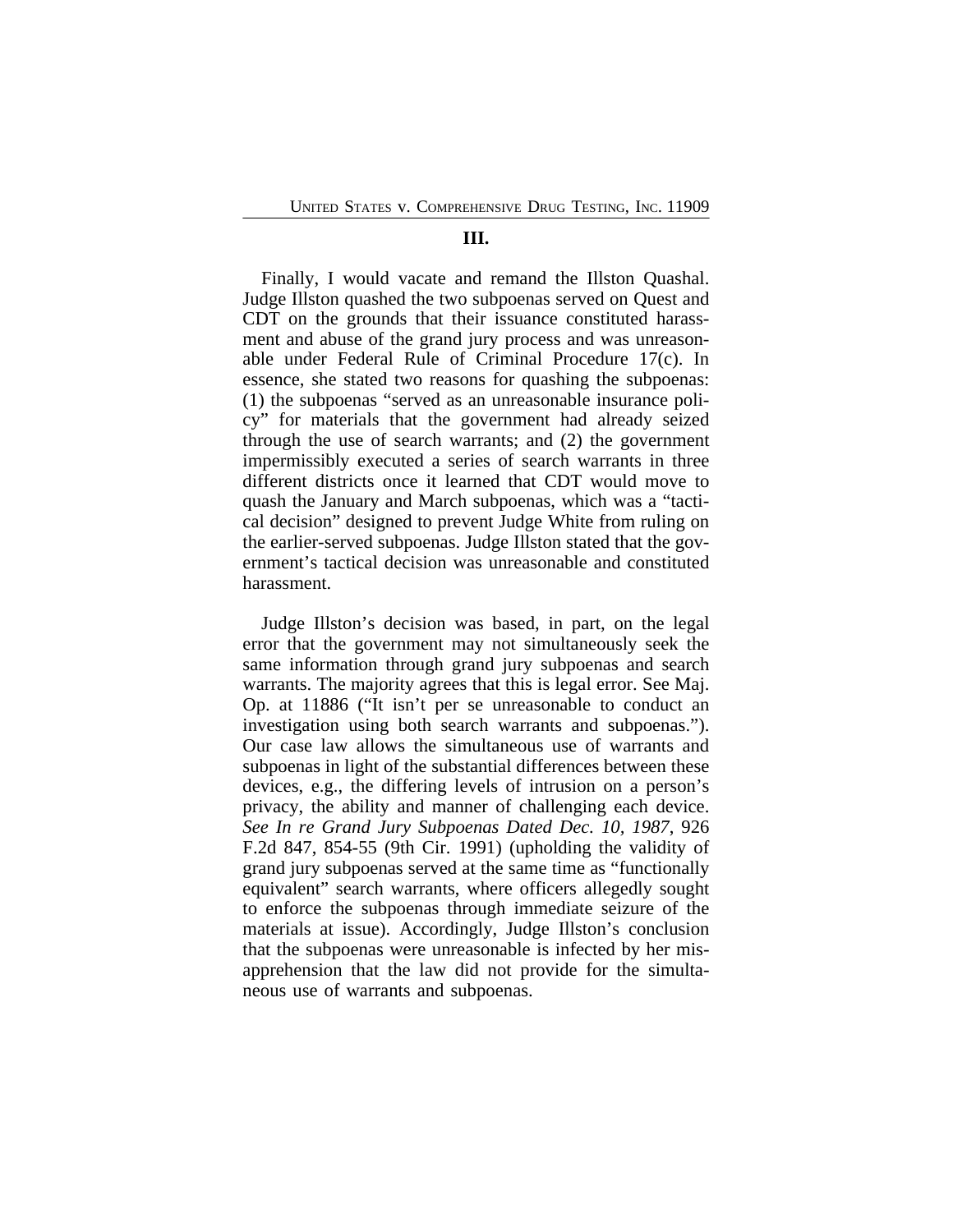## III.

Finally, I would vacate and remand the Illston Quashal. Judge Illston quashed the two subpoenas served on Quest and CDT on the grounds that their issuance constituted harassment and abuse of the grand jury process and was unreasonable under Federal Rule of Criminal Procedure 17(c). In essence, she stated two reasons for quashing the subpoenas: (1) the subpoenas "served as an unreasonable insurance policy" for materials that the government had already seized through the use of search warrants; and (2) the government impermissibly executed a series of search warrants in three different districts once it learned that CDT would move to quash the January and March subpoenas, which was a "tactical decision" designed to prevent Judge White from ruling on the earlier-served subpoenas. Judge Illston stated that the government's tactical decision was unreasonable and constituted harassment.

Judge Illston's decision was based, in part, on the legal error that the government may not simultaneously seek the same information through grand jury subpoenas and search warrants. The majority agrees that this is legal error. See Maj. Op. at 11886 ("It isn't per se unreasonable to conduct an investigation using both search warrants and subpoenas."). Our case law allows the simultaneous use of warrants and subpoenas in light of the substantial differences between these devices, e.g., the differing levels of intrusion on a person's privacy, the ability and manner of challenging each device. *See In re Grand Jury Subpoenas Dated Dec. 10, 1987*, 926 F.2d 847, 854-55 (9th Cir. 1991) (upholding the validity of grand jury subpoenas served at the same time as "functionally equivalent" search warrants, where officers allegedly sought to enforce the subpoenas through immediate seizure of the materials at issue). Accordingly, Judge Illston's conclusion that the subpoenas were unreasonable is infected by her misapprehension that the law did not provide for the simultaneous use of warrants and subpoenas.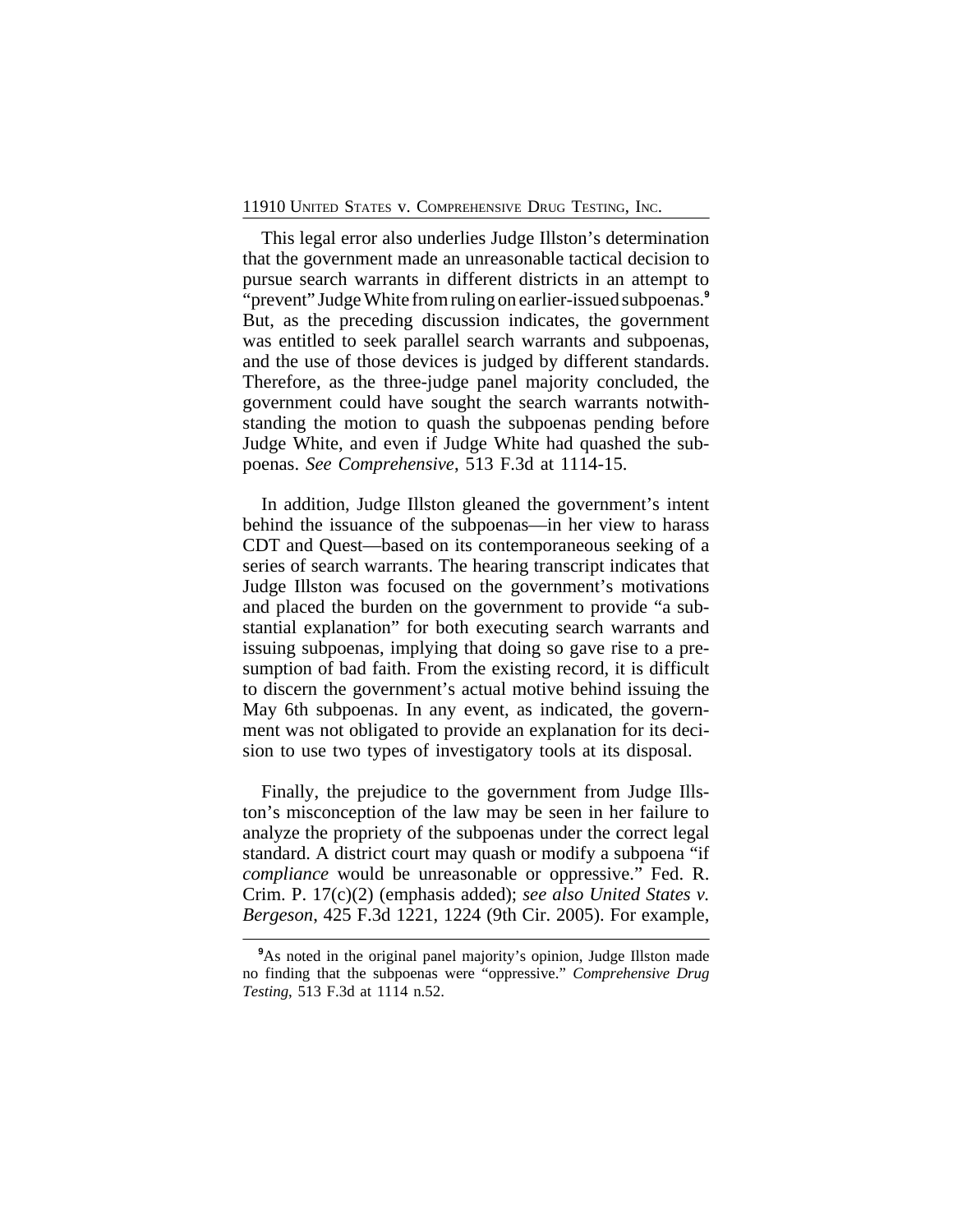This legal error also underlies Judge Illston's determination that the government made an unreasonable tactical decision to pursue search warrants in different districts in an attempt to "prevent" Judge White from ruling on earlier-issued subpoenas.[9] But, as the preceding discussion indicates, the government was entitled to seek parallel search warrants and subpoenas, and the use of those devices is judged by different standards. Therefore, as the three-judge panel majority concluded, the government could have sought the search warrants notwithstanding the motion to quash the subpoenas pending before Judge White, and even if Judge White had quashed the subpoenas. *See Comprehensive*, 513 F.3d at 1114-15.

In addition, Judge Illston gleaned the government's intent behind the issuance of the subpoenas—in her view to harass CDT and Quest—based on its contemporaneous seeking of a series of search warrants. The hearing transcript indicates that Judge Illston was focused on the government's motivations and placed the burden on the government to provide "a substantial explanation" for both executing search warrants and issuing subpoenas, implying that doing so gave rise to a presumption of bad faith. From the existing record, it is difficult to discern the government's actual motive behind issuing the May 6th subpoenas. In any event, as indicated, the government was not obligated to provide an explanation for its decision to use two types of investigatory tools at its disposal.

Finally, the prejudice to the government from Judge Illston's misconception of the law may be seen in her failure to analyze the propriety of the subpoenas under the correct legal standard. A district court may quash or modify a subpoena "if *compliance* would be unreasonable or oppressive." Fed. R. Crim. P. 17(c)(2) (emphasis added); *see also United States v. Bergeson*, 425 F.3d 1221, 1224 (9th Cir. 2005). For example,

---

[9] As noted in the original panel majority's opinion, Judge Illston made no finding that the subpoenas were "oppressive." *Comprehensive Drug Testing*, 513 F.3d at 1114 n.52.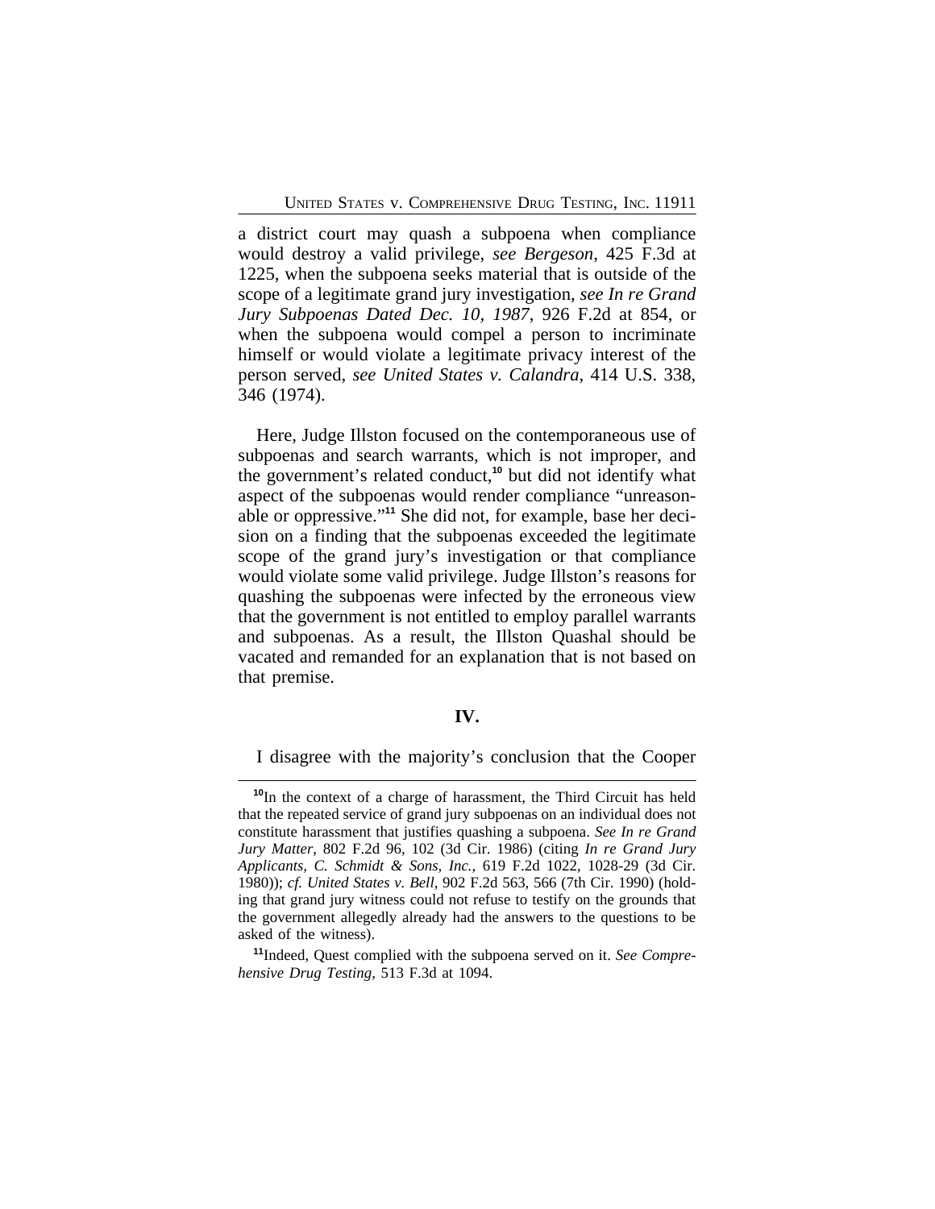a district court may quash a subpoena when compliance would destroy a valid privilege, *see Bergeson*, 425 F.3d at 1225, when the subpoena seeks material that is outside of the scope of a legitimate grand jury investigation, *see In re Grand Jury Subpoenas Dated Dec. 10, 1987*, 926 F.2d at 854, or when the subpoena would compel a person to incriminate himself or would violate a legitimate privacy interest of the person served, *see United States v. Calandra*, 414 U.S. 338, 346 (1974).

Here, Judge Illston focused on the contemporaneous use of subpoenas and search warrants, which is not improper, and the government's related conduct,[10] but did not identify what aspect of the subpoenas would render compliance "unreasonable or oppressive."[11] She did not, for example, base her decision on a finding that the subpoenas exceeded the legitimate scope of the grand jury's investigation or that compliance would violate some valid privilege. Judge Illston's reasons for quashing the subpoenas were infected by the erroneous view that the government is not entitled to employ parallel warrants and subpoenas. As a result, the Illston Quashal should be vacated and remanded for an explanation that is not based on that premise.

**IV.**

I disagree with the majority's conclusion that the Cooper

---

[10]In the context of a charge of harassment, the Third Circuit has held that the repeated service of grand jury subpoenas on an individual does not constitute harassment that justifies quashing a subpoena. *See In re Grand Jury Matter*, 802 F.2d 96, 102 (3d Cir. 1986) (citing *In re Grand Jury Applicants, C. Schmidt & Sons, Inc.*, 619 F.2d 1022, 1028-29 (3d Cir. 1980)); *cf. United States v. Bell*, 902 F.2d 563, 566 (7th Cir. 1990) (holding that grand jury witness could not refuse to testify on the grounds that the government allegedly already had the answers to the questions to be asked of the witness).

[11]Indeed, Quest complied with the subpoena served on it. *See Comprehensive Drug Testing*, 513 F.3d at 1094.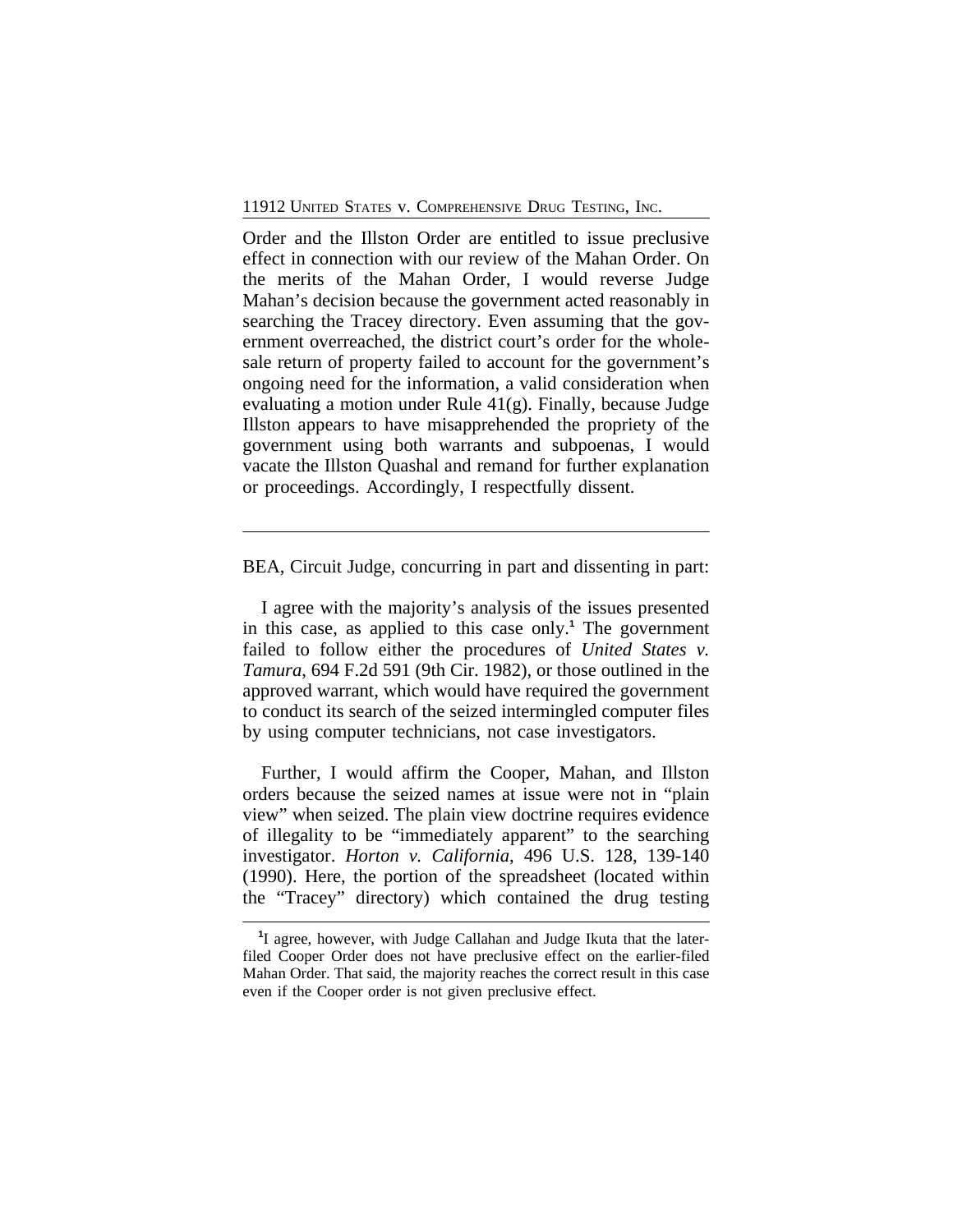Order and the Illston Order are entitled to issue preclusive effect in connection with our review of the Mahan Order. On the merits of the Mahan Order, I would reverse Judge Mahan's decision because the government acted reasonably in searching the Tracey directory. Even assuming that the government overreached, the district court's order for the wholesale return of property failed to account for the government's ongoing need for the information, a valid consideration when evaluating a motion under Rule 41(g). Finally, because Judge Illston appears to have misapprehended the propriety of the government using both warrants and subpoenas, I would vacate the Illston Quashal and remand for further explanation or proceedings. Accordingly, I respectfully dissent.

---

BEA, Circuit Judge, concurring in part and dissenting in part:

I agree with the majority's analysis of the issues presented in this case, as applied to this case only.[1] The government failed to follow either the procedures of *United States v. Tamura*, 694 F.2d 591 (9th Cir. 1982), or those outlined in the approved warrant, which would have required the government to conduct its search of the seized intermingled computer files by using computer technicians, not case investigators.

Further, I would affirm the Cooper, Mahan, and Illston orders because the seized names at issue were not in "plain view" when seized. The plain view doctrine requires evidence of illegality to be "immediately apparent" to the searching investigator. *Horton v. California*, 496 U.S. 128, 139-140 (1990). Here, the portion of the spreadsheet (located within the "Tracey" directory) which contained the drug testing

---

[1] I agree, however, with Judge Callahan and Judge Ikuta that the later-filed Cooper Order does not have preclusive effect on the earlier-filed Mahan Order. That said, the majority reaches the correct result in this case even if the Cooper order is not given preclusive effect.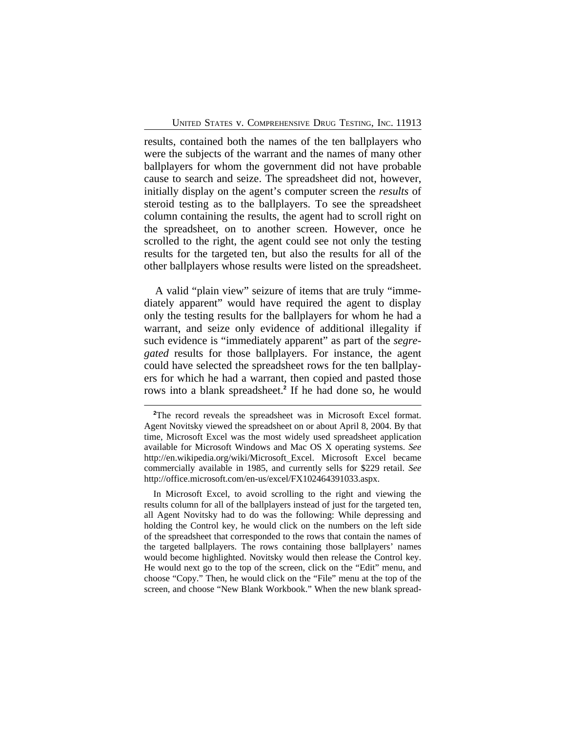results, contained both the names of the ten ballplayers who were the subjects of the warrant and the names of many other ballplayers for whom the government did not have probable cause to search and seize. The spreadsheet did not, however, initially display on the agent's computer screen the *results* of steroid testing as to the ballplayers. To see the spreadsheet column containing the results, the agent had to scroll right on the spreadsheet, on to another screen. However, once he scrolled to the right, the agent could see not only the testing results for the targeted ten, but also the results for all of the other ballplayers whose results were listed on the spreadsheet.

A valid "plain view" seizure of items that are truly "immediately apparent" would have required the agent to display only the testing results for the ballplayers for whom he had a warrant, and seize only evidence of additional illegality if such evidence is "immediately apparent" as part of the *segregated* results for those ballplayers. For instance, the agent could have selected the spreadsheet rows for the ten ballplayers for which he had a warrant, then copied and pasted those rows into a blank spreadsheet.[2] If he had done so, he would

---

[2]The record reveals the spreadsheet was in Microsoft Excel format. Agent Novitsky viewed the spreadsheet on or about April 8, 2004. By that time, Microsoft Excel was the most widely used spreadsheet application available for Microsoft Windows and Mac OS X operating systems. *See* http://en.wikipedia.org/wiki/Microsoft_Excel. Microsoft Excel became commercially available in 1985, and currently sells for $229 retail. *See* http://office.microsoft.com/en-us/excel/FX102464391033.aspx.

In Microsoft Excel, to avoid scrolling to the right and viewing the results column for all of the ballplayers instead of just for the targeted ten, all Agent Novitsky had to do was the following: While depressing and holding the Control key, he would click on the numbers on the left side of the spreadsheet that corresponded to the rows that contain the names of the targeted ballplayers. The rows containing those ballplayers' names would become highlighted. Novitsky would then release the Control key. He would next go to the top of the screen, click on the "Edit" menu, and choose "Copy." Then, he would click on the "File" menu at the top of the screen, and choose "New Blank Workbook." When the new blank spread-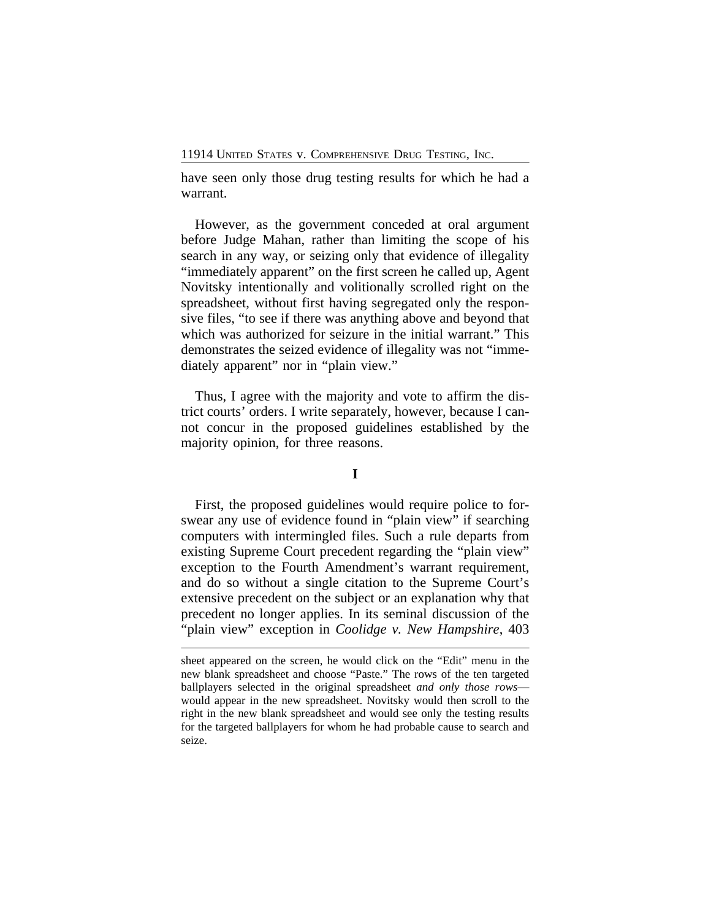have seen only those drug testing results for which he had a warrant.

However, as the government conceded at oral argument before Judge Mahan, rather than limiting the scope of his search in any way, or seizing only that evidence of illegality "immediately apparent" on the first screen he called up, Agent Novitsky intentionally and volitionally scrolled right on the spreadsheet, without first having segregated only the responsive files, "to see if there was anything above and beyond that which was authorized for seizure in the initial warrant." This demonstrates the seized evidence of illegality was not "immediately apparent" nor in "plain view."

Thus, I agree with the majority and vote to affirm the district courts' orders. I write separately, however, because I cannot concur in the proposed guidelines established by the majority opinion, for three reasons.

## I

First, the proposed guidelines would require police to forswear any use of evidence found in "plain view" if searching computers with intermingled files. Such a rule departs from existing Supreme Court precedent regarding the "plain view" exception to the Fourth Amendment's warrant requirement, and do so without a single citation to the Supreme Court's extensive precedent on the subject or an explanation why that precedent no longer applies. In its seminal discussion of the "plain view" exception in *Coolidge v. New Hampshire*, 403

---

sheet appeared on the screen, he would click on the "Edit" menu in the new blank spreadsheet and choose "Paste." The rows of the ten targeted ballplayers selected in the original spreadsheet *and only those rows*—would appear in the new spreadsheet. Novitsky would then scroll to the right in the new blank spreadsheet and would see only the testing results for the targeted ballplayers for whom he had probable cause to search and seize.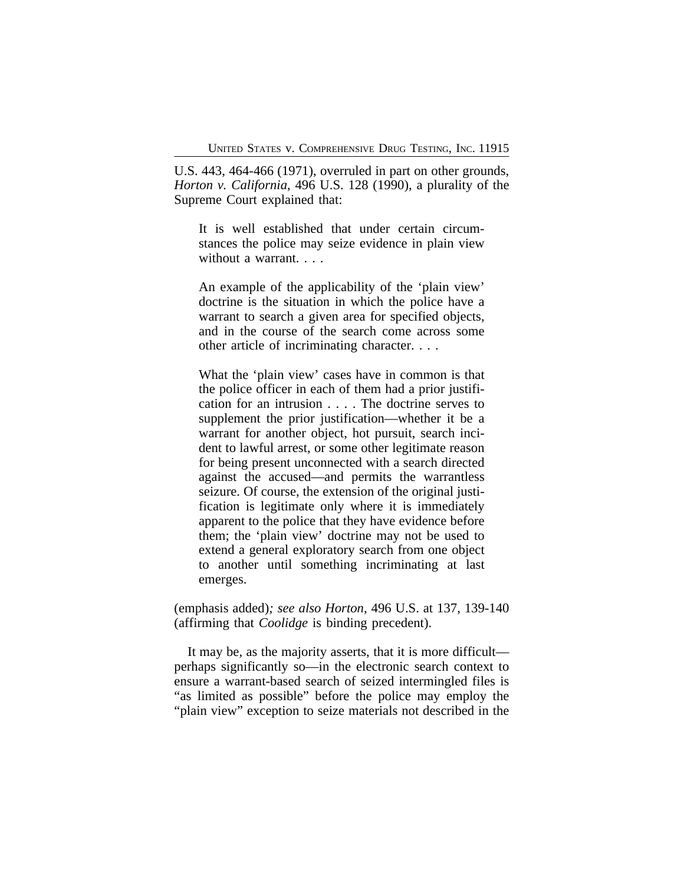U.S. 443, 464-466 (1971), overruled in part on other grounds, *Horton v. California*, 496 U.S. 128 (1990), a plurality of the Supreme Court explained that:

> It is well established that under certain circumstances the police may seize evidence in plain view without a warrant. . . .
>
> An example of the applicability of the 'plain view' doctrine is the situation in which the police have a warrant to search a given area for specified objects, and in the course of the search come across some other article of incriminating character. . . .
>
> What the 'plain view' cases have in common is that the police officer in each of them had a prior justification for an intrusion . . . . The doctrine serves to supplement the prior justification—whether it be a warrant for another object, hot pursuit, search incident to lawful arrest, or some other legitimate reason for being present unconnected with a search directed against the accused—and permits the warrantless seizure. Of course, the extension of the original justification is legitimate only where it is immediately apparent to the police that they have evidence before them; the 'plain view' doctrine may not be used to extend a general exploratory search from one object to another until something incriminating at last emerges.

(emphasis added)*; see also Horton*, 496 U.S. at 137, 139-140 (affirming that *Coolidge* is binding precedent).

It may be, as the majority asserts, that it is more difficult—perhaps significantly so—in the electronic search context to ensure a warrant-based search of seized intermingled files is "as limited as possible" before the police may employ the "plain view" exception to seize materials not described in the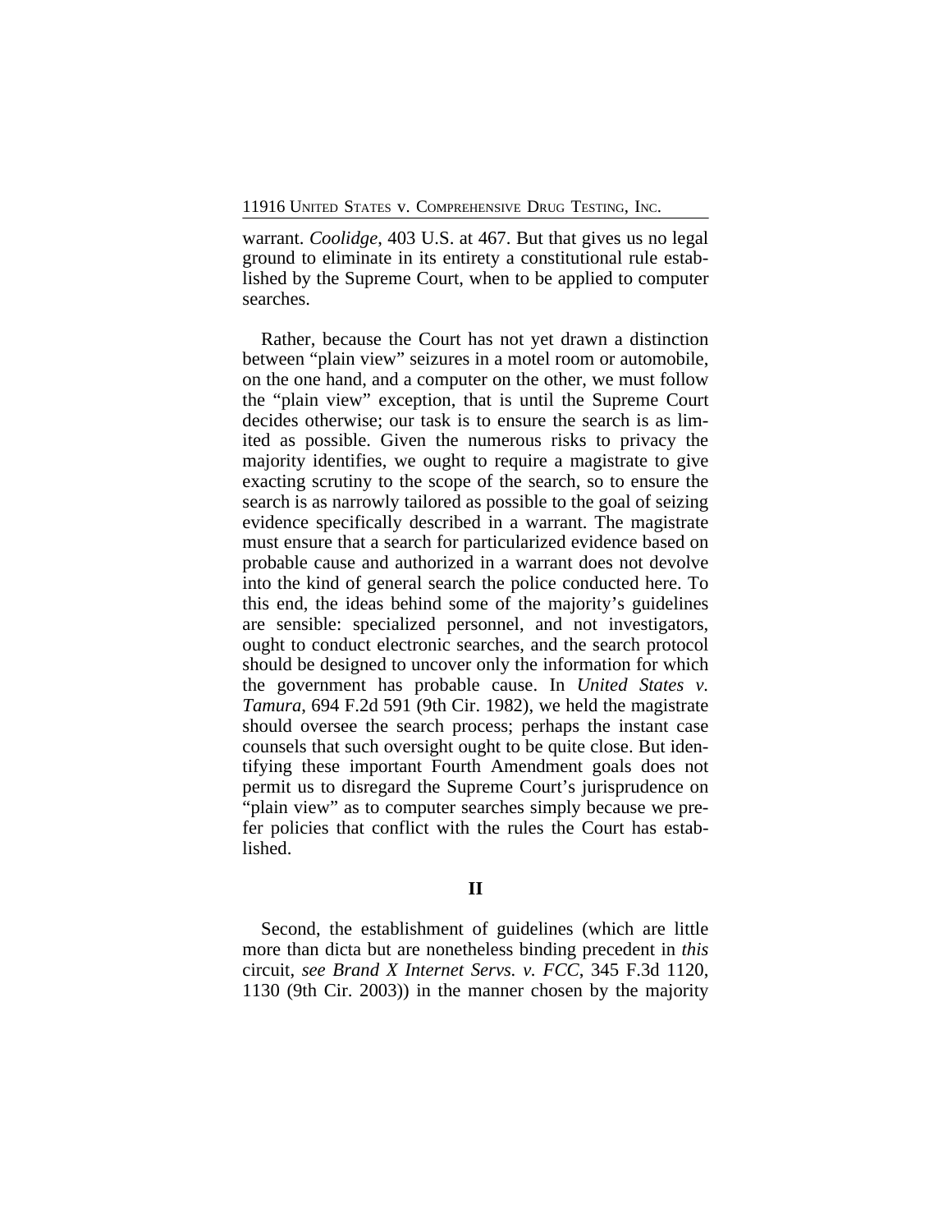warrant. *Coolidge*, 403 U.S. at 467. But that gives us no legal ground to eliminate in its entirety a constitutional rule established by the Supreme Court, when to be applied to computer searches.

Rather, because the Court has not yet drawn a distinction between "plain view" seizures in a motel room or automobile, on the one hand, and a computer on the other, we must follow the "plain view" exception, that is until the Supreme Court decides otherwise; our task is to ensure the search is as limited as possible. Given the numerous risks to privacy the majority identifies, we ought to require a magistrate to give exacting scrutiny to the scope of the search, so to ensure the search is as narrowly tailored as possible to the goal of seizing evidence specifically described in a warrant. The magistrate must ensure that a search for particularized evidence based on probable cause and authorized in a warrant does not devolve into the kind of general search the police conducted here. To this end, the ideas behind some of the majority's guidelines are sensible: specialized personnel, and not investigators, ought to conduct electronic searches, and the search protocol should be designed to uncover only the information for which the government has probable cause. In *United States v. Tamura*, 694 F.2d 591 (9th Cir. 1982), we held the magistrate should oversee the search process; perhaps the instant case counsels that such oversight ought to be quite close. But identifying these important Fourth Amendment goals does not permit us to disregard the Supreme Court's jurisprudence on "plain view" as to computer searches simply because we prefer policies that conflict with the rules the Court has established.

## II

Second, the establishment of guidelines (which are little more than dicta but are nonetheless binding precedent in *this* circuit, *see Brand X Internet Servs. v. FCC*, 345 F.3d 1120, 1130 (9th Cir. 2003)) in the manner chosen by the majority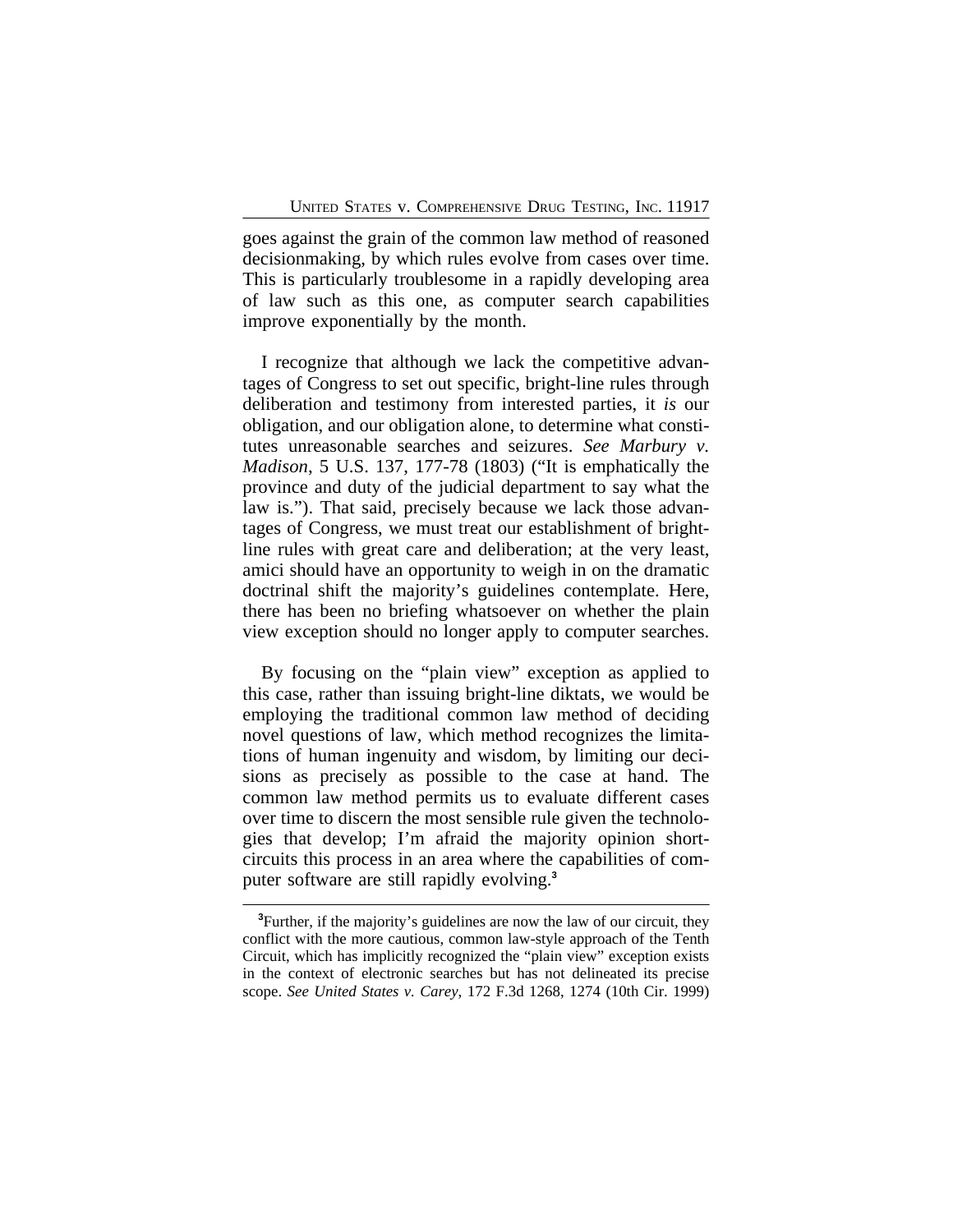goes against the grain of the common law method of reasoned decisionmaking, by which rules evolve from cases over time. This is particularly troublesome in a rapidly developing area of law such as this one, as computer search capabilities improve exponentially by the month.

I recognize that although we lack the competitive advantages of Congress to set out specific, bright-line rules through deliberation and testimony from interested parties, it *is* our obligation, and our obligation alone, to determine what constitutes unreasonable searches and seizures. *See Marbury v. Madison*, 5 U.S. 137, 177-78 (1803) ("It is emphatically the province and duty of the judicial department to say what the law is."). That said, precisely because we lack those advantages of Congress, we must treat our establishment of bright-line rules with great care and deliberation; at the very least, amici should have an opportunity to weigh in on the dramatic doctrinal shift the majority's guidelines contemplate. Here, there has been no briefing whatsoever on whether the plain view exception should no longer apply to computer searches.

By focusing on the "plain view" exception as applied to this case, rather than issuing bright-line diktats, we would be employing the traditional common law method of deciding novel questions of law, which method recognizes the limitations of human ingenuity and wisdom, by limiting our decisions as precisely as possible to the case at hand. The common law method permits us to evaluate different cases over time to discern the most sensible rule given the technologies that develop; I'm afraid the majority opinion short-circuits this process in an area where the capabilities of computer software are still rapidly evolving.[3]

[3]Further, if the majority's guidelines are now the law of our circuit, they conflict with the more cautious, common law-style approach of the Tenth Circuit, which has implicitly recognized the "plain view" exception exists in the context of electronic searches but has not delineated its precise scope. *See United States v. Carey*, 172 F.3d 1268, 1274 (10th Cir. 1999)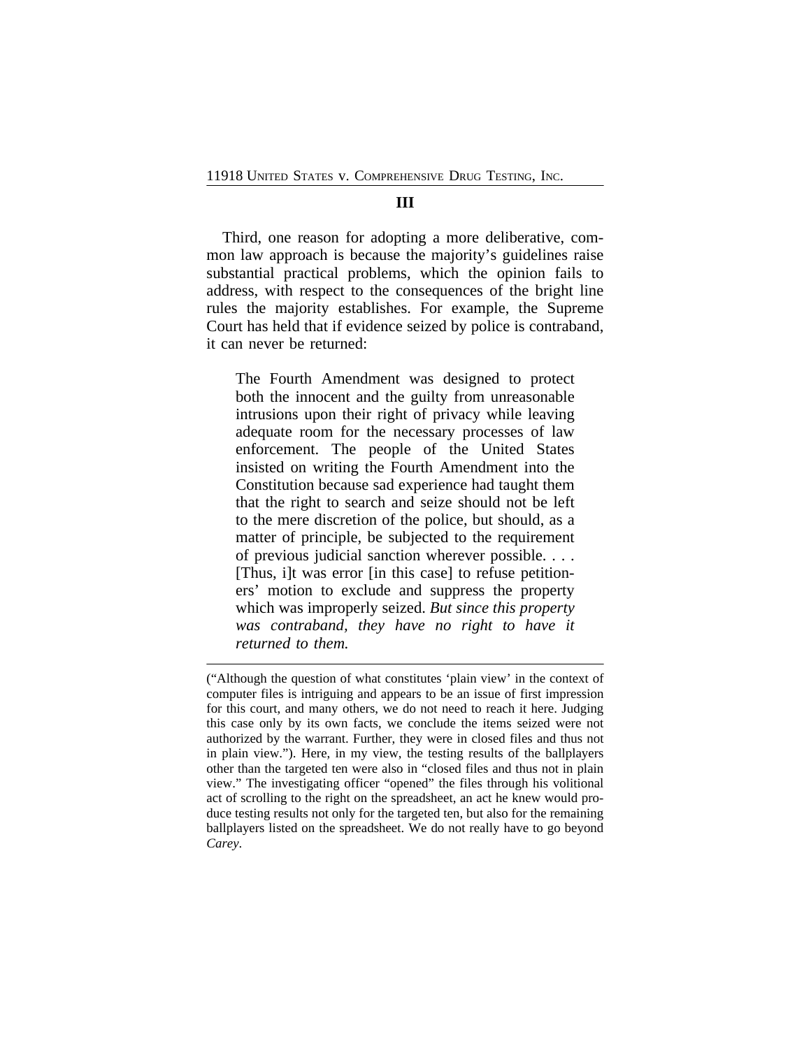## III

Third, one reason for adopting a more deliberative, common law approach is because the majority's guidelines raise substantial practical problems, which the opinion fails to address, with respect to the consequences of the bright line rules the majority establishes. For example, the Supreme Court has held that if evidence seized by police is contraband, it can never be returned:

> The Fourth Amendment was designed to protect both the innocent and the guilty from unreasonable intrusions upon their right of privacy while leaving adequate room for the necessary processes of law enforcement. The people of the United States insisted on writing the Fourth Amendment into the Constitution because sad experience had taught them that the right to search and seize should not be left to the mere discretion of the police, but should, as a matter of principle, be subjected to the requirement of previous judicial sanction wherever possible. . . . [Thus, i]t was error [in this case] to refuse petitioners' motion to exclude and suppress the property which was improperly seized. *But since this property was contraband, they have no right to have it returned to them.*

---

("Although the question of what constitutes 'plain view' in the context of computer files is intriguing and appears to be an issue of first impression for this court, and many others, we do not need to reach it here. Judging this case only by its own facts, we conclude the items seized were not authorized by the warrant. Further, they were in closed files and thus not in plain view."). Here, in my view, the testing results of the ballplayers other than the targeted ten were also in "closed files and thus not in plain view." The investigating officer "opened" the files through his volitional act of scrolling to the right on the spreadsheet, an act he knew would produce testing results not only for the targeted ten, but also for the remaining ballplayers listed on the spreadsheet. We do not really have to go beyond *Carey*.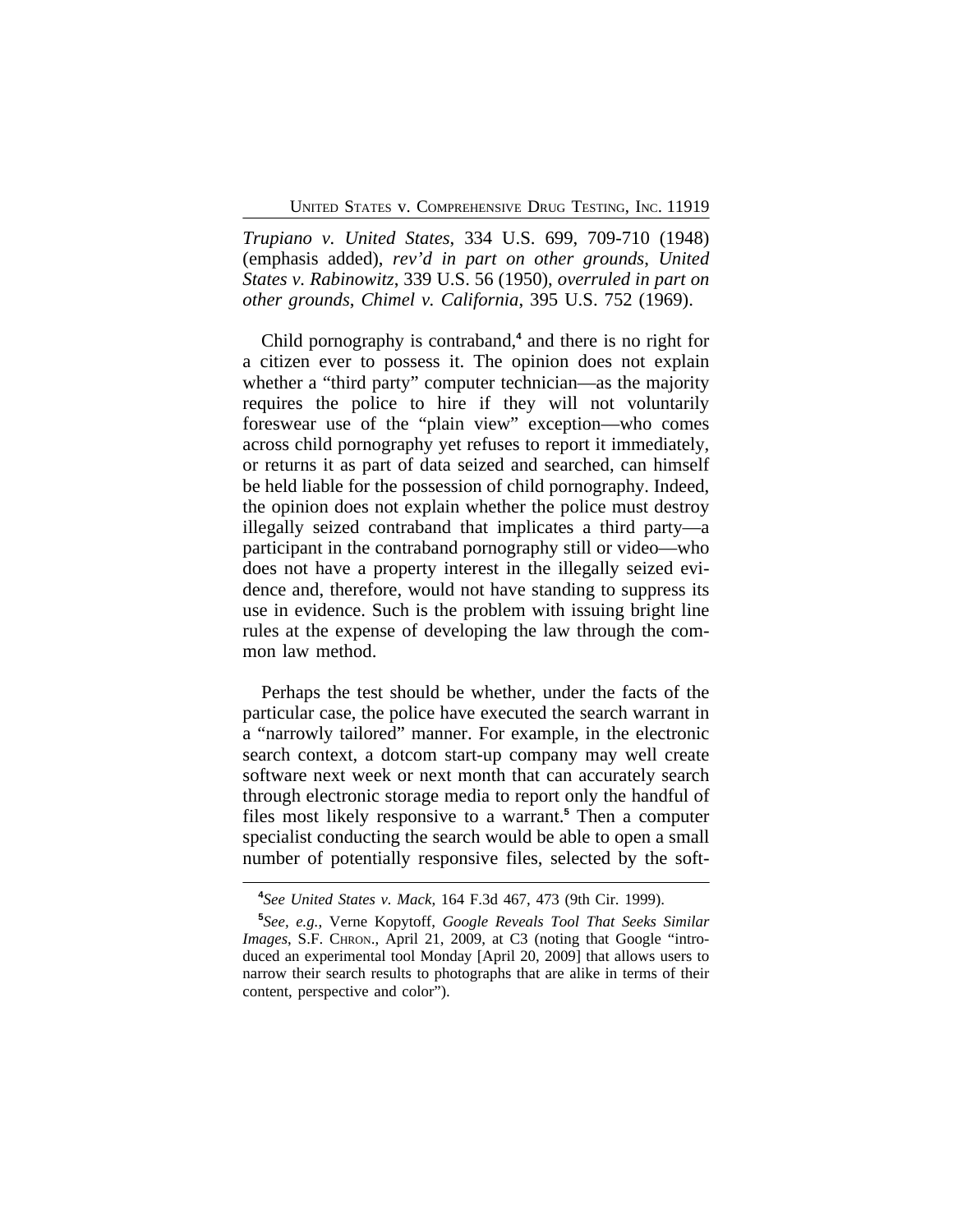*Trupiano v. United States*, 334 U.S. 699, 709-710 (1948) (emphasis added), *rev'd in part on other grounds*, *United States v. Rabinowitz*, 339 U.S. 56 (1950), *overruled in part on other grounds*, *Chimel v. California*, 395 U.S. 752 (1969).

Child pornography is contraband,[4] and there is no right for a citizen ever to possess it. The opinion does not explain whether a "third party" computer technician—as the majority requires the police to hire if they will not voluntarily foreswear use of the "plain view" exception—who comes across child pornography yet refuses to report it immediately, or returns it as part of data seized and searched, can himself be held liable for the possession of child pornography. Indeed, the opinion does not explain whether the police must destroy illegally seized contraband that implicates a third party—a participant in the contraband pornography still or video—who does not have a property interest in the illegally seized evidence and, therefore, would not have standing to suppress its use in evidence. Such is the problem with issuing bright line rules at the expense of developing the law through the common law method.

Perhaps the test should be whether, under the facts of the particular case, the police have executed the search warrant in a "narrowly tailored" manner. For example, in the electronic search context, a dotcom start-up company may well create software next week or next month that can accurately search through electronic storage media to report only the handful of files most likely responsive to a warrant.[5] Then a computer specialist conducting the search would be able to open a small number of potentially responsive files, selected by the soft-

[4] *See United States v. Mack*, 164 F.3d 467, 473 (9th Cir. 1999).

[5] *See, e.g.*, Verne Kopytoff, *Google Reveals Tool That Seeks Similar Images*, S.F. CHRON., April 21, 2009, at C3 (noting that Google "introduced an experimental tool Monday [April 20, 2009] that allows users to narrow their search results to photographs that are alike in terms of their content, perspective and color").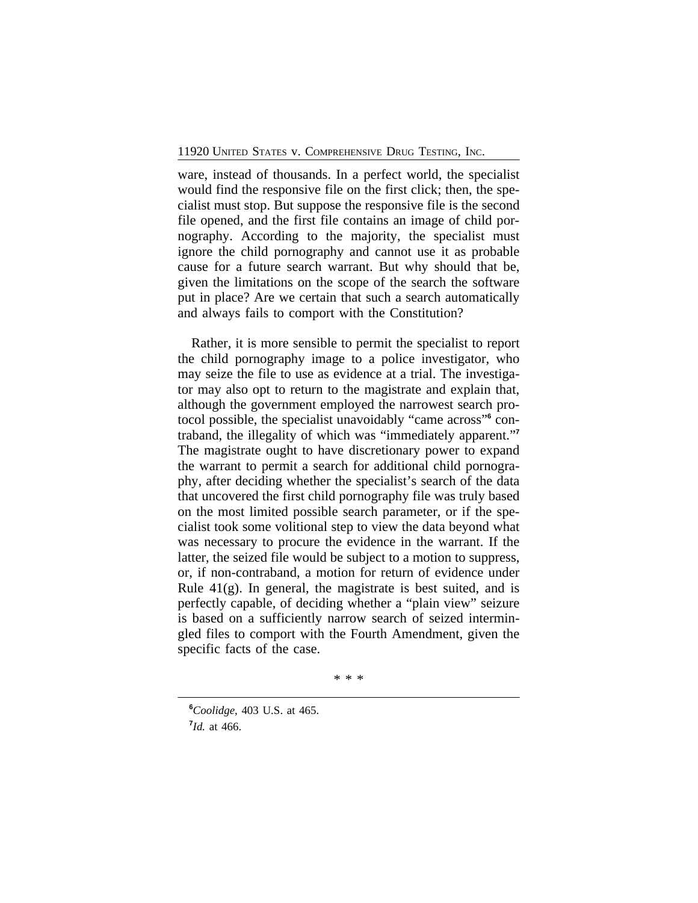ware, instead of thousands. In a perfect world, the specialist would find the responsive file on the first click; then, the specialist must stop. But suppose the responsive file is the second file opened, and the first file contains an image of child pornography. According to the majority, the specialist must ignore the child pornography and cannot use it as probable cause for a future search warrant. But why should that be, given the limitations on the scope of the search the software put in place? Are we certain that such a search automatically and always fails to comport with the Constitution?

Rather, it is more sensible to permit the specialist to report the child pornography image to a police investigator, who may seize the file to use as evidence at a trial. The investigator may also opt to return to the magistrate and explain that, although the government employed the narrowest search protocol possible, the specialist unavoidably "came across"[6] contraband, the illegality of which was "immediately apparent."[7] The magistrate ought to have discretionary power to expand the warrant to permit a search for additional child pornography, after deciding whether the specialist's search of the data that uncovered the first child pornography file was truly based on the most limited possible search parameter, or if the specialist took some volitional step to view the data beyond what was necessary to procure the evidence in the warrant. If the latter, the seized file would be subject to a motion to suppress, or, if non-contraband, a motion for return of evidence under Rule 41(g). In general, the magistrate is best suited, and is perfectly capable, of deciding whether a "plain view" seizure is based on a sufficiently narrow search of seized intermingled files to comport with the Fourth Amendment, given the specific facts of the case.

* * *

[6] *Coolidge*, 403 U.S. at 465.

[7] *Id.* at 466.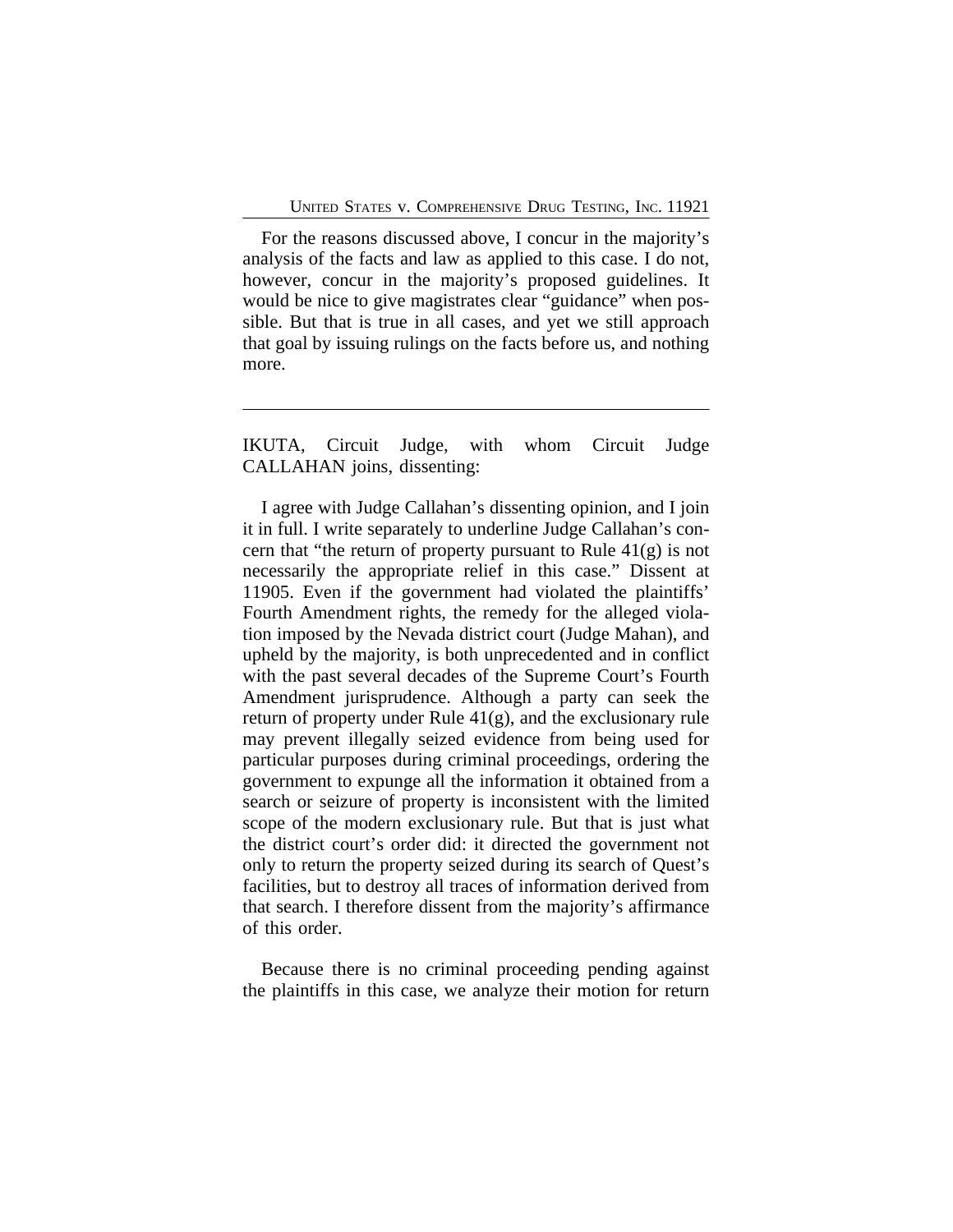For the reasons discussed above, I concur in the majority's analysis of the facts and law as applied to this case. I do not, however, concur in the majority's proposed guidelines. It would be nice to give magistrates clear "guidance" when possible. But that is true in all cases, and yet we still approach that goal by issuing rulings on the facts before us, and nothing more.

---

IKUTA, Circuit Judge, with whom Circuit Judge CALLAHAN joins, dissenting:

I agree with Judge Callahan's dissenting opinion, and I join it in full. I write separately to underline Judge Callahan's concern that "the return of property pursuant to Rule 41(g) is not necessarily the appropriate relief in this case." Dissent at 11905. Even if the government had violated the plaintiffs' Fourth Amendment rights, the remedy for the alleged violation imposed by the Nevada district court (Judge Mahan), and upheld by the majority, is both unprecedented and in conflict with the past several decades of the Supreme Court's Fourth Amendment jurisprudence. Although a party can seek the return of property under Rule 41(g), and the exclusionary rule may prevent illegally seized evidence from being used for particular purposes during criminal proceedings, ordering the government to expunge all the information it obtained from a search or seizure of property is inconsistent with the limited scope of the modern exclusionary rule. But that is just what the district court's order did: it directed the government not only to return the property seized during its search of Quest's facilities, but to destroy all traces of information derived from that search. I therefore dissent from the majority's affirmance of this order.

Because there is no criminal proceeding pending against the plaintiffs in this case, we analyze their motion for return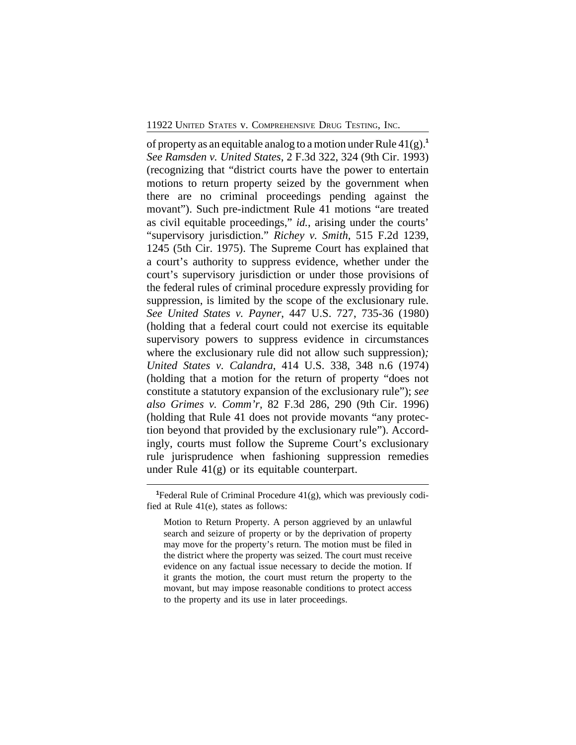of property as an equitable analog to a motion under Rule 41(g).[1] *See Ramsden v. United States*, 2 F.3d 322, 324 (9th Cir. 1993) (recognizing that "district courts have the power to entertain motions to return property seized by the government when there are no criminal proceedings pending against the movant"). Such pre-indictment Rule 41 motions "are treated as civil equitable proceedings," *id.*, arising under the courts' "supervisory jurisdiction." *Richey v. Smith*, 515 F.2d 1239, 1245 (5th Cir. 1975). The Supreme Court has explained that a court's authority to suppress evidence, whether under the court's supervisory jurisdiction or under those provisions of the federal rules of criminal procedure expressly providing for suppression, is limited by the scope of the exclusionary rule. *See United States v. Payner*, 447 U.S. 727, 735-36 (1980) (holding that a federal court could not exercise its equitable supervisory powers to suppress evidence in circumstances where the exclusionary rule did not allow such suppression)*; United States v. Calandra*, 414 U.S. 338, 348 n.6 (1974) (holding that a motion for the return of property "does not constitute a statutory expansion of the exclusionary rule"); *see also Grimes v. Comm'r*, 82 F.3d 286, 290 (9th Cir. 1996) (holding that Rule 41 does not provide movants "any protection beyond that provided by the exclusionary rule"). Accordingly, courts must follow the Supreme Court's exclusionary rule jurisprudence when fashioning suppression remedies under Rule 41(g) or its equitable counterpart.

---

[1]Federal Rule of Criminal Procedure 41(g), which was previously codified at Rule 41(e), states as follows:

> Motion to Return Property. A person aggrieved by an unlawful search and seizure of property or by the deprivation of property may move for the property's return. The motion must be filed in the district where the property was seized. The court must receive evidence on any factual issue necessary to decide the motion. If it grants the motion, the court must return the property to the movant, but may impose reasonable conditions to protect access to the property and its use in later proceedings.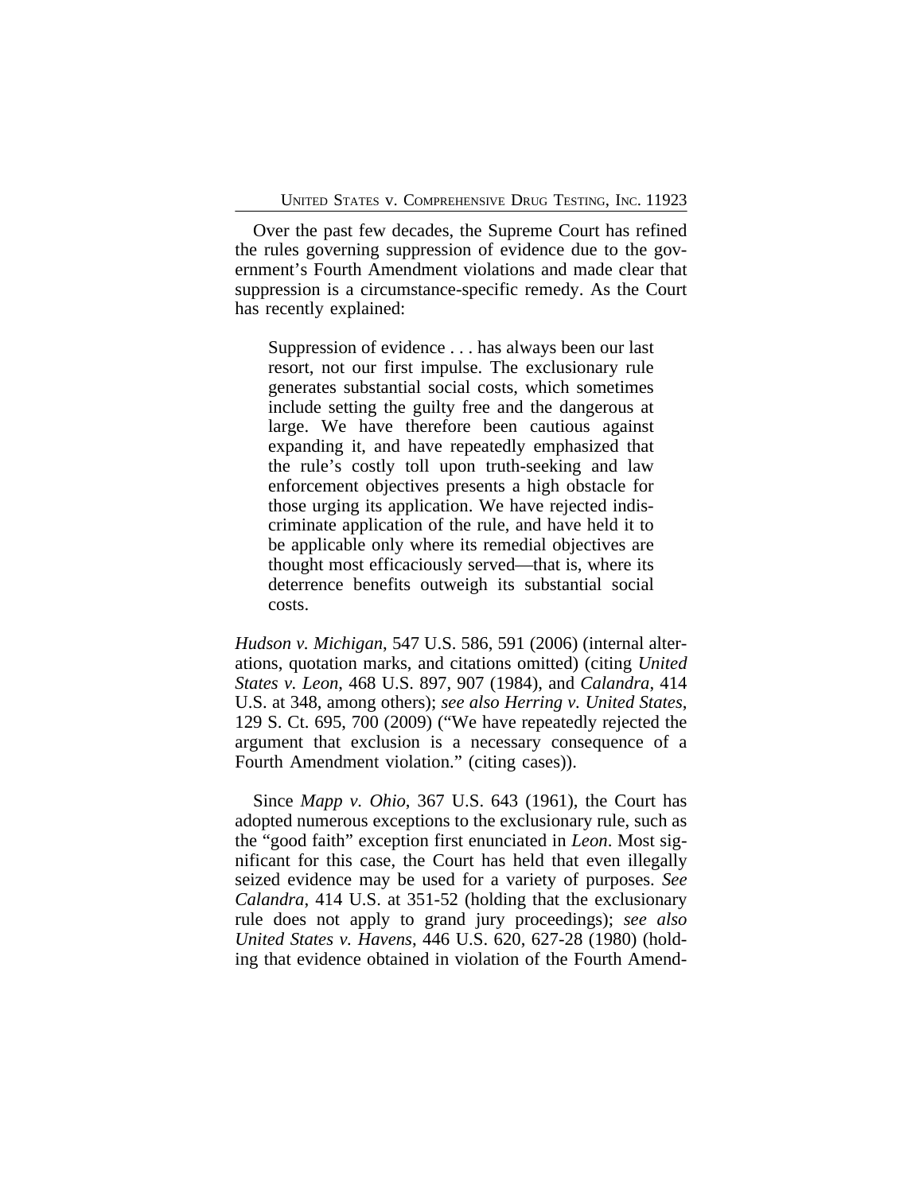Over the past few decades, the Supreme Court has refined the rules governing suppression of evidence due to the government's Fourth Amendment violations and made clear that suppression is a circumstance-specific remedy. As the Court has recently explained:

> Suppression of evidence . . . has always been our last resort, not our first impulse. The exclusionary rule generates substantial social costs, which sometimes include setting the guilty free and the dangerous at large. We have therefore been cautious against expanding it, and have repeatedly emphasized that the rule's costly toll upon truth-seeking and law enforcement objectives presents a high obstacle for those urging its application. We have rejected indiscriminate application of the rule, and have held it to be applicable only where its remedial objectives are thought most efficaciously served—that is, where its deterrence benefits outweigh its substantial social costs.

*Hudson v. Michigan*, 547 U.S. 586, 591 (2006) (internal alterations, quotation marks, and citations omitted) (citing *United States v. Leon*, 468 U.S. 897, 907 (1984), and *Calandra*, 414 U.S. at 348, among others); *see also Herring v. United States*, 129 S. Ct. 695, 700 (2009) ("We have repeatedly rejected the argument that exclusion is a necessary consequence of a Fourth Amendment violation." (citing cases)).

Since *Mapp v. Ohio*, 367 U.S. 643 (1961), the Court has adopted numerous exceptions to the exclusionary rule, such as the "good faith" exception first enunciated in *Leon*. Most significant for this case, the Court has held that even illegally seized evidence may be used for a variety of purposes. *See Calandra*, 414 U.S. at 351-52 (holding that the exclusionary rule does not apply to grand jury proceedings); *see also United States v. Havens*, 446 U.S. 620, 627-28 (1980) (holding that evidence obtained in violation of the Fourth Amend-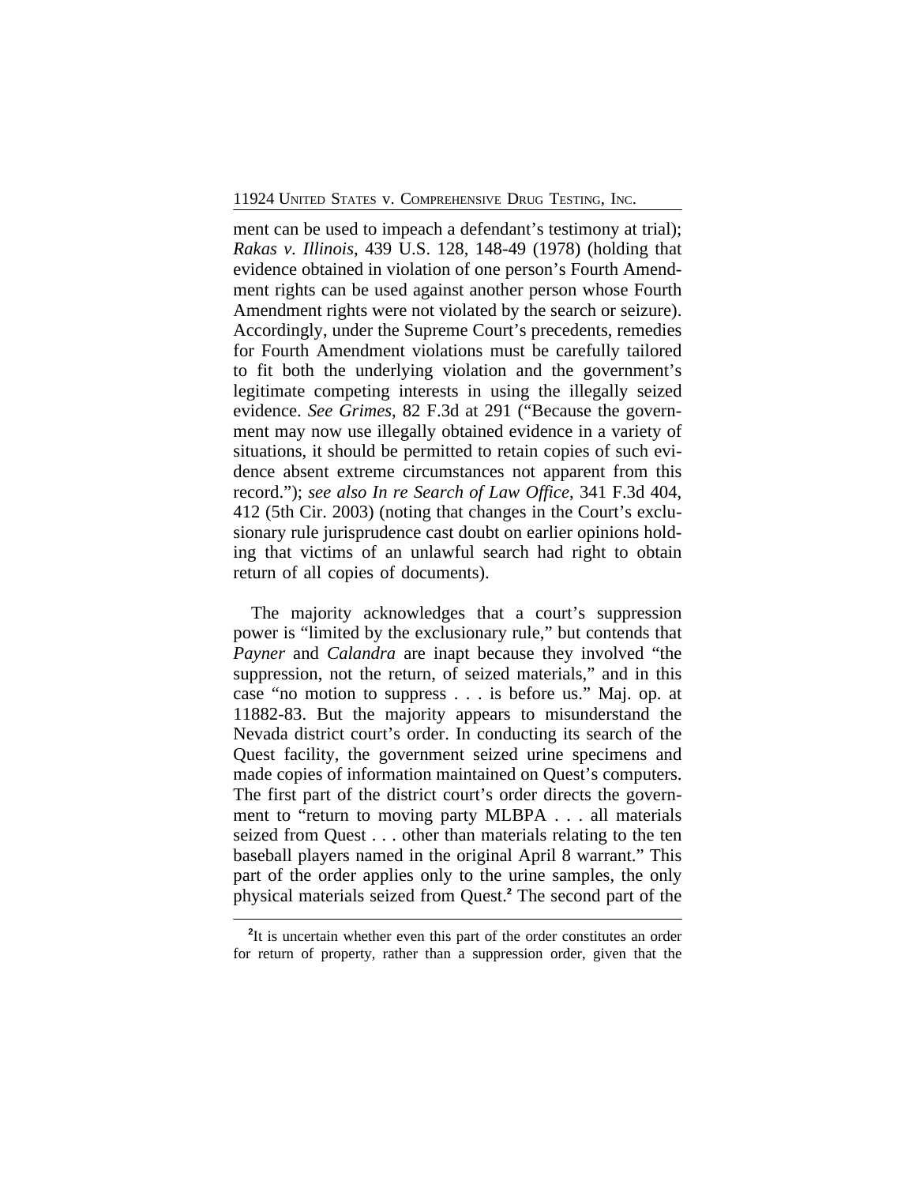ment can be used to impeach a defendant's testimony at trial); *Rakas v. Illinois*, 439 U.S. 128, 148-49 (1978) (holding that evidence obtained in violation of one person's Fourth Amendment rights can be used against another person whose Fourth Amendment rights were not violated by the search or seizure). Accordingly, under the Supreme Court's precedents, remedies for Fourth Amendment violations must be carefully tailored to fit both the underlying violation and the government's legitimate competing interests in using the illegally seized evidence. *See Grimes*, 82 F.3d at 291 ("Because the government may now use illegally obtained evidence in a variety of situations, it should be permitted to retain copies of such evidence absent extreme circumstances not apparent from this record."); *see also In re Search of Law Office*, 341 F.3d 404, 412 (5th Cir. 2003) (noting that changes in the Court's exclusionary rule jurisprudence cast doubt on earlier opinions holding that victims of an unlawful search had right to obtain return of all copies of documents).

The majority acknowledges that a court's suppression power is "limited by the exclusionary rule," but contends that *Payner* and *Calandra* are inapt because they involved "the suppression, not the return, of seized materials," and in this case "no motion to suppress . . . is before us." Maj. op. at 11882-83. But the majority appears to misunderstand the Nevada district court's order. In conducting its search of the Quest facility, the government seized urine specimens and made copies of information maintained on Quest's computers. The first part of the district court's order directs the government to "return to moving party MLBPA . . . all materials seized from Quest . . . other than materials relating to the ten baseball players named in the original April 8 warrant." This part of the order applies only to the urine samples, the only physical materials seized from Quest.[2] The second part of the

[2]It is uncertain whether even this part of the order constitutes an order for return of property, rather than a suppression order, given that the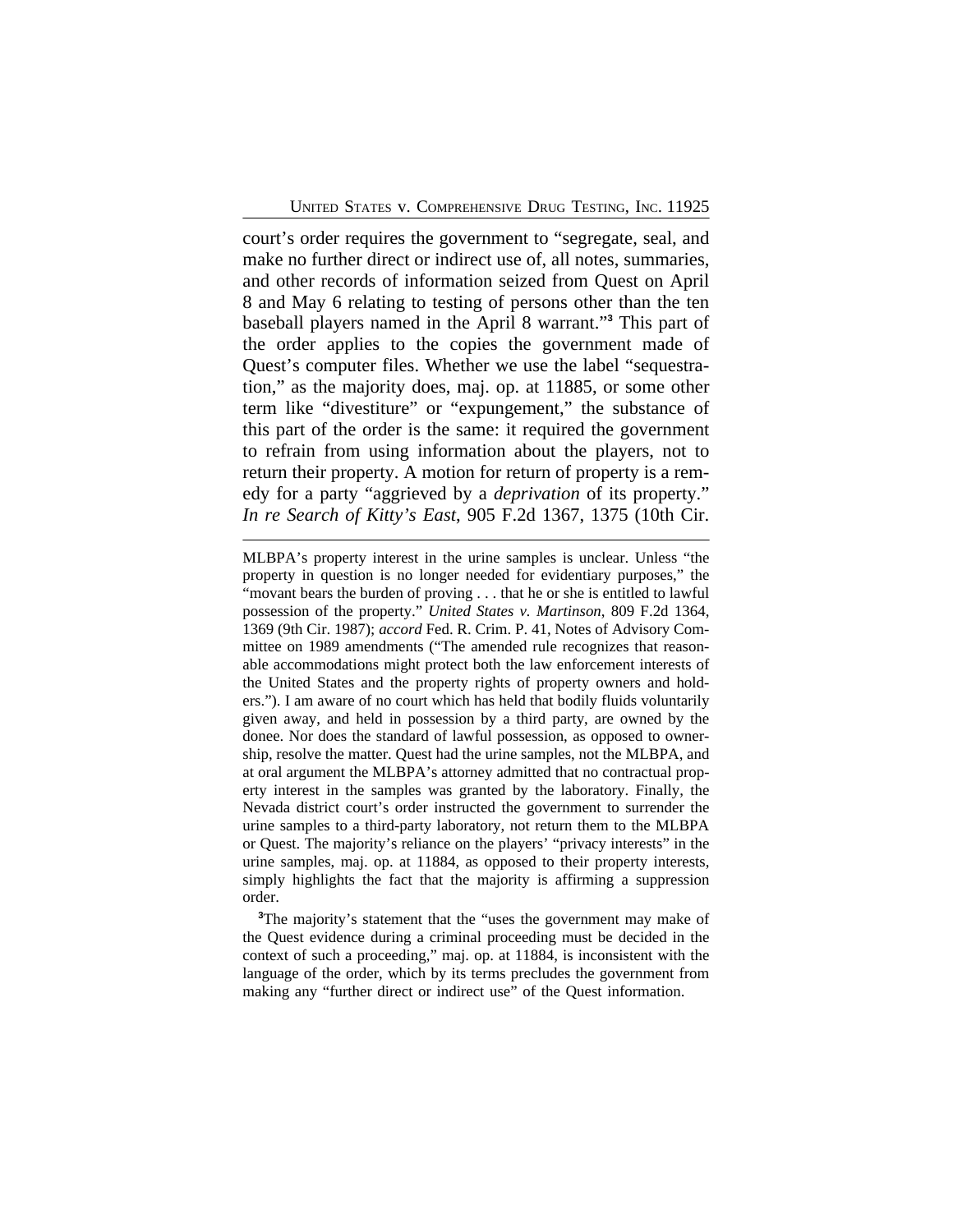court's order requires the government to "segregate, seal, and make no further direct or indirect use of, all notes, summaries, and other records of information seized from Quest on April 8 and May 6 relating to testing of persons other than the ten baseball players named in the April 8 warrant."[3] This part of the order applies to the copies the government made of Quest's computer files. Whether we use the label "sequestration," as the majority does, maj. op. at 11885, or some other term like "divestiture" or "expungement," the substance of this part of the order is the same: it required the government to refrain from using information about the players, not to return their property. A motion for return of property is a remedy for a party "aggrieved by a *deprivation* of its property." *In re Search of Kitty's East*, 905 F.2d 1367, 1375 (10th Cir.

---

MLBPA's property interest in the urine samples is unclear. Unless "the property in question is no longer needed for evidentiary purposes," the "movant bears the burden of proving . . . that he or she is entitled to lawful possession of the property." *United States v. Martinson*, 809 F.2d 1364, 1369 (9th Cir. 1987); *accord* Fed. R. Crim. P. 41, Notes of Advisory Committee on 1989 amendments ("The amended rule recognizes that reasonable accommodations might protect both the law enforcement interests of the United States and the property rights of property owners and holders."). I am aware of no court which has held that bodily fluids voluntarily given away, and held in possession by a third party, are owned by the donee. Nor does the standard of lawful possession, as opposed to ownership, resolve the matter. Quest had the urine samples, not the MLBPA, and at oral argument the MLBPA's attorney admitted that no contractual property interest in the samples was granted by the laboratory. Finally, the Nevada district court's order instructed the government to surrender the urine samples to a third-party laboratory, not return them to the MLBPA or Quest. The majority's reliance on the players' "privacy interests" in the urine samples, maj. op. at 11884, as opposed to their property interests, simply highlights the fact that the majority is affirming a suppression order.

[3]The majority's statement that the "uses the government may make of the Quest evidence during a criminal proceeding must be decided in the context of such a proceeding," maj. op. at 11884, is inconsistent with the language of the order, which by its terms precludes the government from making any "further direct or indirect use" of the Quest information.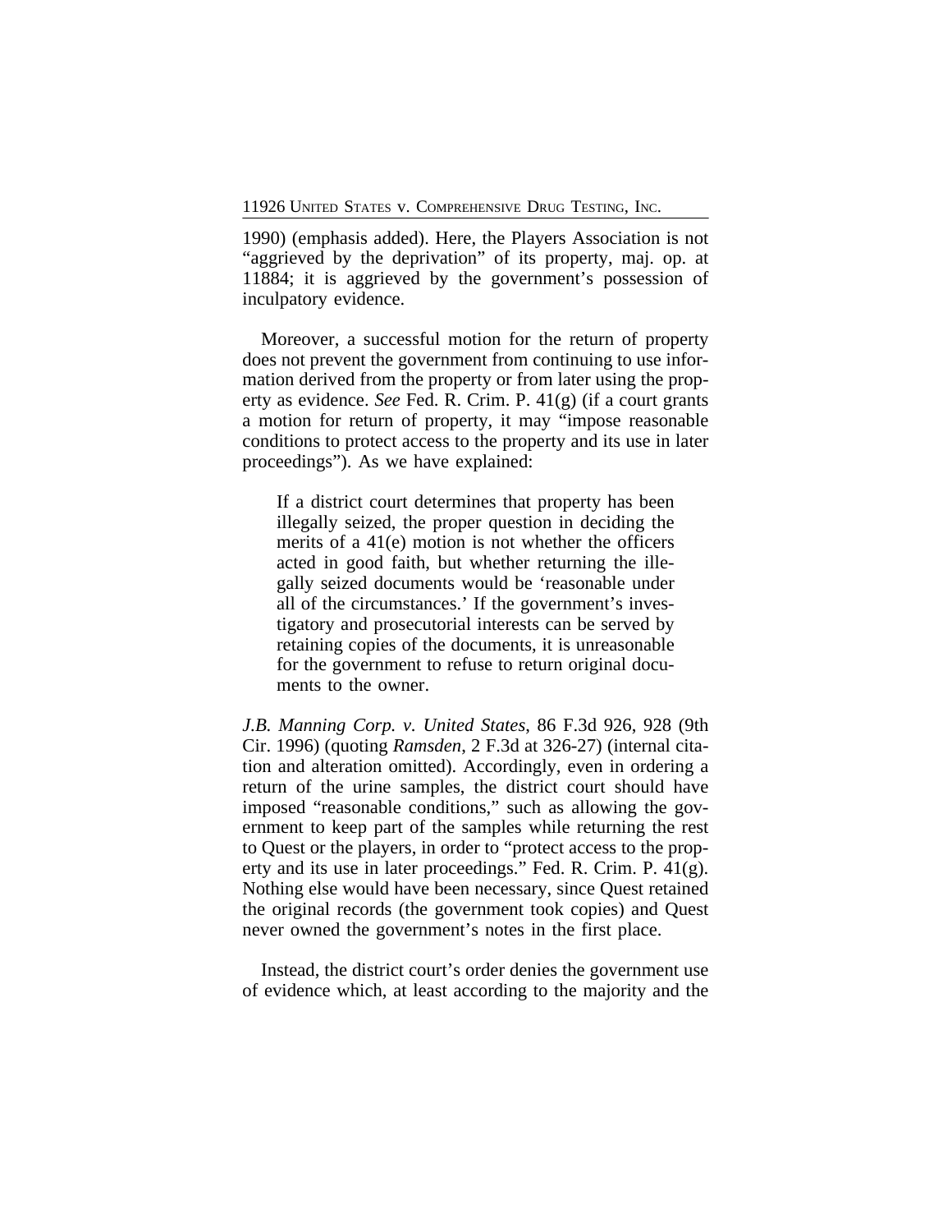1990) (emphasis added). Here, the Players Association is not "aggrieved by the deprivation" of its property, maj. op. at 11884; it is aggrieved by the government's possession of inculpatory evidence.

Moreover, a successful motion for the return of property does not prevent the government from continuing to use information derived from the property or from later using the property as evidence. *See* Fed. R. Crim. P. 41(g) (if a court grants a motion for return of property, it may "impose reasonable conditions to protect access to the property and its use in later proceedings"). As we have explained:

> If a district court determines that property has been illegally seized, the proper question in deciding the merits of a 41(e) motion is not whether the officers acted in good faith, but whether returning the illegally seized documents would be 'reasonable under all of the circumstances.' If the government's investigatory and prosecutorial interests can be served by retaining copies of the documents, it is unreasonable for the government to refuse to return original documents to the owner.

*J.B. Manning Corp. v. United States*, 86 F.3d 926, 928 (9th Cir. 1996) (quoting *Ramsden*, 2 F.3d at 326-27) (internal citation and alteration omitted). Accordingly, even in ordering a return of the urine samples, the district court should have imposed "reasonable conditions," such as allowing the government to keep part of the samples while returning the rest to Quest or the players, in order to "protect access to the property and its use in later proceedings." Fed. R. Crim. P. 41(g). Nothing else would have been necessary, since Quest retained the original records (the government took copies) and Quest never owned the government's notes in the first place.

Instead, the district court's order denies the government use of evidence which, at least according to the majority and the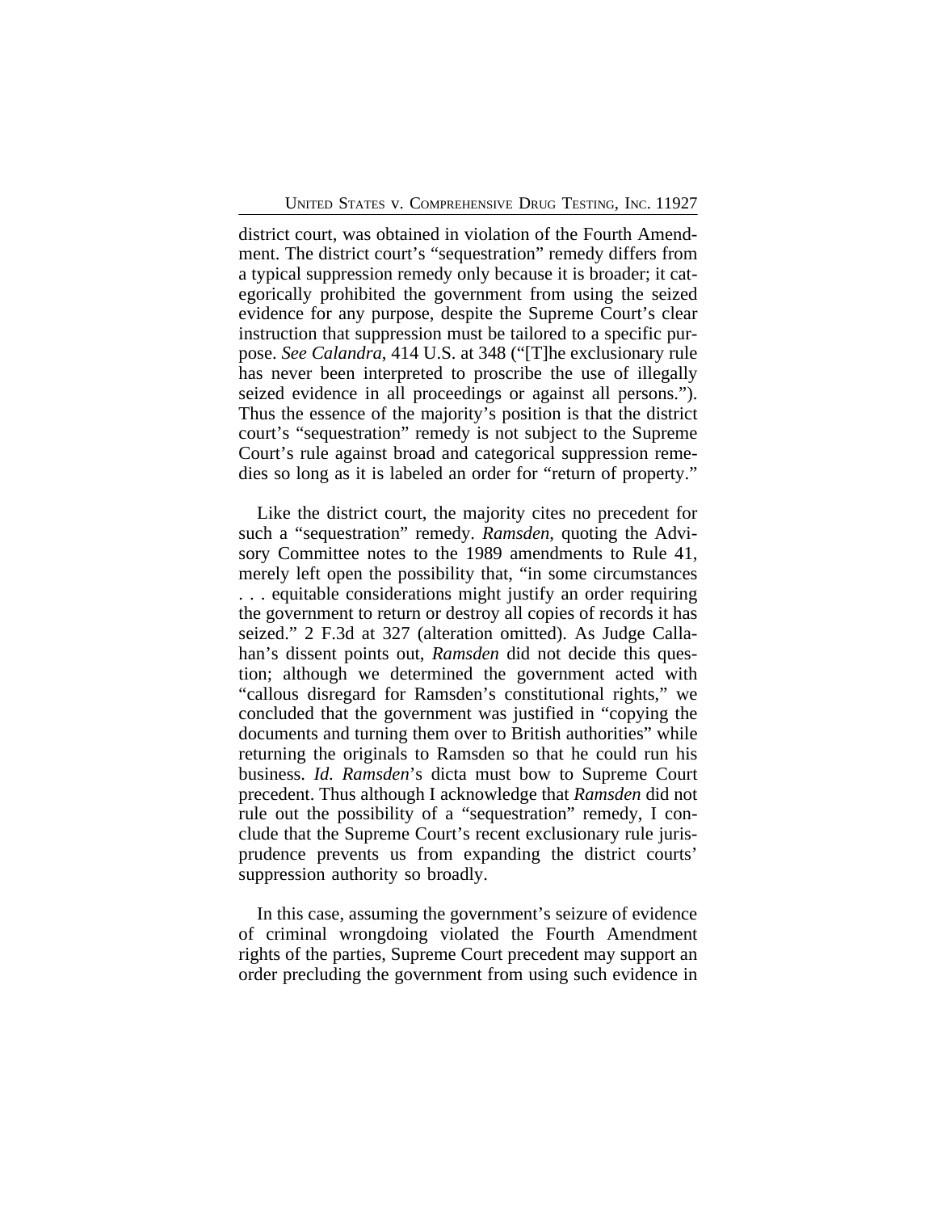district court, was obtained in violation of the Fourth Amendment. The district court's "sequestration" remedy differs from a typical suppression remedy only because it is broader; it categorically prohibited the government from using the seized evidence for any purpose, despite the Supreme Court's clear instruction that suppression must be tailored to a specific purpose. *See Calandra*, 414 U.S. at 348 ("[T]he exclusionary rule has never been interpreted to proscribe the use of illegally seized evidence in all proceedings or against all persons."). Thus the essence of the majority's position is that the district court's "sequestration" remedy is not subject to the Supreme Court's rule against broad and categorical suppression remedies so long as it is labeled an order for "return of property."

Like the district court, the majority cites no precedent for such a "sequestration" remedy. *Ramsden*, quoting the Advisory Committee notes to the 1989 amendments to Rule 41, merely left open the possibility that, "in some circumstances . . . equitable considerations might justify an order requiring the government to return or destroy all copies of records it has seized." 2 F.3d at 327 (alteration omitted). As Judge Callahan's dissent points out, *Ramsden* did not decide this question; although we determined the government acted with "callous disregard for Ramsden's constitutional rights," we concluded that the government was justified in "copying the documents and turning them over to British authorities" while returning the originals to Ramsden so that he could run his business. *Id. Ramsden*'s dicta must bow to Supreme Court precedent. Thus although I acknowledge that *Ramsden* did not rule out the possibility of a "sequestration" remedy, I conclude that the Supreme Court's recent exclusionary rule jurisprudence prevents us from expanding the district courts' suppression authority so broadly.

In this case, assuming the government's seizure of evidence of criminal wrongdoing violated the Fourth Amendment rights of the parties, Supreme Court precedent may support an order precluding the government from using such evidence in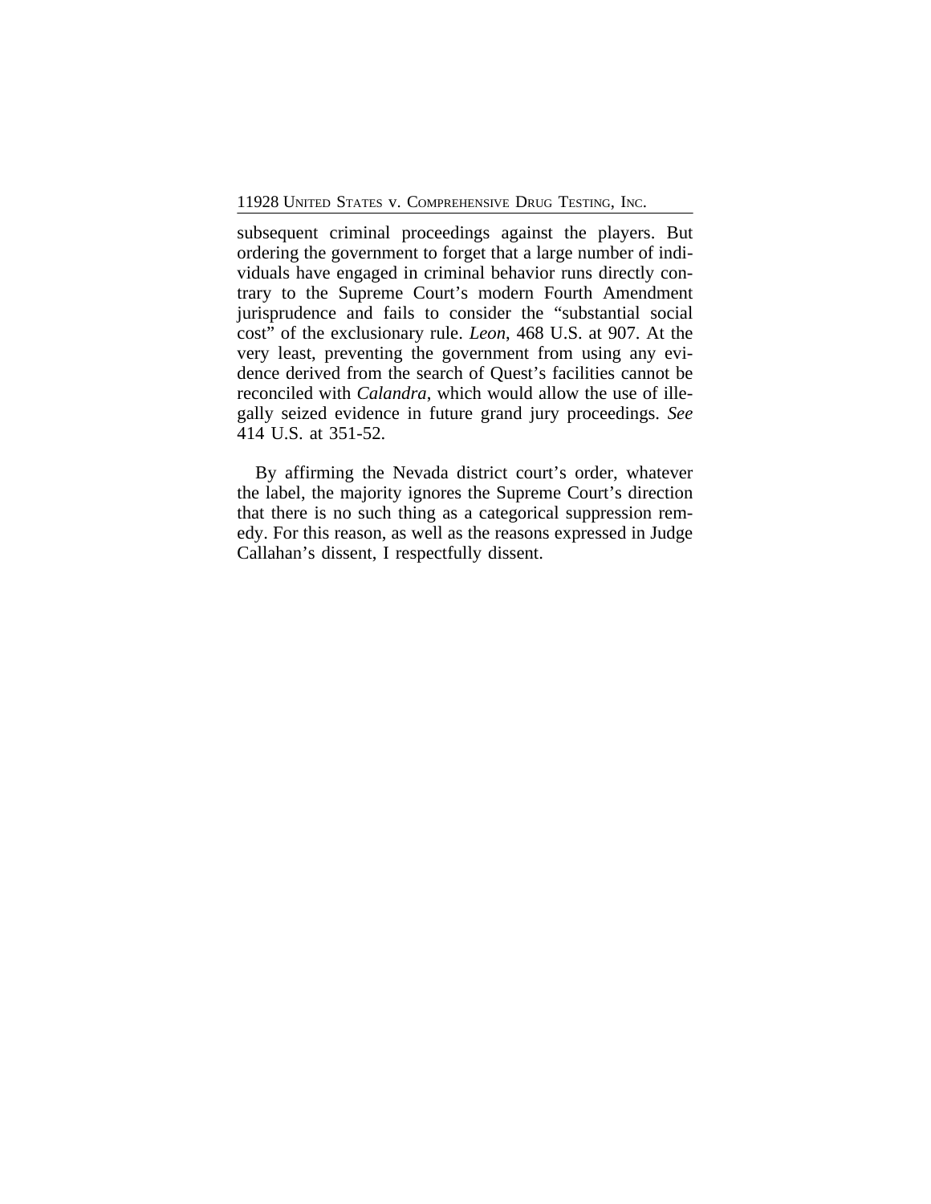subsequent criminal proceedings against the players. But ordering the government to forget that a large number of individuals have engaged in criminal behavior runs directly contrary to the Supreme Court's modern Fourth Amendment jurisprudence and fails to consider the "substantial social cost" of the exclusionary rule. *Leon*, 468 U.S. at 907. At the very least, preventing the government from using any evidence derived from the search of Quest's facilities cannot be reconciled with *Calandra*, which would allow the use of illegally seized evidence in future grand jury proceedings. *See* 414 U.S. at 351-52.

By affirming the Nevada district court's order, whatever the label, the majority ignores the Supreme Court's direction that there is no such thing as a categorical suppression remedy. For this reason, as well as the reasons expressed in Judge Callahan's dissent, I respectfully dissent.